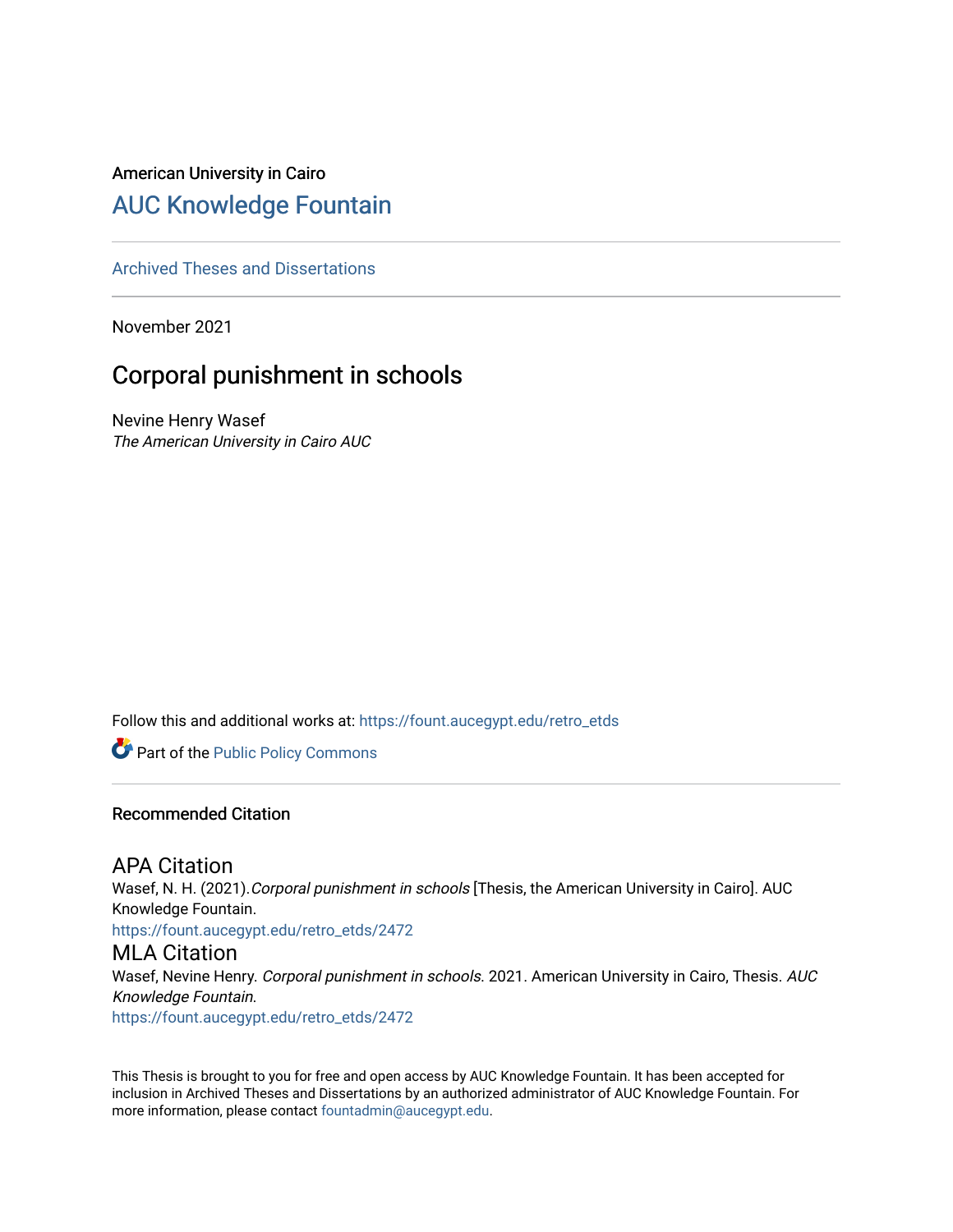American University in Cairo

# AUC Knowledge Fountain

Archived Theses and Dissertations

November 2021

## Corporal punishment in schools

Nevine Henry Wasef
*The American University in Cairo AUC*

Follow this and additional works at: https://fount.aucegypt.edu/retro_etds

Part of the Public Policy Commons

### Recommended Citation

#### APA Citation

Wasef, N. H. (2021). *Corporal punishment in schools* [Thesis, the American University in Cairo]. AUC Knowledge Fountain.
https://fount.aucegypt.edu/retro_etds/2472

#### MLA Citation

Wasef, Nevine Henry. *Corporal punishment in schools*. 2021. American University in Cairo, Thesis. *AUC Knowledge Fountain*.
https://fount.aucegypt.edu/retro_etds/2472

This Thesis is brought to you for free and open access by AUC Knowledge Fountain. It has been accepted for inclusion in Archived Theses and Dissertations by an authorized administrator of AUC Knowledge Fountain. For more information, please contact fountadmin@aucegypt.edu.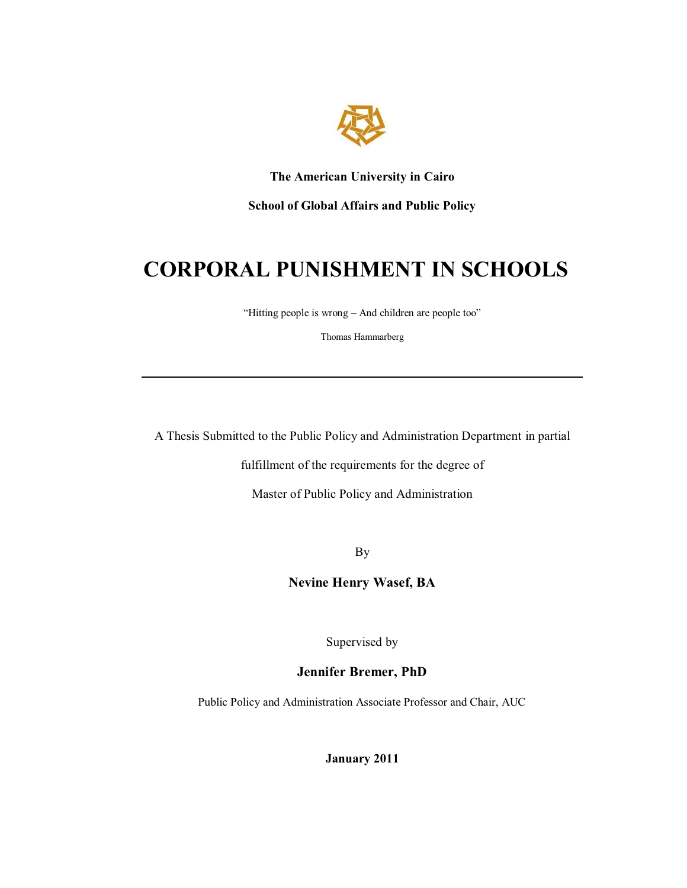**The American University in Cairo**

**School of Global Affairs and Public Policy**

# CORPORAL PUNISHMENT IN SCHOOLS

"Hitting people is wrong – And children are people too"

Thomas Hammarberg

---

A Thesis Submitted to the Public Policy and Administration Department in partial

fulfillment of the requirements for the degree of

Master of Public Policy and Administration

By

**Nevine Henry Wasef, BA**

Supervised by

**Jennifer Bremer, PhD**

Public Policy and Administration Associate Professor and Chair, AUC

**January 2011**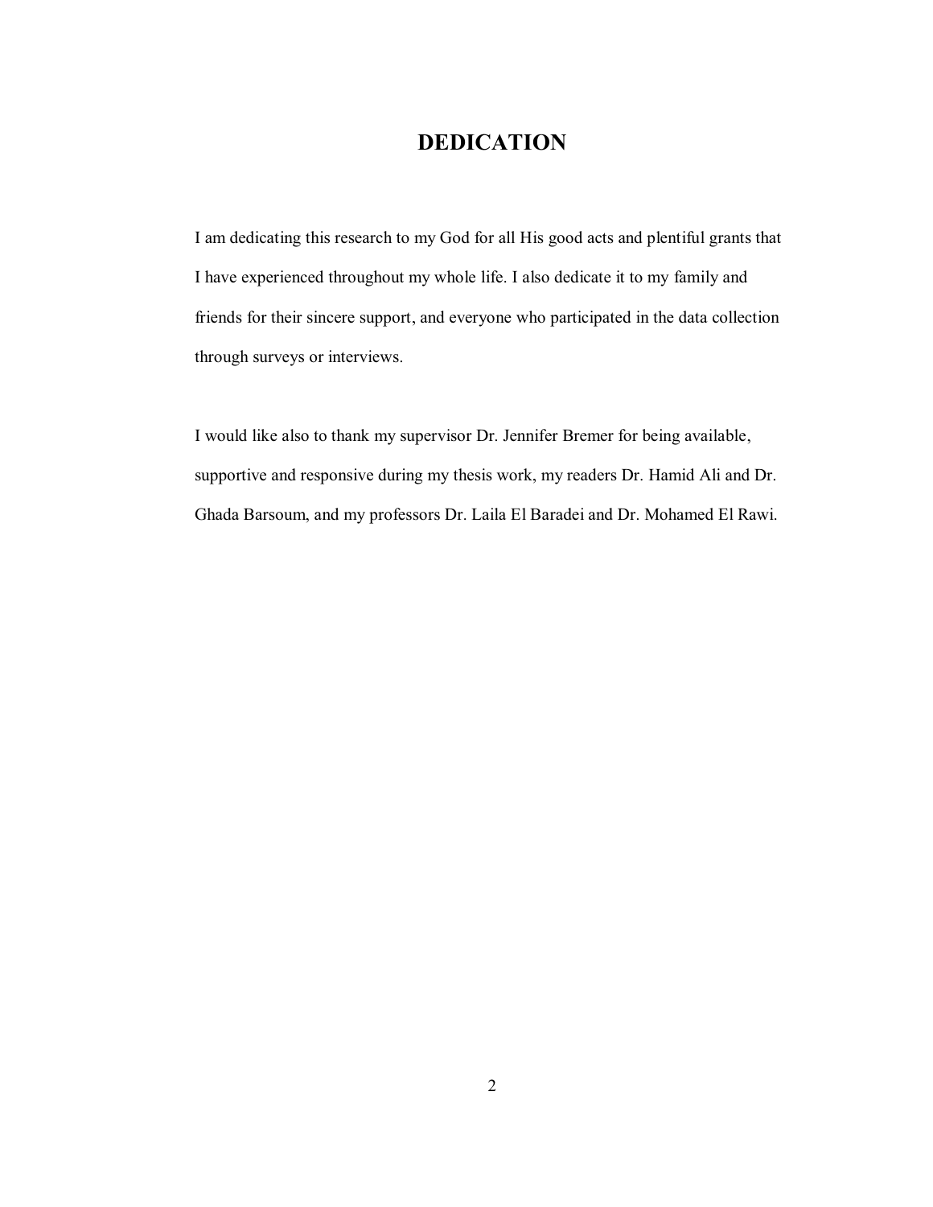# DEDICATION

I am dedicating this research to my God for all His good acts and plentiful grants that I have experienced throughout my whole life. I also dedicate it to my family and friends for their sincere support, and everyone who participated in the data collection through surveys or interviews.

I would like also to thank my supervisor Dr. Jennifer Bremer for being available, supportive and responsive during my thesis work, my readers Dr. Hamid Ali and Dr. Ghada Barsoum, and my professors Dr. Laila El Baradei and Dr. Mohamed El Rawi.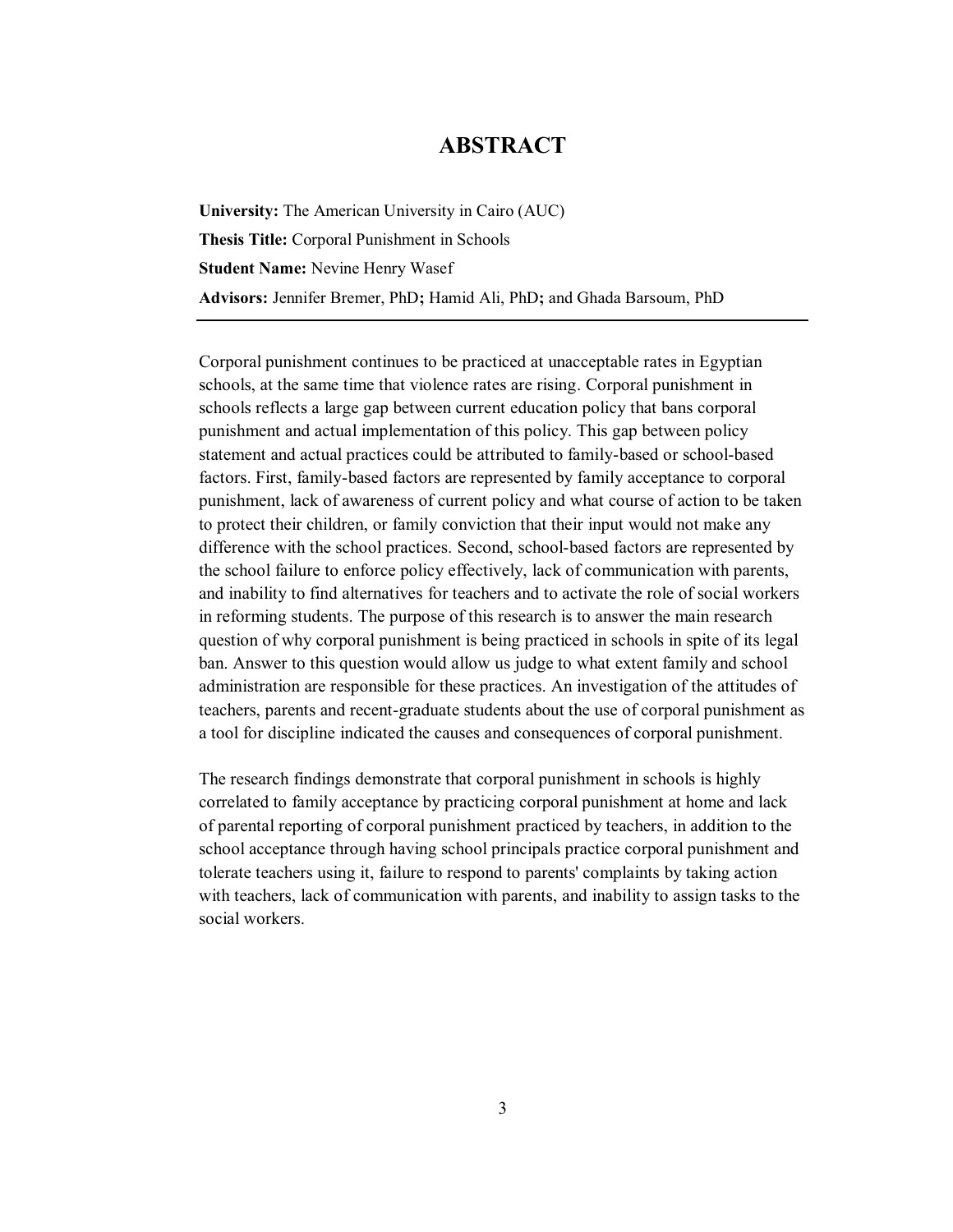# ABSTRACT

**University:** The American University in Cairo (AUC)

**Thesis Title:** Corporal Punishment in Schools

**Student Name:** Nevine Henry Wasef

**Advisors:** Jennifer Bremer, PhD**;** Hamid Ali, PhD**;** and Ghada Barsoum, PhD

---

Corporal punishment continues to be practiced at unacceptable rates in Egyptian schools, at the same time that violence rates are rising. Corporal punishment in schools reflects a large gap between current education policy that bans corporal punishment and actual implementation of this policy. This gap between policy statement and actual practices could be attributed to family-based or school-based factors. First, family-based factors are represented by family acceptance to corporal punishment, lack of awareness of current policy and what course of action to be taken to protect their children, or family conviction that their input would not make any difference with the school practices. Second, school-based factors are represented by the school failure to enforce policy effectively, lack of communication with parents, and inability to find alternatives for teachers and to activate the role of social workers in reforming students. The purpose of this research is to answer the main research question of why corporal punishment is being practiced in schools in spite of its legal ban. Answer to this question would allow us judge to what extent family and school administration are responsible for these practices. An investigation of the attitudes of teachers, parents and recent-graduate students about the use of corporal punishment as a tool for discipline indicated the causes and consequences of corporal punishment.

The research findings demonstrate that corporal punishment in schools is highly correlated to family acceptance by practicing corporal punishment at home and lack of parental reporting of corporal punishment practiced by teachers, in addition to the school acceptance through having school principals practice corporal punishment and tolerate teachers using it, failure to respond to parents' complaints by taking action with teachers, lack of communication with parents, and inability to assign tasks to the social workers.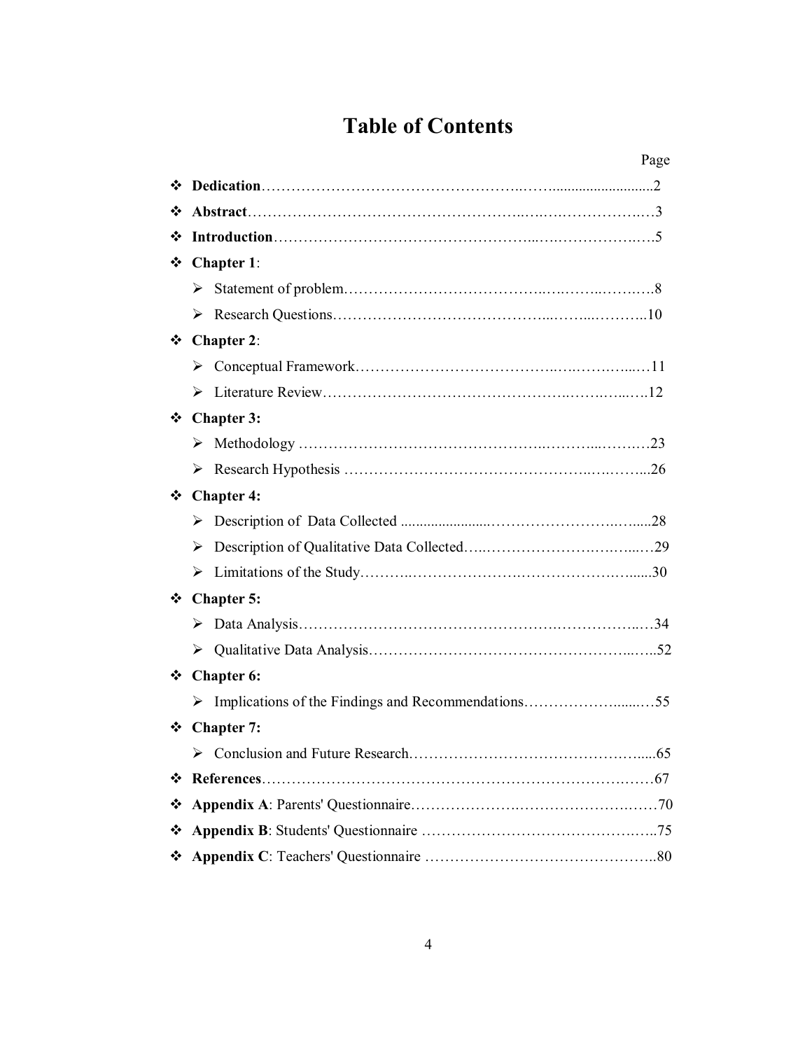# Table of Contents

Page

- **Dedication**……………………………………………..…..........................2
- **Abstract**………………………………………………..….….…………….…3
- **Introduction**……………………………………………...….……………….….5
- **Chapter 1**:
  - Statement of problem…………………………………..….……..….….….8
  - Research Questions…………………………………...……...……….10
- **Chapter 2**:
  - Conceptual Framework……………………………….….…….….....…11
  - Literature Review……………………………………………..…….….....….12
- **Chapter 3:**
  - Methodology ……………………………………………..………...……….23
  - Research Hypothesis …………………………………………..….…….....26
- **Chapter 4:**
  - Description of Data Collected ......................……………………..…......28
  - Description of Qualitative Data Collected…..…………………….…….....…29
  - Limitations of the Study………..………………….…………………….......30
- **Chapter 5:**
  - Data Analysis………………………………………………….……………...…34
  - Qualitative Data Analysis………………………………………………...…..52
- **Chapter 6:**
  - Implications of the Findings and Recommendations……………….......…55
- **Chapter 7:**
  - Conclusion and Future Research…………………………………….…......65
- **References**……………………………………………………………….……67
- **Appendix A**: Parents' Questionnaire…………………….……………………70
- **Appendix B**: Students' Questionnaire …………………………………….…..75
- **Appendix C**: Teachers' Questionnaire ……………………………………..80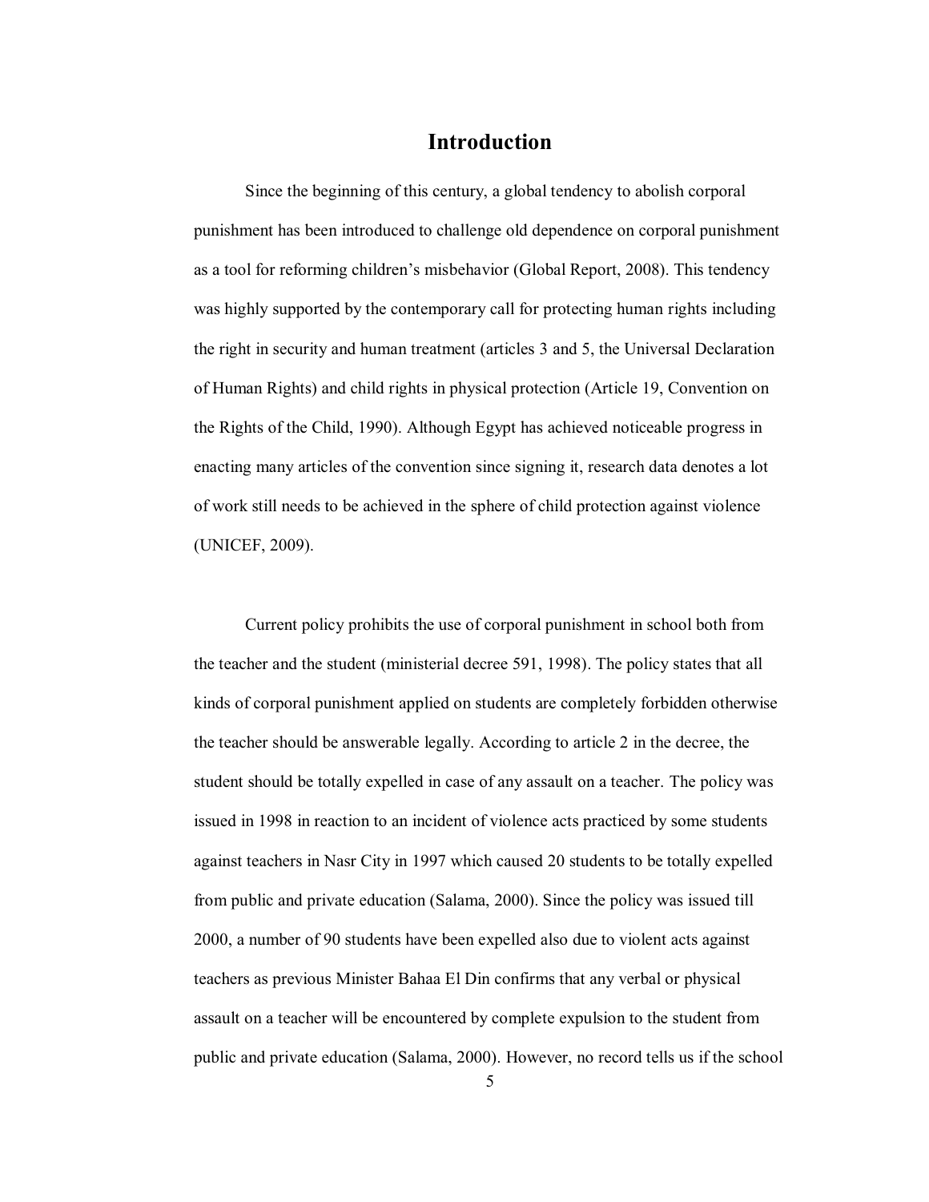# Introduction

Since the beginning of this century, a global tendency to abolish corporal punishment has been introduced to challenge old dependence on corporal punishment as a tool for reforming children's misbehavior (Global Report, 2008). This tendency was highly supported by the contemporary call for protecting human rights including the right in security and human treatment (articles 3 and 5, the Universal Declaration of Human Rights) and child rights in physical protection (Article 19, Convention on the Rights of the Child, 1990). Although Egypt has achieved noticeable progress in enacting many articles of the convention since signing it, research data denotes a lot of work still needs to be achieved in the sphere of child protection against violence (UNICEF, 2009).

Current policy prohibits the use of corporal punishment in school both from the teacher and the student (ministerial decree 591, 1998). The policy states that all kinds of corporal punishment applied on students are completely forbidden otherwise the teacher should be answerable legally. According to article 2 in the decree, the student should be totally expelled in case of any assault on a teacher. The policy was issued in 1998 in reaction to an incident of violence acts practiced by some students against teachers in Nasr City in 1997 which caused 20 students to be totally expelled from public and private education (Salama, 2000). Since the policy was issued till 2000, a number of 90 students have been expelled also due to violent acts against teachers as previous Minister Bahaa El Din confirms that any verbal or physical assault on a teacher will be encountered by complete expulsion to the student from public and private education (Salama, 2000). However, no record tells us if the school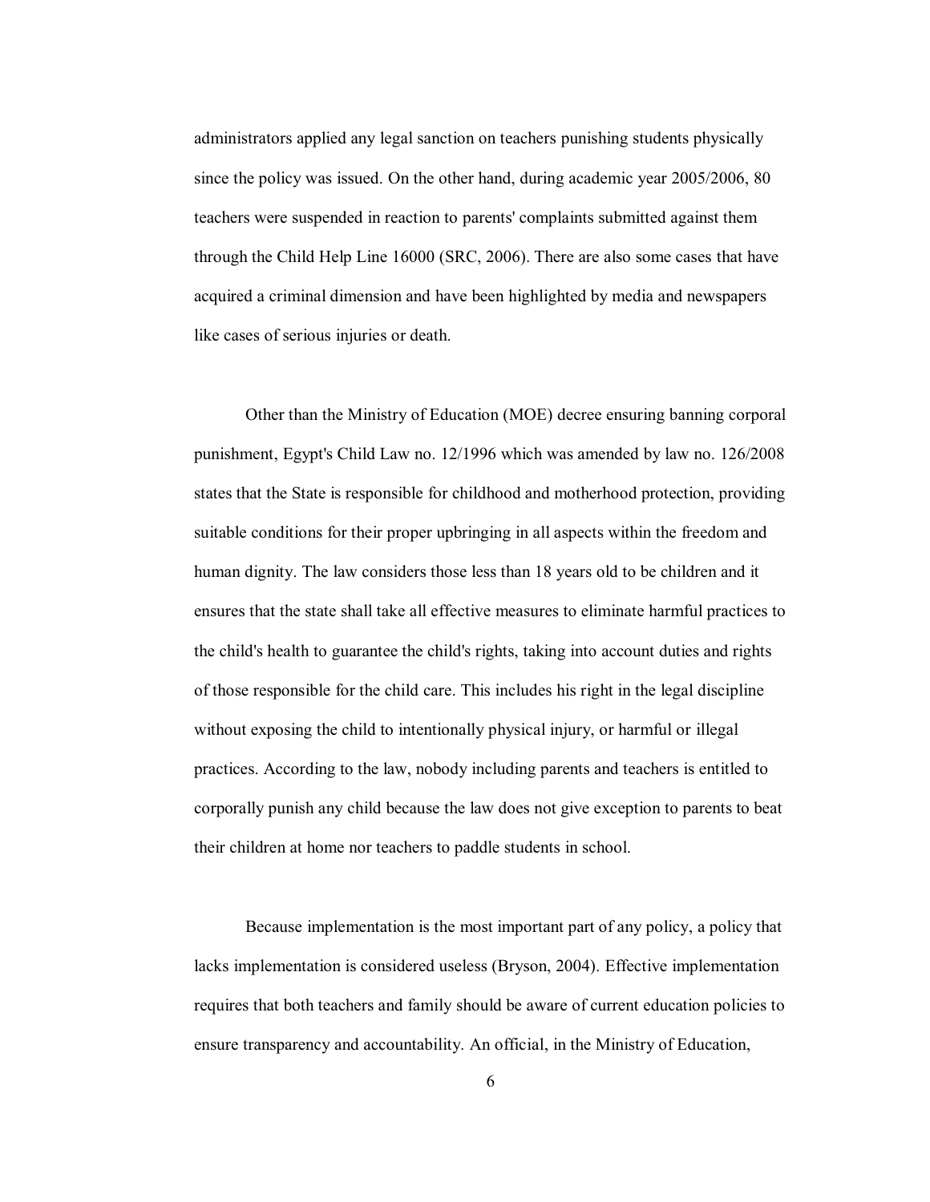administrators applied any legal sanction on teachers punishing students physically since the policy was issued. On the other hand, during academic year 2005/2006, 80 teachers were suspended in reaction to parents' complaints submitted against them through the Child Help Line 16000 (SRC, 2006). There are also some cases that have acquired a criminal dimension and have been highlighted by media and newspapers like cases of serious injuries or death.

Other than the Ministry of Education (MOE) decree ensuring banning corporal punishment, Egypt's Child Law no. 12/1996 which was amended by law no. 126/2008 states that the State is responsible for childhood and motherhood protection, providing suitable conditions for their proper upbringing in all aspects within the freedom and human dignity. The law considers those less than 18 years old to be children and it ensures that the state shall take all effective measures to eliminate harmful practices to the child's health to guarantee the child's rights, taking into account duties and rights of those responsible for the child care. This includes his right in the legal discipline without exposing the child to intentionally physical injury, or harmful or illegal practices. According to the law, nobody including parents and teachers is entitled to corporally punish any child because the law does not give exception to parents to beat their children at home nor teachers to paddle students in school.

Because implementation is the most important part of any policy, a policy that lacks implementation is considered useless (Bryson, 2004). Effective implementation requires that both teachers and family should be aware of current education policies to ensure transparency and accountability. An official, in the Ministry of Education,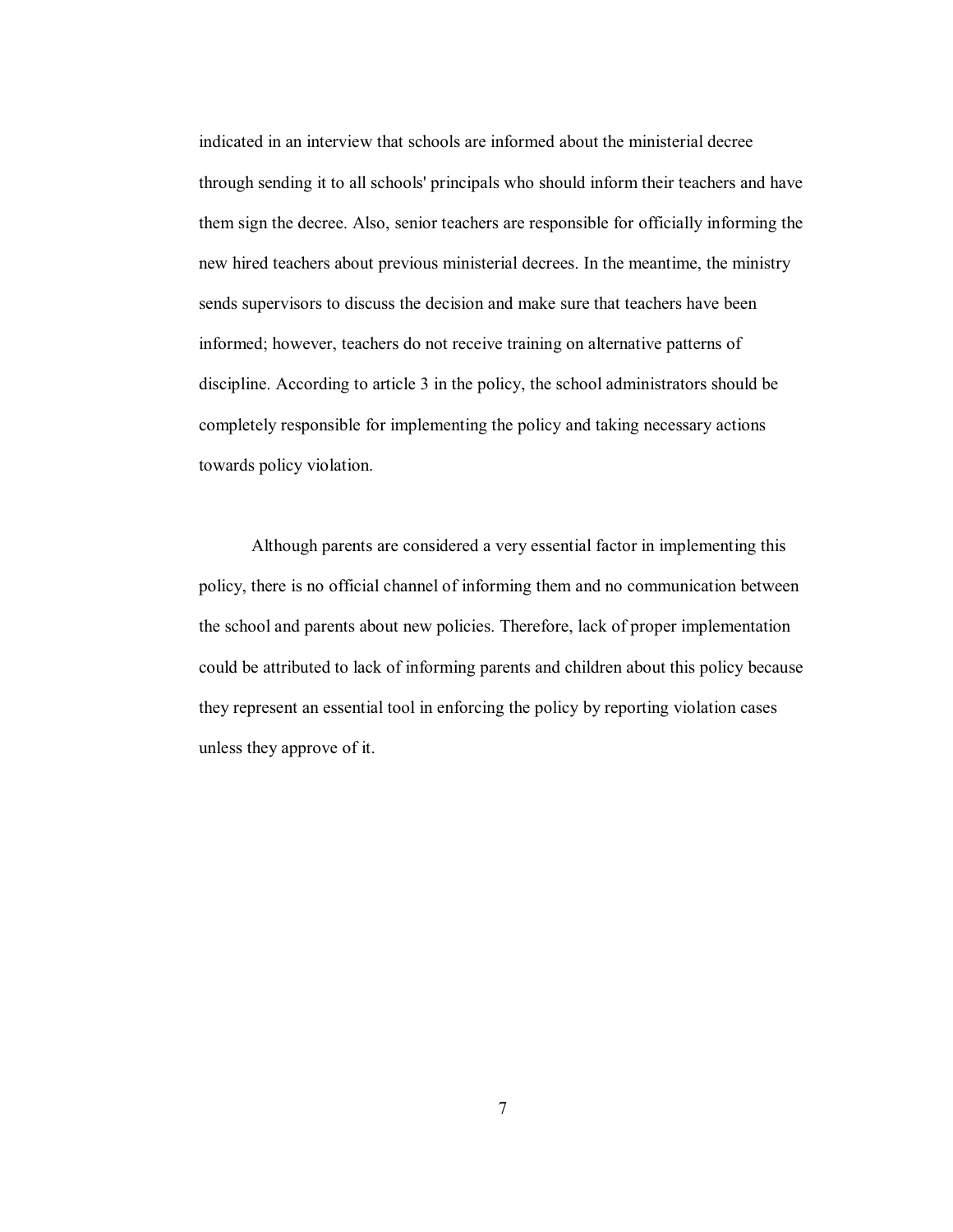indicated in an interview that schools are informed about the ministerial decree through sending it to all schools' principals who should inform their teachers and have them sign the decree. Also, senior teachers are responsible for officially informing the new hired teachers about previous ministerial decrees. In the meantime, the ministry sends supervisors to discuss the decision and make sure that teachers have been informed; however, teachers do not receive training on alternative patterns of discipline. According to article 3 in the policy, the school administrators should be completely responsible for implementing the policy and taking necessary actions towards policy violation.

Although parents are considered a very essential factor in implementing this policy, there is no official channel of informing them and no communication between the school and parents about new policies. Therefore, lack of proper implementation could be attributed to lack of informing parents and children about this policy because they represent an essential tool in enforcing the policy by reporting violation cases unless they approve of it.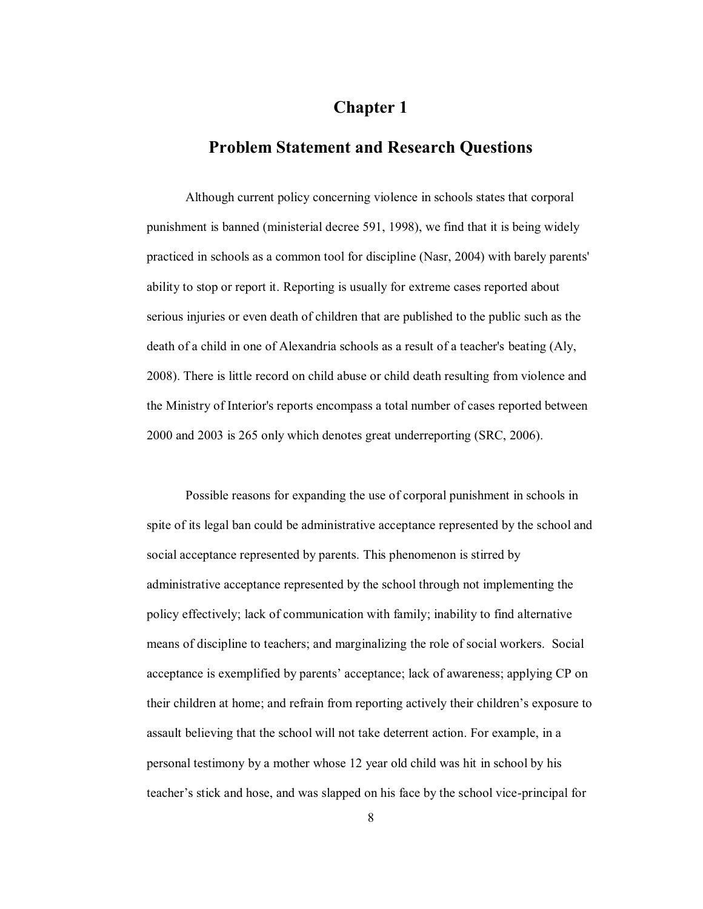# Chapter 1

## Problem Statement and Research Questions

Although current policy concerning violence in schools states that corporal punishment is banned (ministerial decree 591, 1998), we find that it is being widely practiced in schools as a common tool for discipline (Nasr, 2004) with barely parents' ability to stop or report it. Reporting is usually for extreme cases reported about serious injuries or even death of children that are published to the public such as the death of a child in one of Alexandria schools as a result of a teacher's beating (Aly, 2008). There is little record on child abuse or child death resulting from violence and the Ministry of Interior's reports encompass a total number of cases reported between 2000 and 2003 is 265 only which denotes great underreporting (SRC, 2006).

Possible reasons for expanding the use of corporal punishment in schools in spite of its legal ban could be administrative acceptance represented by the school and social acceptance represented by parents. This phenomenon is stirred by administrative acceptance represented by the school through not implementing the policy effectively; lack of communication with family; inability to find alternative means of discipline to teachers; and marginalizing the role of social workers. Social acceptance is exemplified by parents' acceptance; lack of awareness; applying CP on their children at home; and refrain from reporting actively their children's exposure to assault believing that the school will not take deterrent action. For example, in a personal testimony by a mother whose 12 year old child was hit in school by his teacher's stick and hose, and was slapped on his face by the school vice-principal for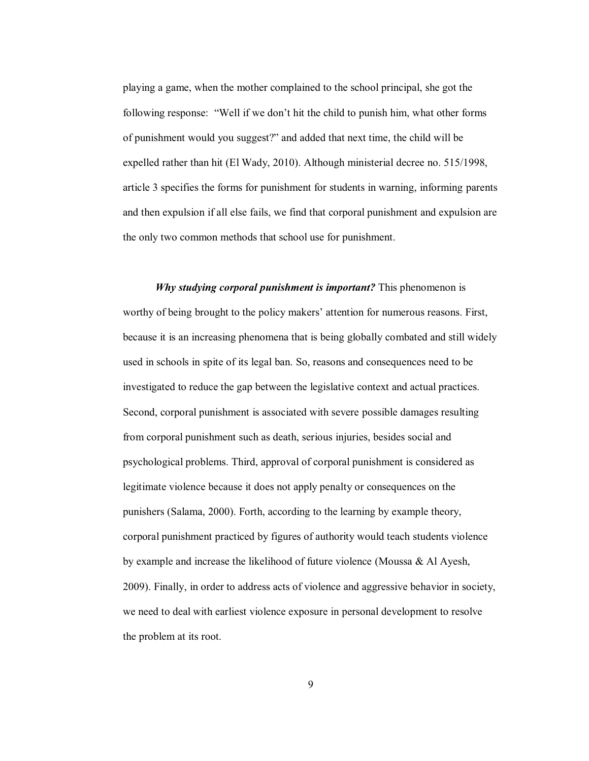playing a game, when the mother complained to the school principal, she got the following response: "Well if we don't hit the child to punish him, what other forms of punishment would you suggest?" and added that next time, the child will be expelled rather than hit (El Wady, 2010). Although ministerial decree no. 515/1998, article 3 specifies the forms for punishment for students in warning, informing parents and then expulsion if all else fails, we find that corporal punishment and expulsion are the only two common methods that school use for punishment.

***Why studying corporal punishment is important?*** This phenomenon is worthy of being brought to the policy makers' attention for numerous reasons. First, because it is an increasing phenomena that is being globally combated and still widely used in schools in spite of its legal ban. So, reasons and consequences need to be investigated to reduce the gap between the legislative context and actual practices. Second, corporal punishment is associated with severe possible damages resulting from corporal punishment such as death, serious injuries, besides social and psychological problems. Third, approval of corporal punishment is considered as legitimate violence because it does not apply penalty or consequences on the punishers (Salama, 2000). Forth, according to the learning by example theory, corporal punishment practiced by figures of authority would teach students violence by example and increase the likelihood of future violence (Moussa & Al Ayesh, 2009). Finally, in order to address acts of violence and aggressive behavior in society, we need to deal with earliest violence exposure in personal development to resolve the problem at its root.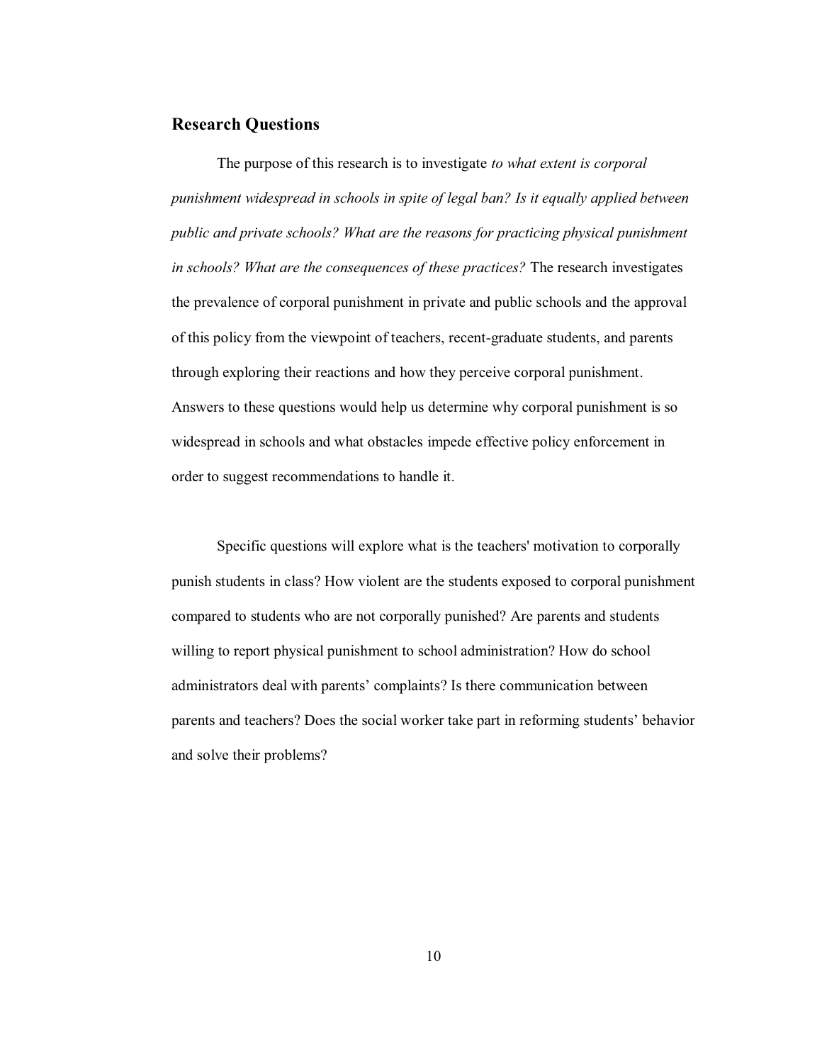## Research Questions

The purpose of this research is to investigate *to what extent is corporal punishment widespread in schools in spite of legal ban? Is it equally applied between public and private schools? What are the reasons for practicing physical punishment in schools? What are the consequences of these practices?* The research investigates the prevalence of corporal punishment in private and public schools and the approval of this policy from the viewpoint of teachers, recent-graduate students, and parents through exploring their reactions and how they perceive corporal punishment. Answers to these questions would help us determine why corporal punishment is so widespread in schools and what obstacles impede effective policy enforcement in order to suggest recommendations to handle it.

Specific questions will explore what is the teachers' motivation to corporally punish students in class? How violent are the students exposed to corporal punishment compared to students who are not corporally punished? Are parents and students willing to report physical punishment to school administration? How do school administrators deal with parents' complaints? Is there communication between parents and teachers? Does the social worker take part in reforming students' behavior and solve their problems?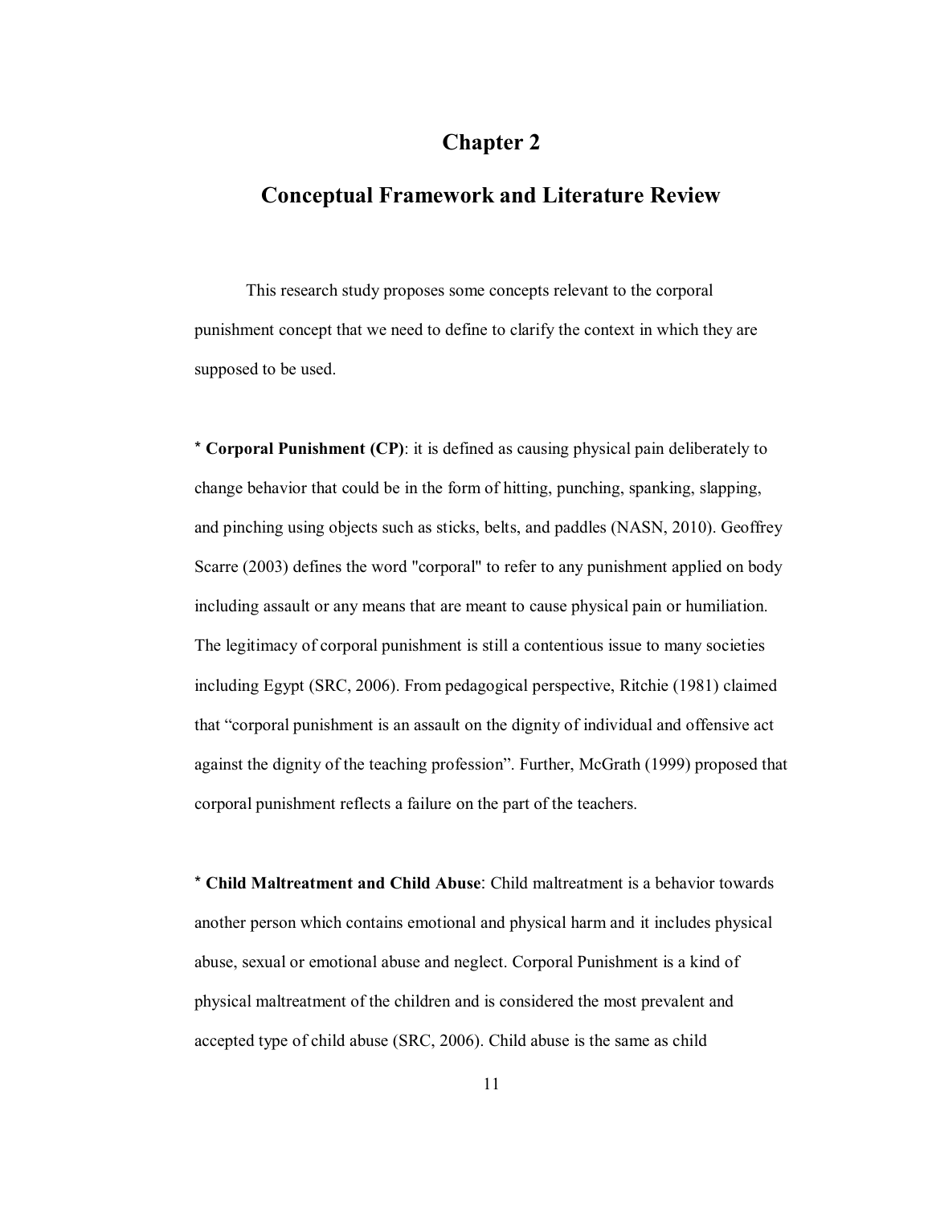# Chapter 2

# Conceptual Framework and Literature Review

This research study proposes some concepts relevant to the corporal punishment concept that we need to define to clarify the context in which they are supposed to be used.

* **Corporal Punishment (CP)**: it is defined as causing physical pain deliberately to change behavior that could be in the form of hitting, punching, spanking, slapping, and pinching using objects such as sticks, belts, and paddles (NASN, 2010). Geoffrey Scarre (2003) defines the word "corporal" to refer to any punishment applied on body including assault or any means that are meant to cause physical pain or humiliation. The legitimacy of corporal punishment is still a contentious issue to many societies including Egypt (SRC, 2006). From pedagogical perspective, Ritchie (1981) claimed that "corporal punishment is an assault on the dignity of individual and offensive act against the dignity of the teaching profession". Further, McGrath (1999) proposed that corporal punishment reflects a failure on the part of the teachers.

* **Child Maltreatment and Child Abuse**: Child maltreatment is a behavior towards another person which contains emotional and physical harm and it includes physical abuse, sexual or emotional abuse and neglect. Corporal Punishment is a kind of physical maltreatment of the children and is considered the most prevalent and accepted type of child abuse (SRC, 2006). Child abuse is the same as child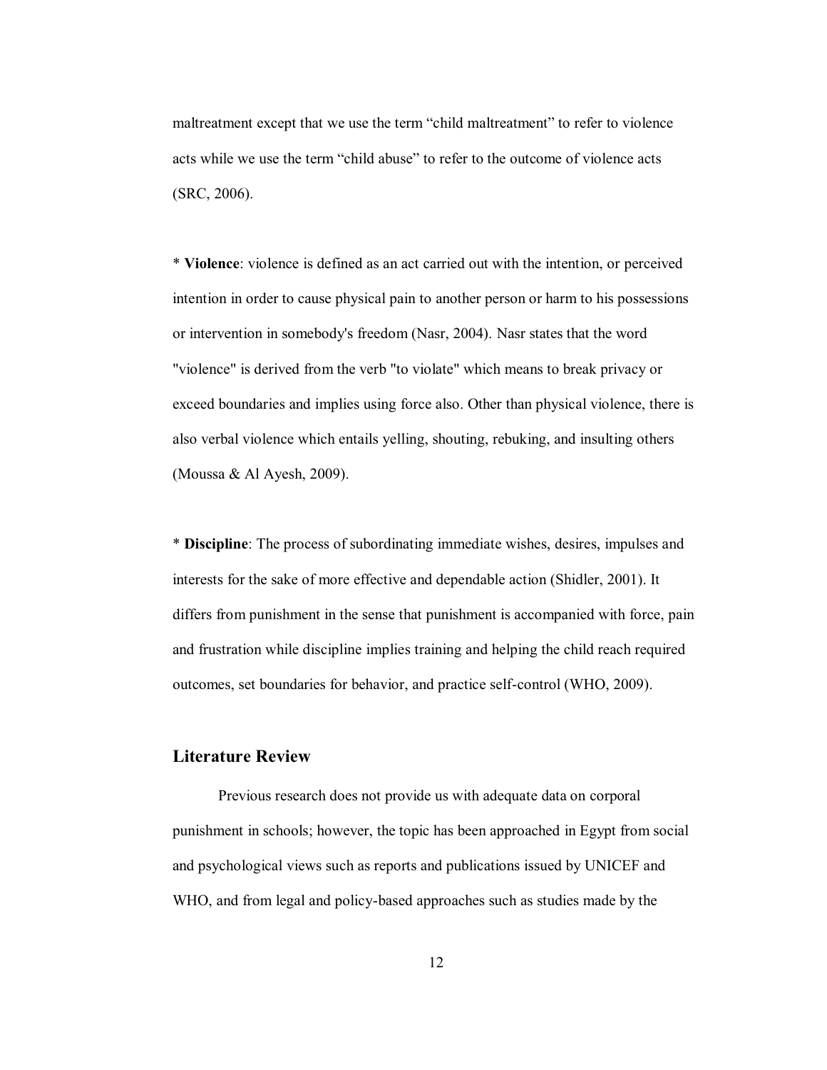maltreatment except that we use the term “child maltreatment” to refer to violence acts while we use the term “child abuse” to refer to the outcome of violence acts (SRC, 2006).

* **Violence**: violence is defined as an act carried out with the intention, or perceived intention in order to cause physical pain to another person or harm to his possessions or intervention in somebody's freedom (Nasr, 2004). Nasr states that the word "violence" is derived from the verb "to violate" which means to break privacy or exceed boundaries and implies using force also. Other than physical violence, there is also verbal violence which entails yelling, shouting, rebuking, and insulting others (Moussa & Al Ayesh, 2009).

* **Discipline**: The process of subordinating immediate wishes, desires, impulses and interests for the sake of more effective and dependable action (Shidler, 2001). It differs from punishment in the sense that punishment is accompanied with force, pain and frustration while discipline implies training and helping the child reach required outcomes, set boundaries for behavior, and practice self-control (WHO, 2009).

## Literature Review

Previous research does not provide us with adequate data on corporal punishment in schools; however, the topic has been approached in Egypt from social and psychological views such as reports and publications issued by UNICEF and WHO, and from legal and policy-based approaches such as studies made by the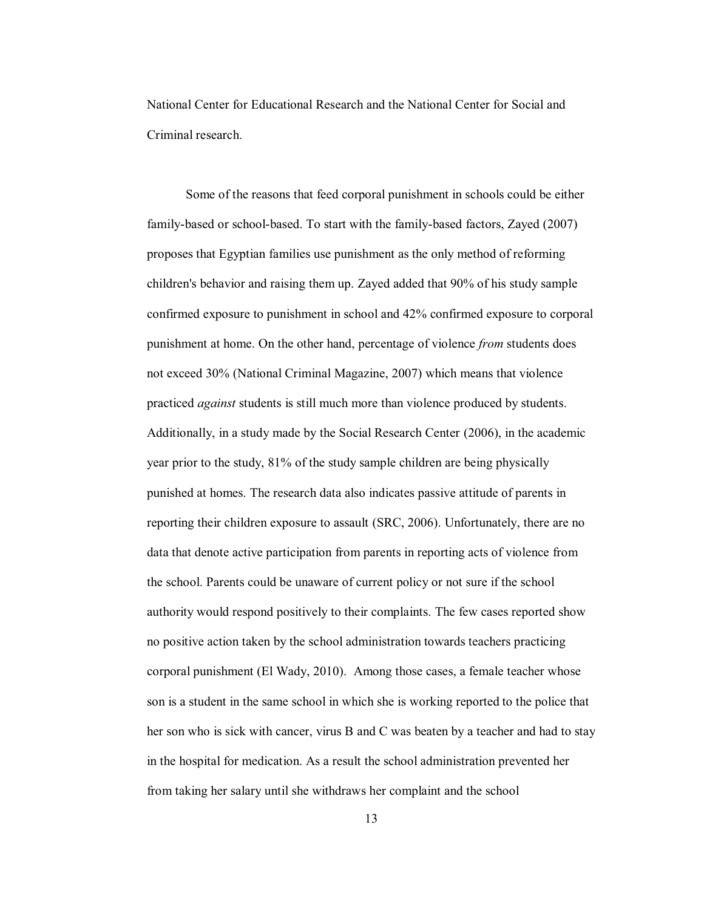National Center for Educational Research and the National Center for Social and Criminal research.

Some of the reasons that feed corporal punishment in schools could be either family-based or school-based. To start with the family-based factors, Zayed (2007) proposes that Egyptian families use punishment as the only method of reforming children's behavior and raising them up. Zayed added that 90% of his study sample confirmed exposure to punishment in school and 42% confirmed exposure to corporal punishment at home. On the other hand, percentage of violence *from* students does not exceed 30% (National Criminal Magazine, 2007) which means that violence practiced *against* students is still much more than violence produced by students. Additionally, in a study made by the Social Research Center (2006), in the academic year prior to the study, 81% of the study sample children are being physically punished at homes. The research data also indicates passive attitude of parents in reporting their children exposure to assault (SRC, 2006). Unfortunately, there are no data that denote active participation from parents in reporting acts of violence from the school. Parents could be unaware of current policy or not sure if the school authority would respond positively to their complaints. The few cases reported show no positive action taken by the school administration towards teachers practicing corporal punishment (El Wady, 2010). Among those cases, a female teacher whose son is a student in the same school in which she is working reported to the police that her son who is sick with cancer, virus B and C was beaten by a teacher and had to stay in the hospital for medication. As a result the school administration prevented her from taking her salary until she withdraws her complaint and the school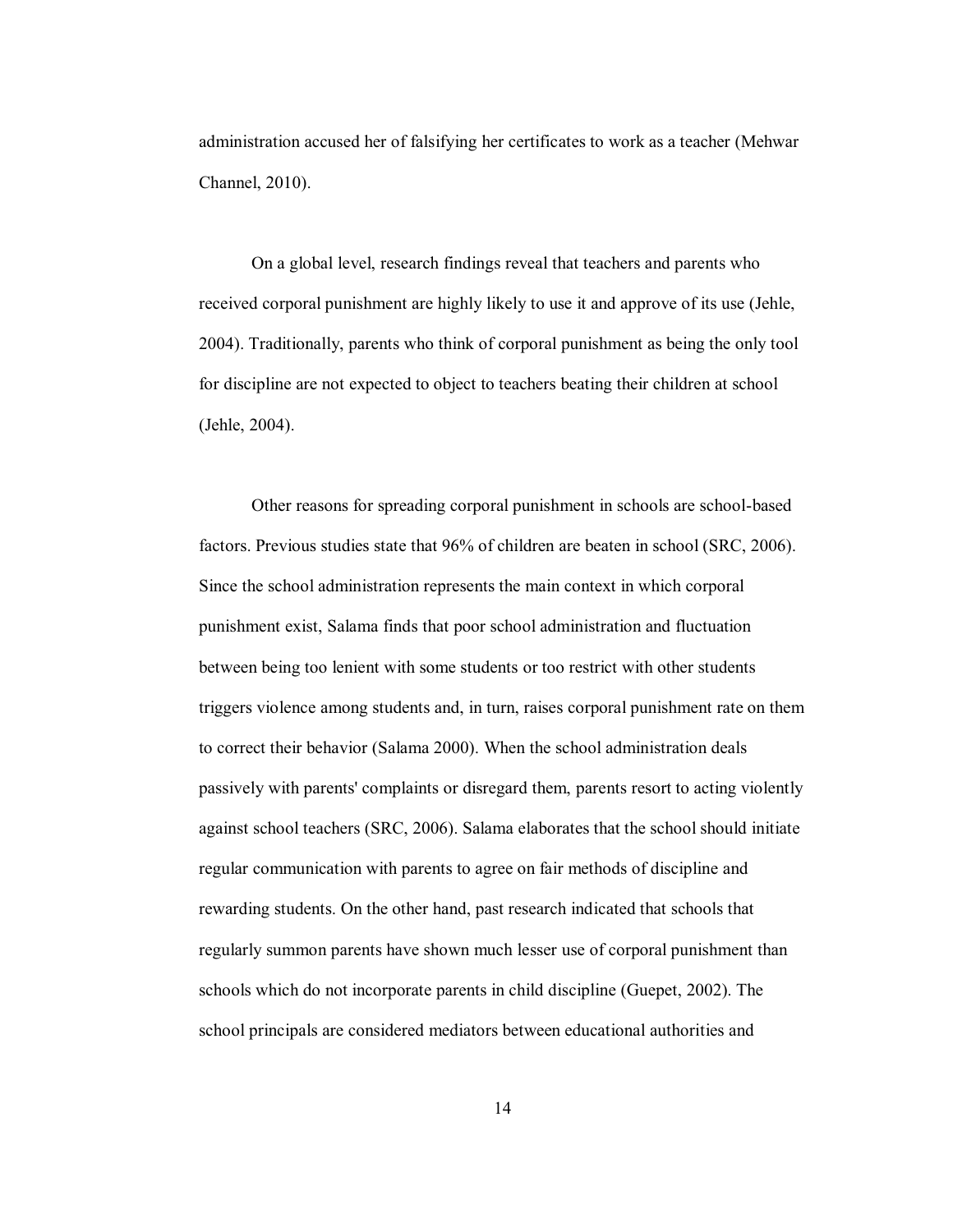administration accused her of falsifying her certificates to work as a teacher (Mehwar Channel, 2010).

On a global level, research findings reveal that teachers and parents who received corporal punishment are highly likely to use it and approve of its use (Jehle, 2004). Traditionally, parents who think of corporal punishment as being the only tool for discipline are not expected to object to teachers beating their children at school (Jehle, 2004).

Other reasons for spreading corporal punishment in schools are school-based factors. Previous studies state that 96% of children are beaten in school (SRC, 2006). Since the school administration represents the main context in which corporal punishment exist, Salama finds that poor school administration and fluctuation between being too lenient with some students or too restrict with other students triggers violence among students and, in turn, raises corporal punishment rate on them to correct their behavior (Salama 2000). When the school administration deals passively with parents' complaints or disregard them, parents resort to acting violently against school teachers (SRC, 2006). Salama elaborates that the school should initiate regular communication with parents to agree on fair methods of discipline and rewarding students. On the other hand, past research indicated that schools that regularly summon parents have shown much lesser use of corporal punishment than schools which do not incorporate parents in child discipline (Guepet, 2002). The school principals are considered mediators between educational authorities and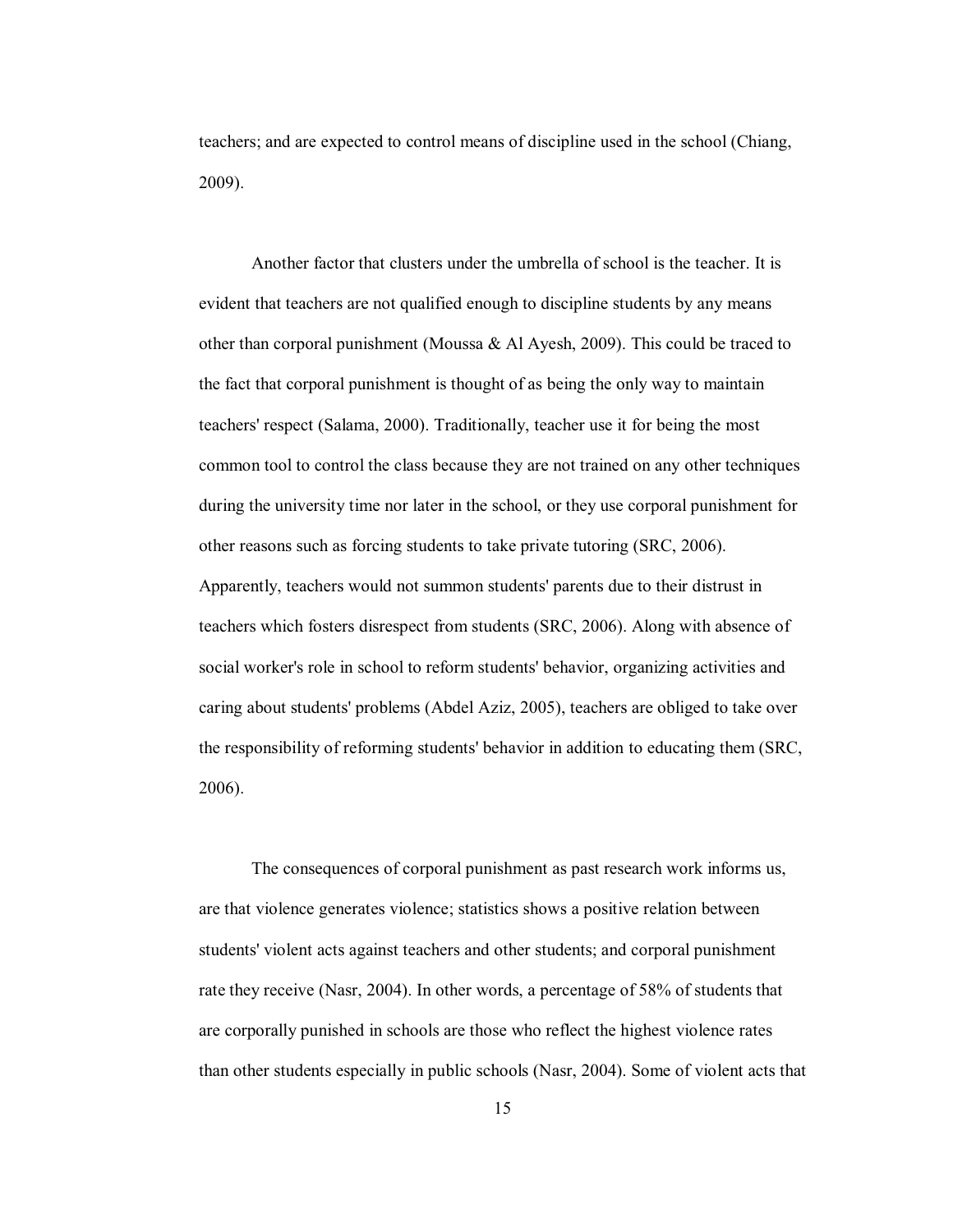teachers; and are expected to control means of discipline used in the school (Chiang, 2009).

Another factor that clusters under the umbrella of school is the teacher. It is evident that teachers are not qualified enough to discipline students by any means other than corporal punishment (Moussa & Al Ayesh, 2009). This could be traced to the fact that corporal punishment is thought of as being the only way to maintain teachers' respect (Salama, 2000). Traditionally, teacher use it for being the most common tool to control the class because they are not trained on any other techniques during the university time nor later in the school, or they use corporal punishment for other reasons such as forcing students to take private tutoring (SRC, 2006). Apparently, teachers would not summon students' parents due to their distrust in teachers which fosters disrespect from students (SRC, 2006). Along with absence of social worker's role in school to reform students' behavior, organizing activities and caring about students' problems (Abdel Aziz, 2005), teachers are obliged to take over the responsibility of reforming students' behavior in addition to educating them (SRC, 2006).

The consequences of corporal punishment as past research work informs us, are that violence generates violence; statistics shows a positive relation between students' violent acts against teachers and other students; and corporal punishment rate they receive (Nasr, 2004). In other words, a percentage of 58% of students that are corporally punished in schools are those who reflect the highest violence rates than other students especially in public schools (Nasr, 2004). Some of violent acts that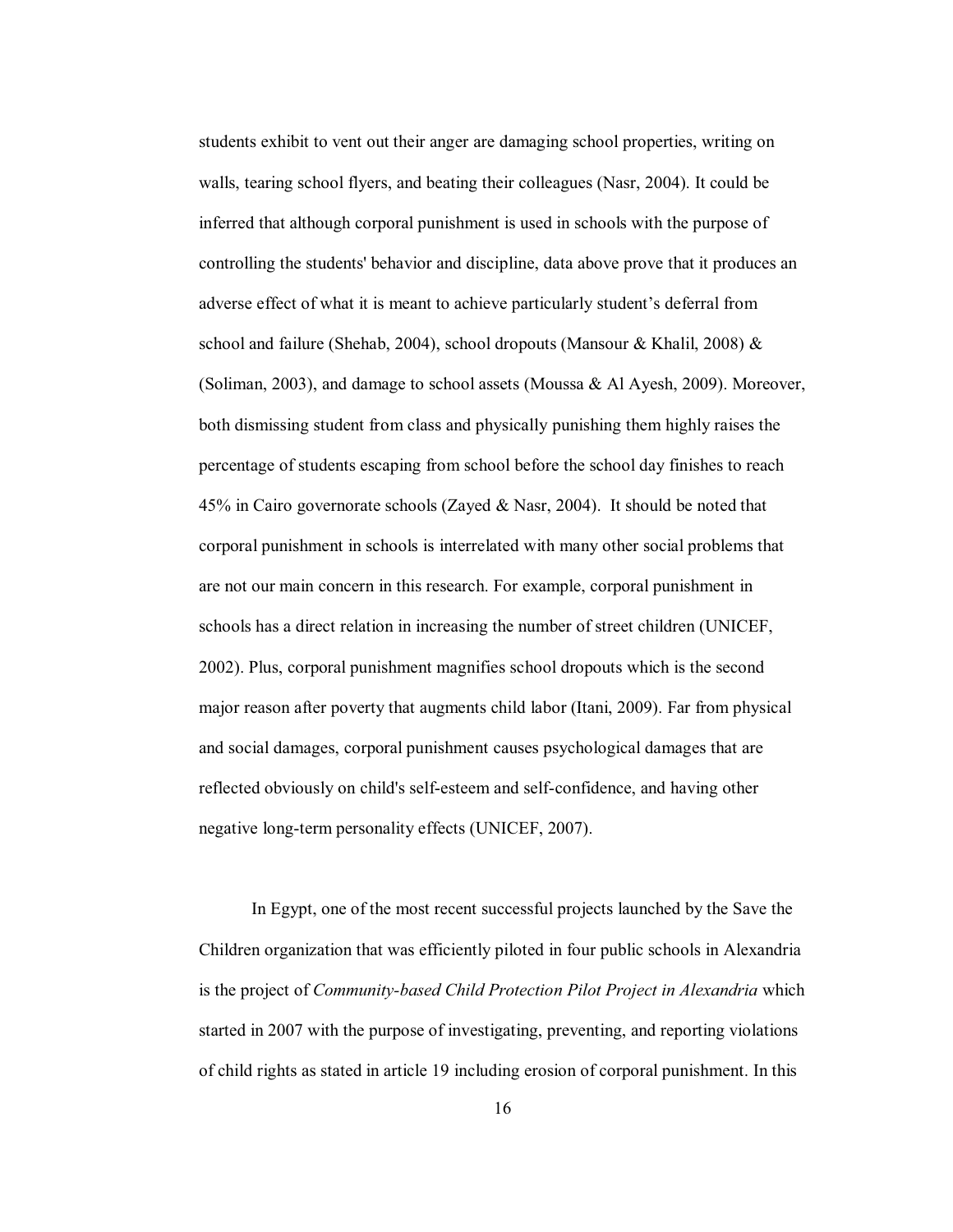students exhibit to vent out their anger are damaging school properties, writing on walls, tearing school flyers, and beating their colleagues (Nasr, 2004). It could be inferred that although corporal punishment is used in schools with the purpose of controlling the students' behavior and discipline, data above prove that it produces an adverse effect of what it is meant to achieve particularly student's deferral from school and failure (Shehab, 2004), school dropouts (Mansour & Khalil, 2008) & (Soliman, 2003), and damage to school assets (Moussa & Al Ayesh, 2009). Moreover, both dismissing student from class and physically punishing them highly raises the percentage of students escaping from school before the school day finishes to reach 45% in Cairo governorate schools (Zayed & Nasr, 2004). It should be noted that corporal punishment in schools is interrelated with many other social problems that are not our main concern in this research. For example, corporal punishment in schools has a direct relation in increasing the number of street children (UNICEF, 2002). Plus, corporal punishment magnifies school dropouts which is the second major reason after poverty that augments child labor (Itani, 2009). Far from physical and social damages, corporal punishment causes psychological damages that are reflected obviously on child's self-esteem and self-confidence, and having other negative long-term personality effects (UNICEF, 2007).

In Egypt, one of the most recent successful projects launched by the Save the Children organization that was efficiently piloted in four public schools in Alexandria is the project of *Community-based Child Protection Pilot Project in Alexandria* which started in 2007 with the purpose of investigating, preventing, and reporting violations of child rights as stated in article 19 including erosion of corporal punishment. In this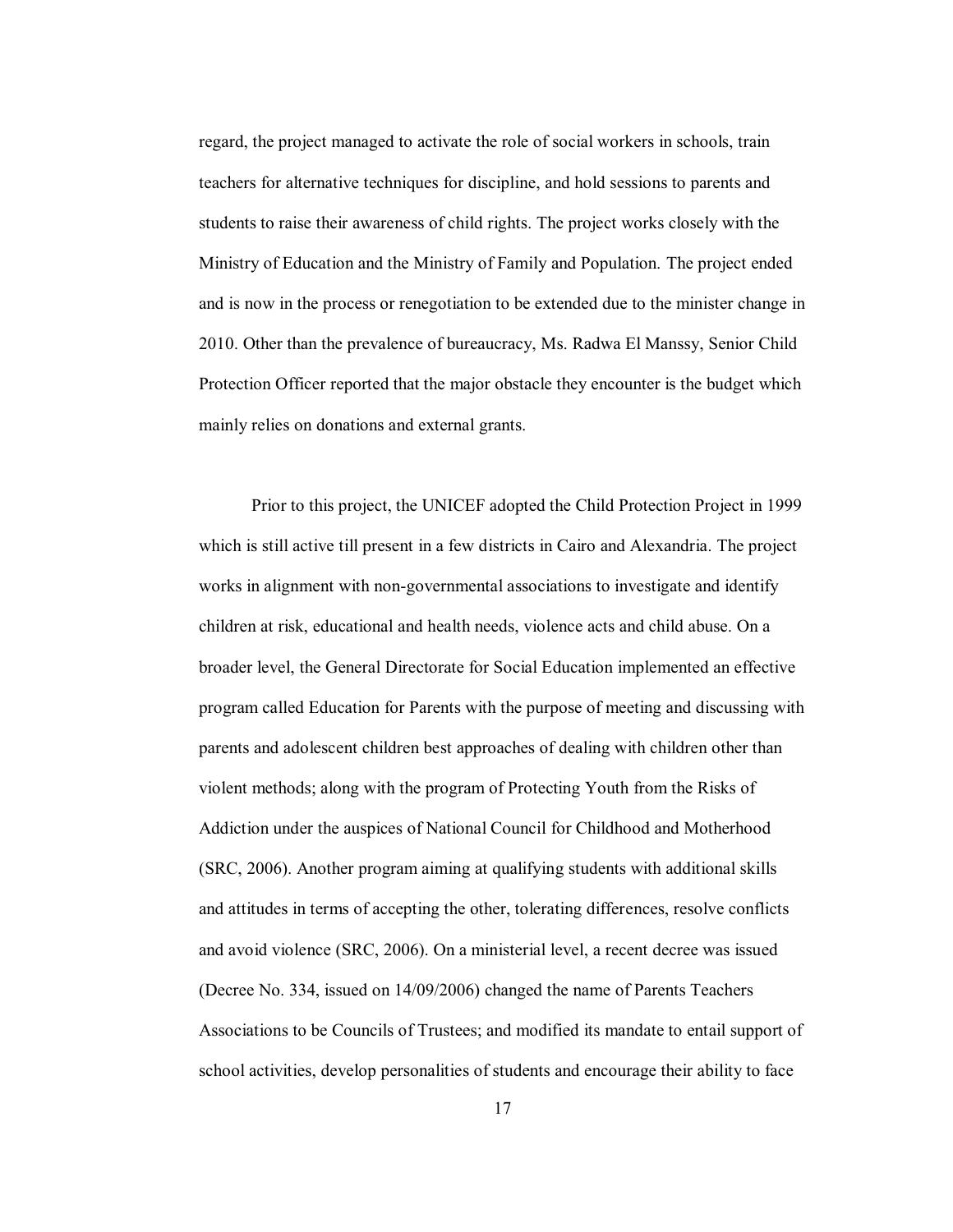regard, the project managed to activate the role of social workers in schools, train teachers for alternative techniques for discipline, and hold sessions to parents and students to raise their awareness of child rights. The project works closely with the Ministry of Education and the Ministry of Family and Population. The project ended and is now in the process or renegotiation to be extended due to the minister change in 2010. Other than the prevalence of bureaucracy, Ms. Radwa El Manssy, Senior Child Protection Officer reported that the major obstacle they encounter is the budget which mainly relies on donations and external grants.

Prior to this project, the UNICEF adopted the Child Protection Project in 1999 which is still active till present in a few districts in Cairo and Alexandria. The project works in alignment with non-governmental associations to investigate and identify children at risk, educational and health needs, violence acts and child abuse. On a broader level, the General Directorate for Social Education implemented an effective program called Education for Parents with the purpose of meeting and discussing with parents and adolescent children best approaches of dealing with children other than violent methods; along with the program of Protecting Youth from the Risks of Addiction under the auspices of National Council for Childhood and Motherhood (SRC, 2006). Another program aiming at qualifying students with additional skills and attitudes in terms of accepting the other, tolerating differences, resolve conflicts and avoid violence (SRC, 2006). On a ministerial level, a recent decree was issued (Decree No. 334, issued on 14/09/2006) changed the name of Parents Teachers Associations to be Councils of Trustees; and modified its mandate to entail support of school activities, develop personalities of students and encourage their ability to face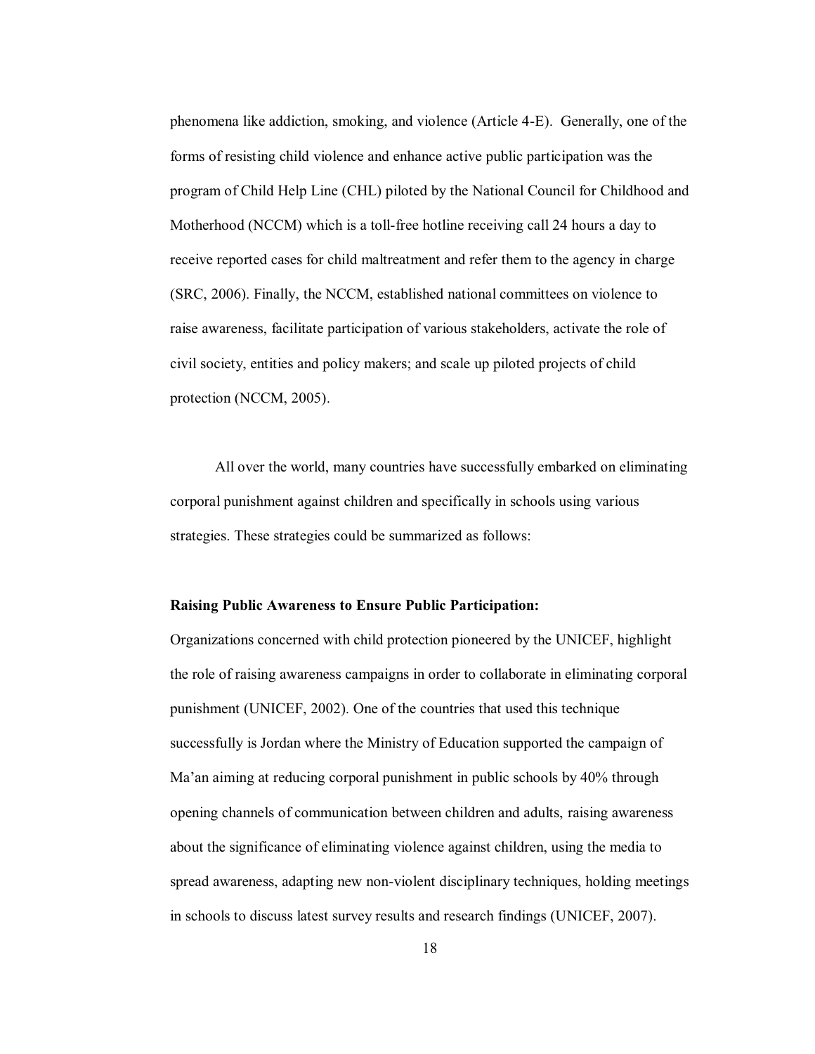phenomena like addiction, smoking, and violence (Article 4-E). Generally, one of the forms of resisting child violence and enhance active public participation was the program of Child Help Line (CHL) piloted by the National Council for Childhood and Motherhood (NCCM) which is a toll-free hotline receiving call 24 hours a day to receive reported cases for child maltreatment and refer them to the agency in charge (SRC, 2006). Finally, the NCCM, established national committees on violence to raise awareness, facilitate participation of various stakeholders, activate the role of civil society, entities and policy makers; and scale up piloted projects of child protection (NCCM, 2005).

All over the world, many countries have successfully embarked on eliminating corporal punishment against children and specifically in schools using various strategies. These strategies could be summarized as follows:

**Raising Public Awareness to Ensure Public Participation:**

Organizations concerned with child protection pioneered by the UNICEF, highlight the role of raising awareness campaigns in order to collaborate in eliminating corporal punishment (UNICEF, 2002). One of the countries that used this technique successfully is Jordan where the Ministry of Education supported the campaign of Ma'an aiming at reducing corporal punishment in public schools by 40% through opening channels of communication between children and adults, raising awareness about the significance of eliminating violence against children, using the media to spread awareness, adapting new non-violent disciplinary techniques, holding meetings in schools to discuss latest survey results and research findings (UNICEF, 2007).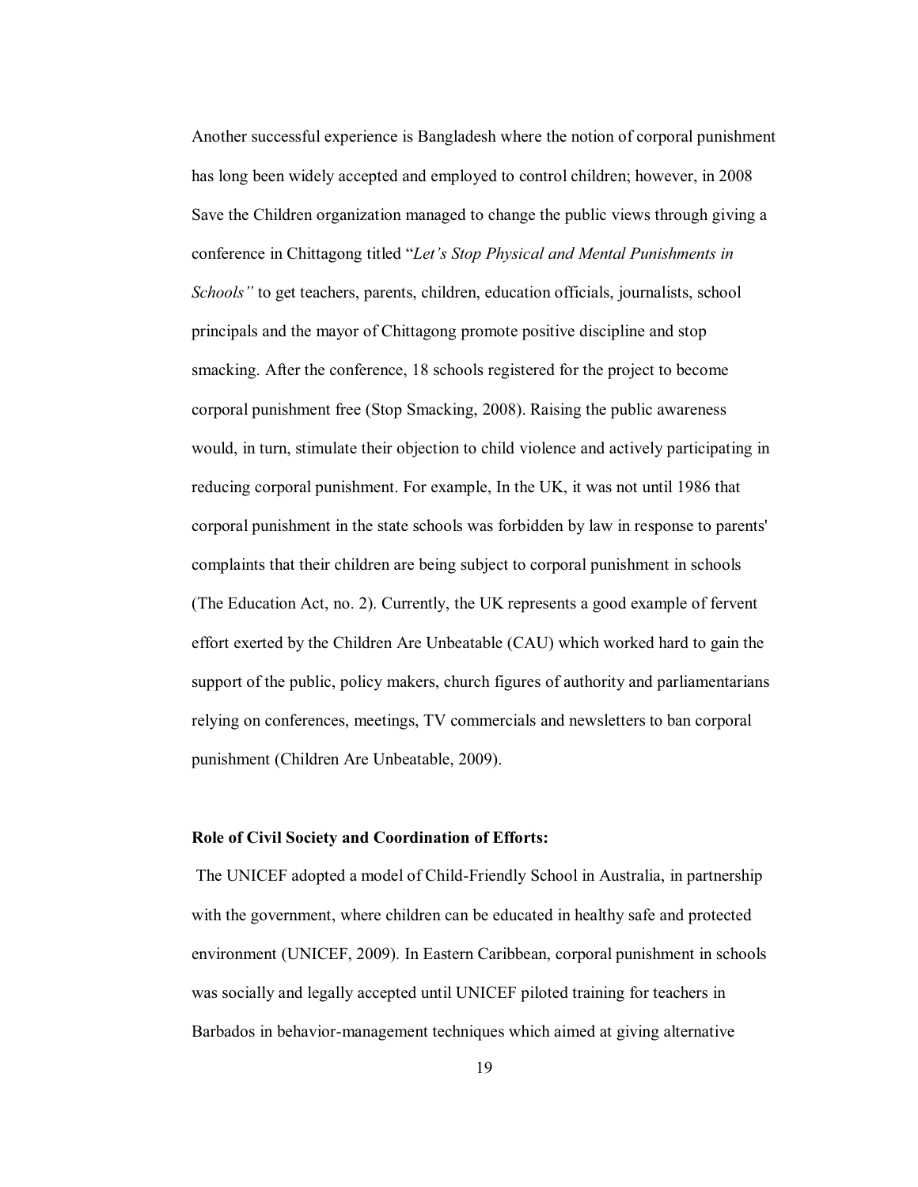Another successful experience is Bangladesh where the notion of corporal punishment has long been widely accepted and employed to control children; however, in 2008 Save the Children organization managed to change the public views through giving a conference in Chittagong titled "*Let's Stop Physical and Mental Punishments in Schools"* to get teachers, parents, children, education officials, journalists, school principals and the mayor of Chittagong promote positive discipline and stop smacking. After the conference, 18 schools registered for the project to become corporal punishment free (Stop Smacking, 2008). Raising the public awareness would, in turn, stimulate their objection to child violence and actively participating in reducing corporal punishment. For example, In the UK, it was not until 1986 that corporal punishment in the state schools was forbidden by law in response to parents' complaints that their children are being subject to corporal punishment in schools (The Education Act, no. 2). Currently, the UK represents a good example of fervent effort exerted by the Children Are Unbeatable (CAU) which worked hard to gain the support of the public, policy makers, church figures of authority and parliamentarians relying on conferences, meetings, TV commercials and newsletters to ban corporal punishment (Children Are Unbeatable, 2009).

**Role of Civil Society and Coordination of Efforts:**

The UNICEF adopted a model of Child-Friendly School in Australia, in partnership with the government, where children can be educated in healthy safe and protected environment (UNICEF, 2009). In Eastern Caribbean, corporal punishment in schools was socially and legally accepted until UNICEF piloted training for teachers in Barbados in behavior-management techniques which aimed at giving alternative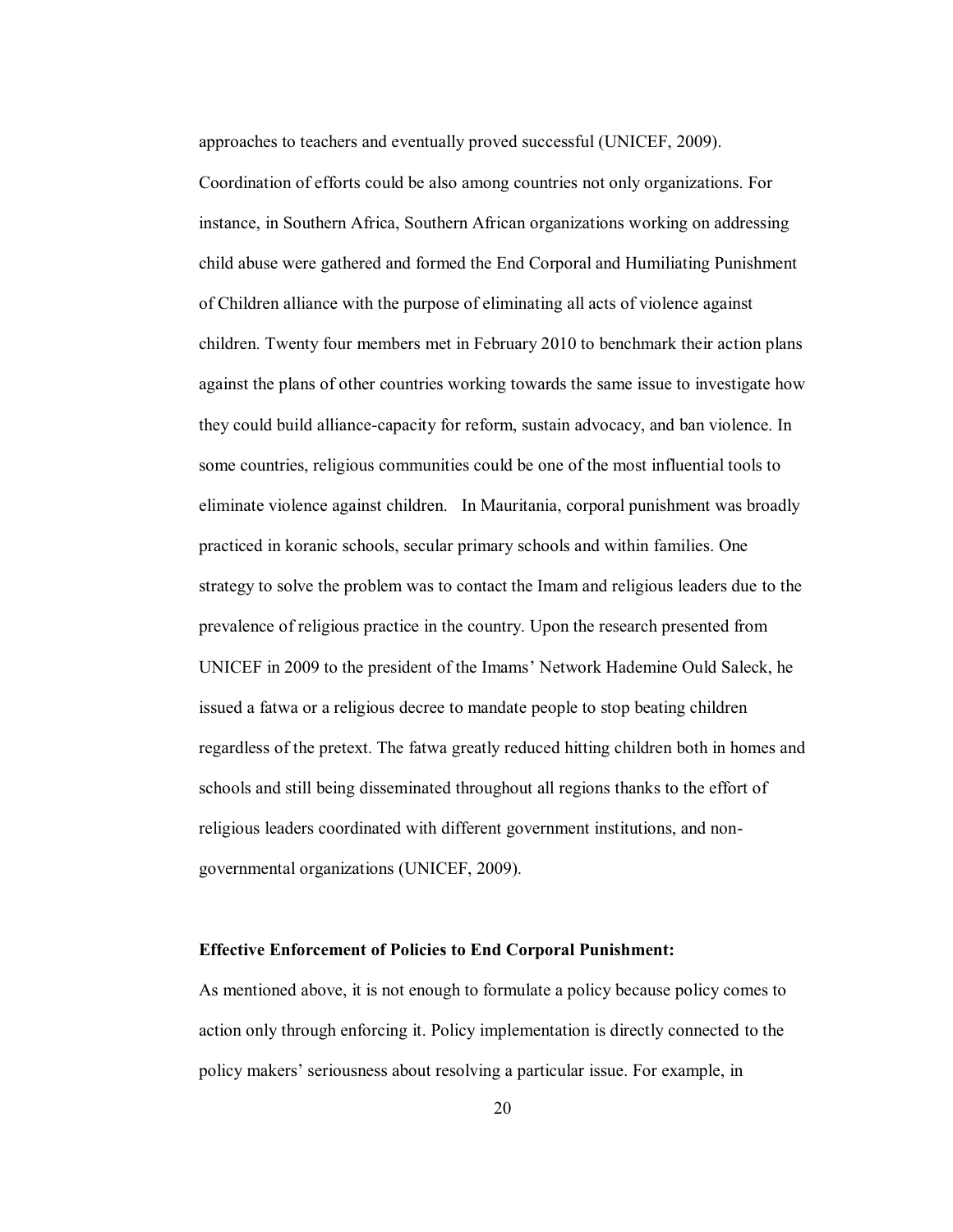approaches to teachers and eventually proved successful (UNICEF, 2009). Coordination of efforts could be also among countries not only organizations. For instance, in Southern Africa, Southern African organizations working on addressing child abuse were gathered and formed the End Corporal and Humiliating Punishment of Children alliance with the purpose of eliminating all acts of violence against children. Twenty four members met in February 2010 to benchmark their action plans against the plans of other countries working towards the same issue to investigate how they could build alliance-capacity for reform, sustain advocacy, and ban violence. In some countries, religious communities could be one of the most influential tools to eliminate violence against children. In Mauritania, corporal punishment was broadly practiced in koranic schools, secular primary schools and within families. One strategy to solve the problem was to contact the Imam and religious leaders due to the prevalence of religious practice in the country. Upon the research presented from UNICEF in 2009 to the president of the Imams' Network Hademine Ould Saleck, he issued a fatwa or a religious decree to mandate people to stop beating children regardless of the pretext. The fatwa greatly reduced hitting children both in homes and schools and still being disseminated throughout all regions thanks to the effort of religious leaders coordinated with different government institutions, and non-governmental organizations (UNICEF, 2009).

**Effective Enforcement of Policies to End Corporal Punishment:**

As mentioned above, it is not enough to formulate a policy because policy comes to action only through enforcing it. Policy implementation is directly connected to the policy makers' seriousness about resolving a particular issue. For example, in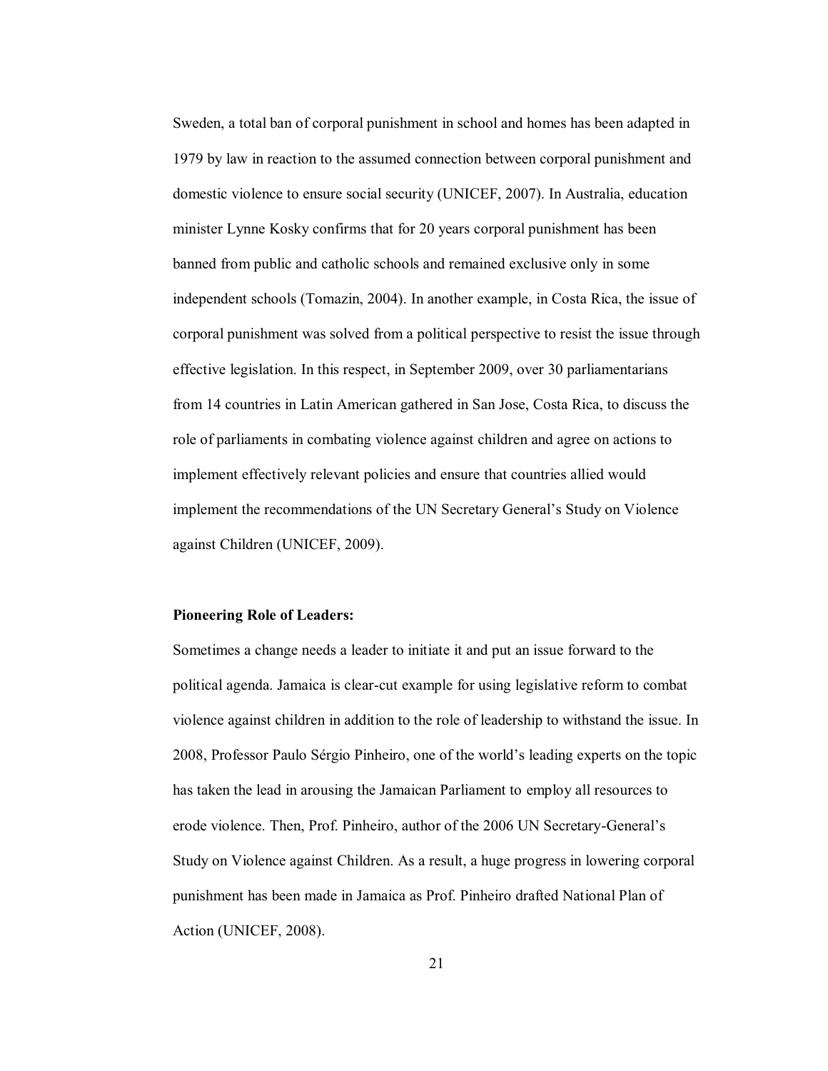Sweden, a total ban of corporal punishment in school and homes has been adapted in 1979 by law in reaction to the assumed connection between corporal punishment and domestic violence to ensure social security (UNICEF, 2007). In Australia, education minister Lynne Kosky confirms that for 20 years corporal punishment has been banned from public and catholic schools and remained exclusive only in some independent schools (Tomazin, 2004). In another example, in Costa Rica, the issue of corporal punishment was solved from a political perspective to resist the issue through effective legislation. In this respect, in September 2009, over 30 parliamentarians from 14 countries in Latin American gathered in San Jose, Costa Rica, to discuss the role of parliaments in combating violence against children and agree on actions to implement effectively relevant policies and ensure that countries allied would implement the recommendations of the UN Secretary General's Study on Violence against Children (UNICEF, 2009).

**Pioneering Role of Leaders:**

Sometimes a change needs a leader to initiate it and put an issue forward to the political agenda. Jamaica is clear-cut example for using legislative reform to combat violence against children in addition to the role of leadership to withstand the issue. In 2008, Professor Paulo Sérgio Pinheiro, one of the world's leading experts on the topic has taken the lead in arousing the Jamaican Parliament to employ all resources to erode violence. Then, Prof. Pinheiro, author of the 2006 UN Secretary-General's Study on Violence against Children. As a result, a huge progress in lowering corporal punishment has been made in Jamaica as Prof. Pinheiro drafted National Plan of Action (UNICEF, 2008).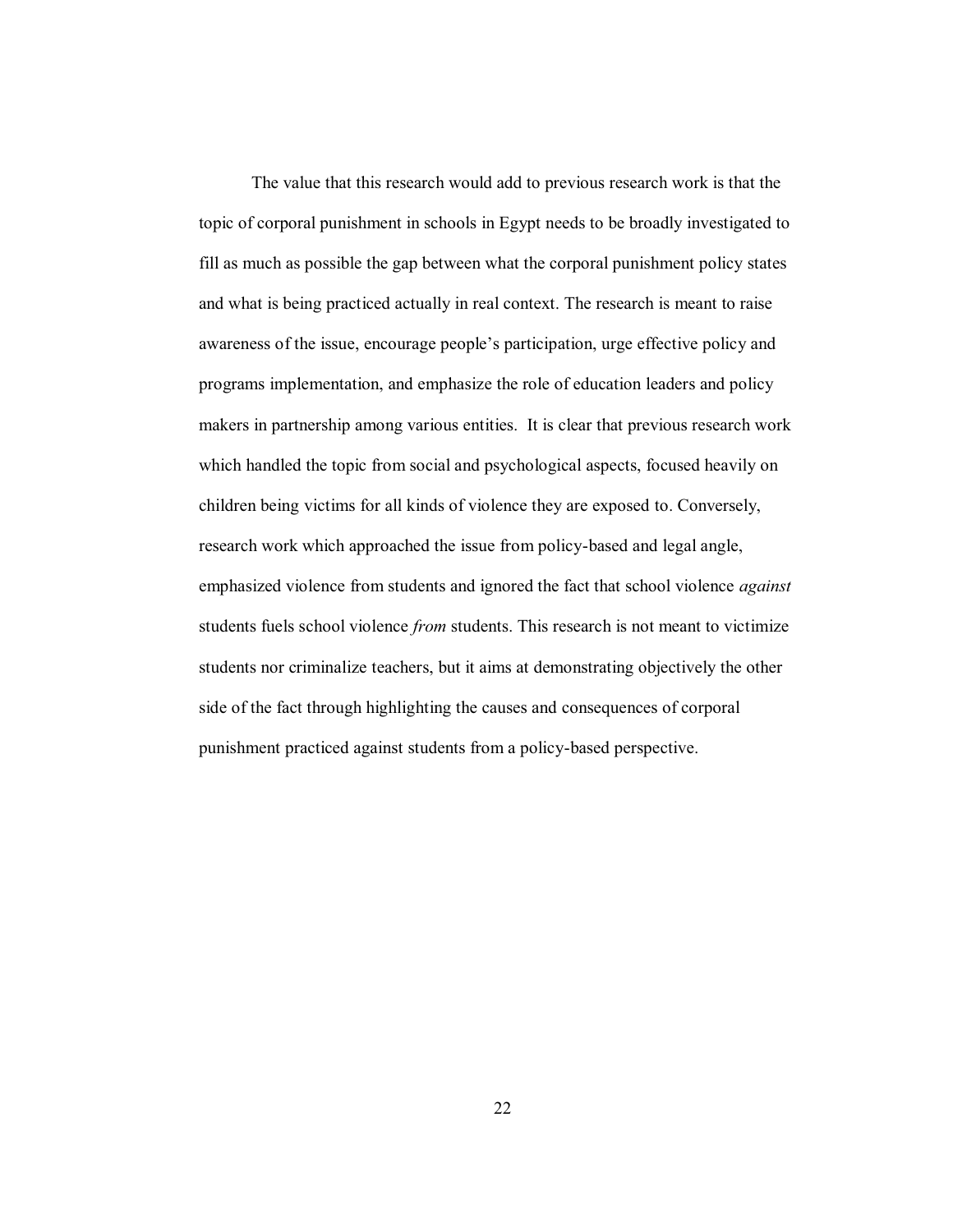The value that this research would add to previous research work is that the topic of corporal punishment in schools in Egypt needs to be broadly investigated to fill as much as possible the gap between what the corporal punishment policy states and what is being practiced actually in real context. The research is meant to raise awareness of the issue, encourage people's participation, urge effective policy and programs implementation, and emphasize the role of education leaders and policy makers in partnership among various entities. It is clear that previous research work which handled the topic from social and psychological aspects, focused heavily on children being victims for all kinds of violence they are exposed to. Conversely, research work which approached the issue from policy-based and legal angle, emphasized violence from students and ignored the fact that school violence *against* students fuels school violence *from* students. This research is not meant to victimize students nor criminalize teachers, but it aims at demonstrating objectively the other side of the fact through highlighting the causes and consequences of corporal punishment practiced against students from a policy-based perspective.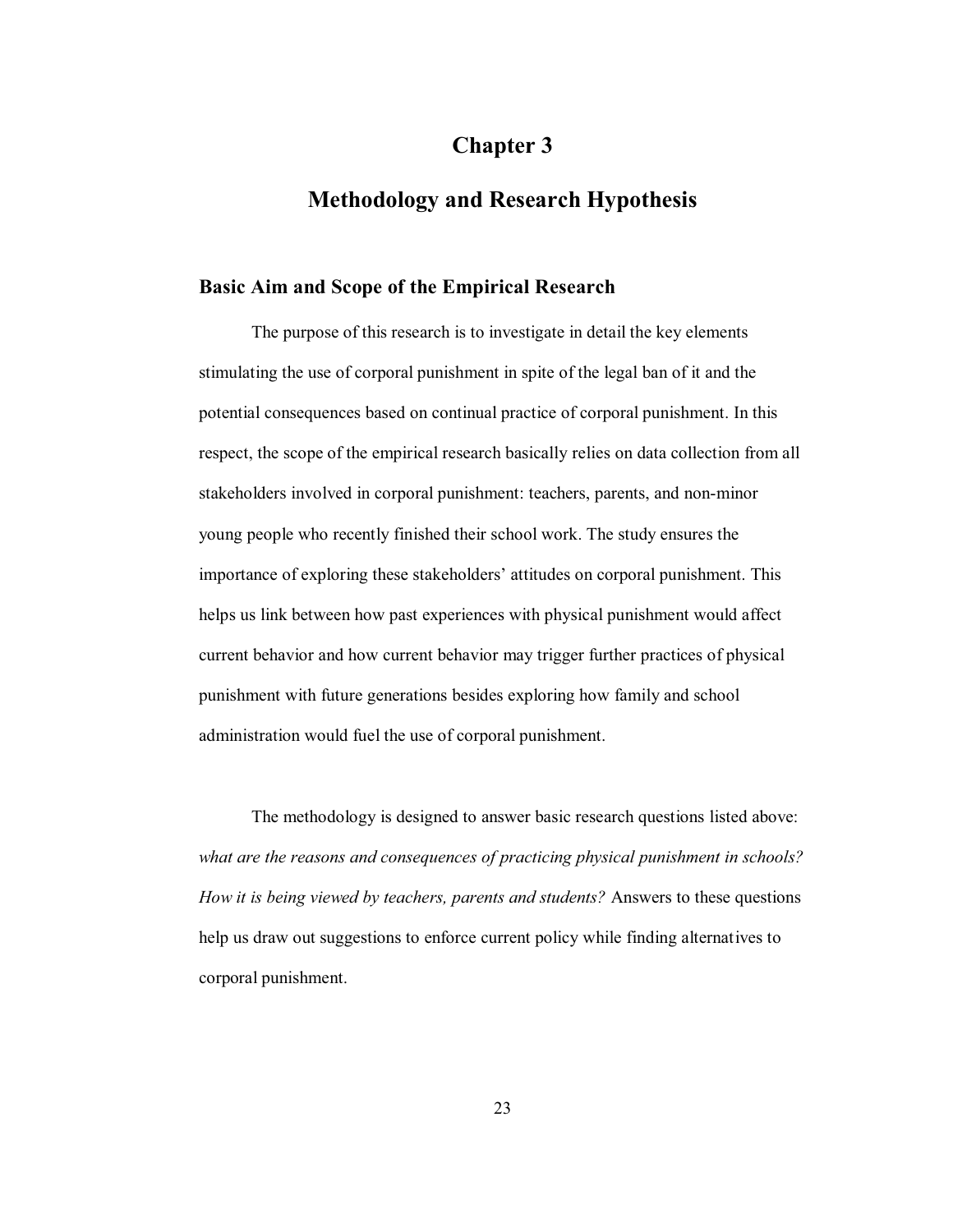# Chapter 3

# Methodology and Research Hypothesis

## Basic Aim and Scope of the Empirical Research

The purpose of this research is to investigate in detail the key elements stimulating the use of corporal punishment in spite of the legal ban of it and the potential consequences based on continual practice of corporal punishment. In this respect, the scope of the empirical research basically relies on data collection from all stakeholders involved in corporal punishment: teachers, parents, and non-minor young people who recently finished their school work. The study ensures the importance of exploring these stakeholders' attitudes on corporal punishment. This helps us link between how past experiences with physical punishment would affect current behavior and how current behavior may trigger further practices of physical punishment with future generations besides exploring how family and school administration would fuel the use of corporal punishment.

The methodology is designed to answer basic research questions listed above: *what are the reasons and consequences of practicing physical punishment in schools? How it is being viewed by teachers, parents and students?* Answers to these questions help us draw out suggestions to enforce current policy while finding alternatives to corporal punishment.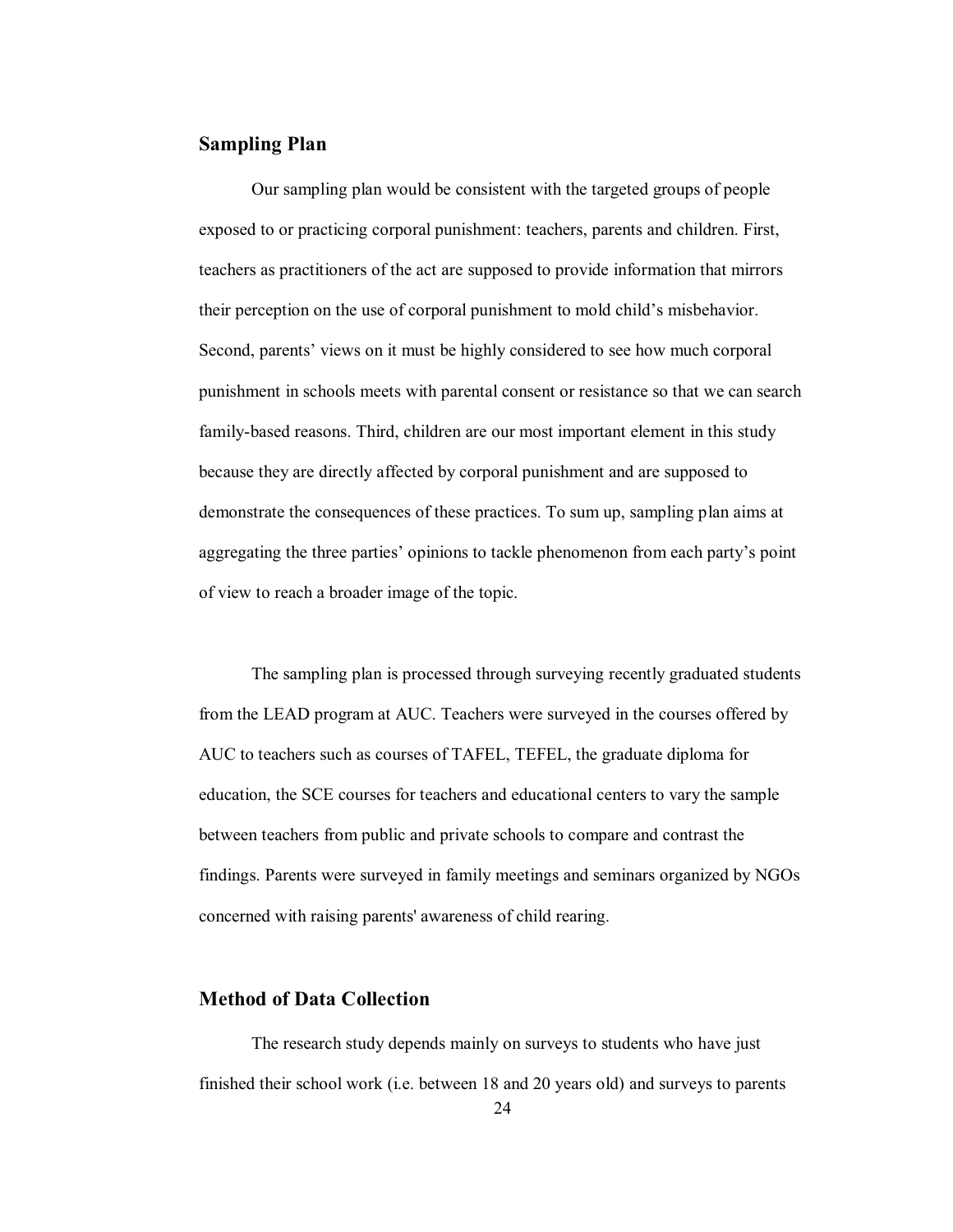## Sampling Plan

Our sampling plan would be consistent with the targeted groups of people exposed to or practicing corporal punishment: teachers, parents and children. First, teachers as practitioners of the act are supposed to provide information that mirrors their perception on the use of corporal punishment to mold child's misbehavior. Second, parents' views on it must be highly considered to see how much corporal punishment in schools meets with parental consent or resistance so that we can search family-based reasons. Third, children are our most important element in this study because they are directly affected by corporal punishment and are supposed to demonstrate the consequences of these practices. To sum up, sampling plan aims at aggregating the three parties' opinions to tackle phenomenon from each party's point of view to reach a broader image of the topic.

The sampling plan is processed through surveying recently graduated students from the LEAD program at AUC. Teachers were surveyed in the courses offered by AUC to teachers such as courses of TAFEL, TEFEL, the graduate diploma for education, the SCE courses for teachers and educational centers to vary the sample between teachers from public and private schools to compare and contrast the findings. Parents were surveyed in family meetings and seminars organized by NGOs concerned with raising parents' awareness of child rearing.

## Method of Data Collection

The research study depends mainly on surveys to students who have just finished their school work (i.e. between 18 and 20 years old) and surveys to parents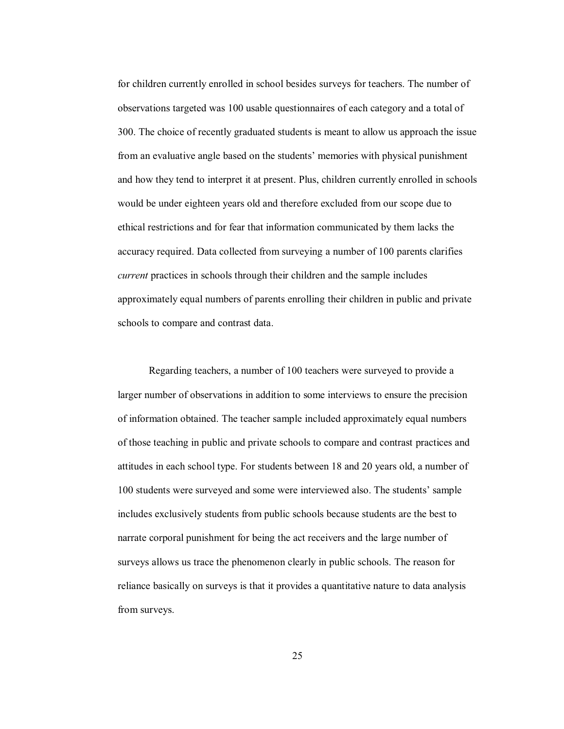for children currently enrolled in school besides surveys for teachers. The number of observations targeted was 100 usable questionnaires of each category and a total of 300. The choice of recently graduated students is meant to allow us approach the issue from an evaluative angle based on the students' memories with physical punishment and how they tend to interpret it at present. Plus, children currently enrolled in schools would be under eighteen years old and therefore excluded from our scope due to ethical restrictions and for fear that information communicated by them lacks the accuracy required. Data collected from surveying a number of 100 parents clarifies *current* practices in schools through their children and the sample includes approximately equal numbers of parents enrolling their children in public and private schools to compare and contrast data.

Regarding teachers, a number of 100 teachers were surveyed to provide a larger number of observations in addition to some interviews to ensure the precision of information obtained. The teacher sample included approximately equal numbers of those teaching in public and private schools to compare and contrast practices and attitudes in each school type. For students between 18 and 20 years old, a number of 100 students were surveyed and some were interviewed also. The students' sample includes exclusively students from public schools because students are the best to narrate corporal punishment for being the act receivers and the large number of surveys allows us trace the phenomenon clearly in public schools. The reason for reliance basically on surveys is that it provides a quantitative nature to data analysis from surveys.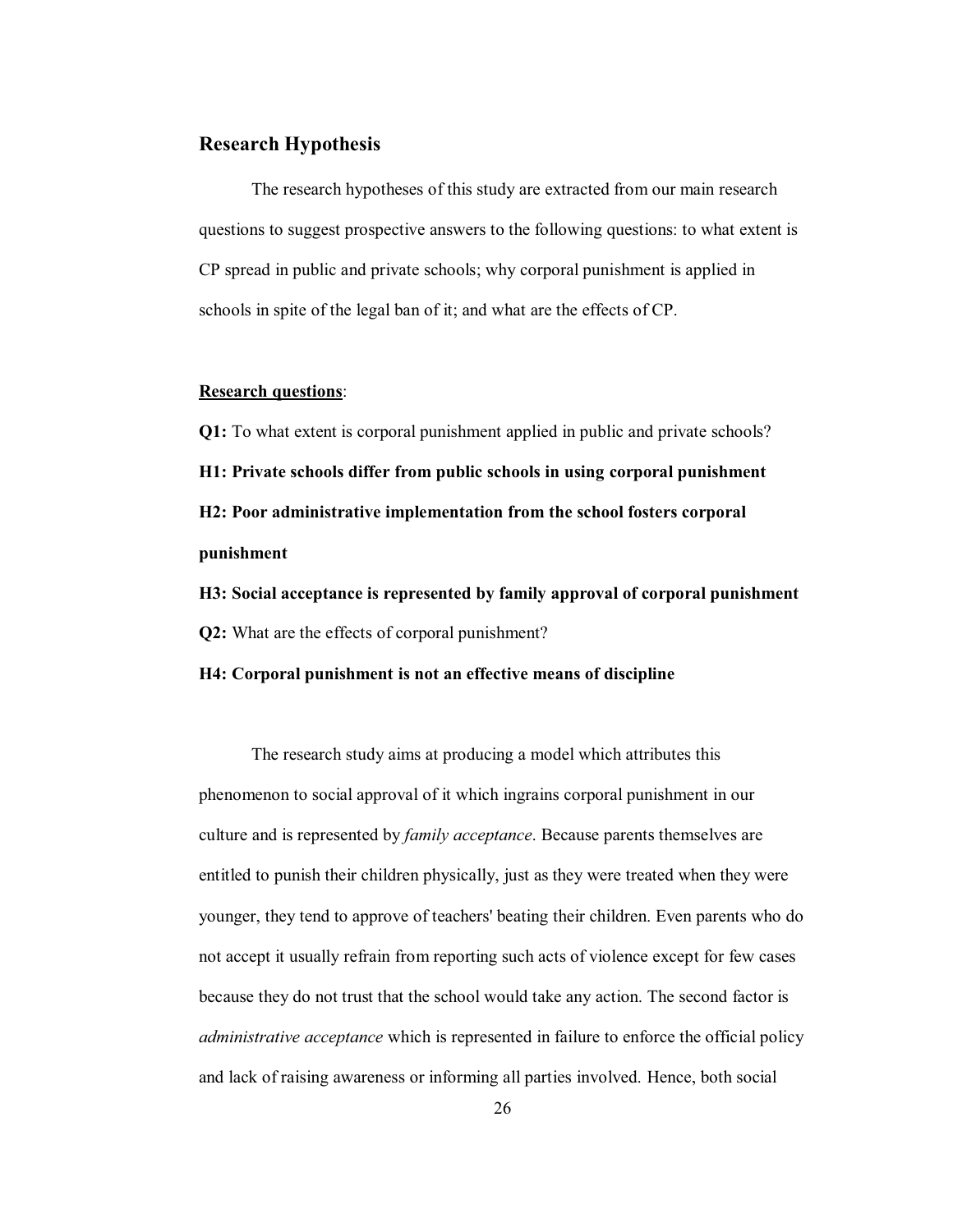## Research Hypothesis

The research hypotheses of this study are extracted from our main research questions to suggest prospective answers to the following questions: to what extent is CP spread in public and private schools; why corporal punishment is applied in schools in spite of the legal ban of it; and what are the effects of CP.

**Research questions**:

**Q1:** To what extent is corporal punishment applied in public and private schools?

**H1: Private schools differ from public schools in using corporal punishment**

**H2: Poor administrative implementation from the school fosters corporal punishment**

**H3: Social acceptance is represented by family approval of corporal punishment**

**Q2:** What are the effects of corporal punishment?

**H4: Corporal punishment is not an effective means of discipline**

The research study aims at producing a model which attributes this phenomenon to social approval of it which ingrains corporal punishment in our culture and is represented by *family acceptance*. Because parents themselves are entitled to punish their children physically, just as they were treated when they were younger, they tend to approve of teachers' beating their children. Even parents who do not accept it usually refrain from reporting such acts of violence except for few cases because they do not trust that the school would take any action. The second factor is *administrative acceptance* which is represented in failure to enforce the official policy and lack of raising awareness or informing all parties involved. Hence, both social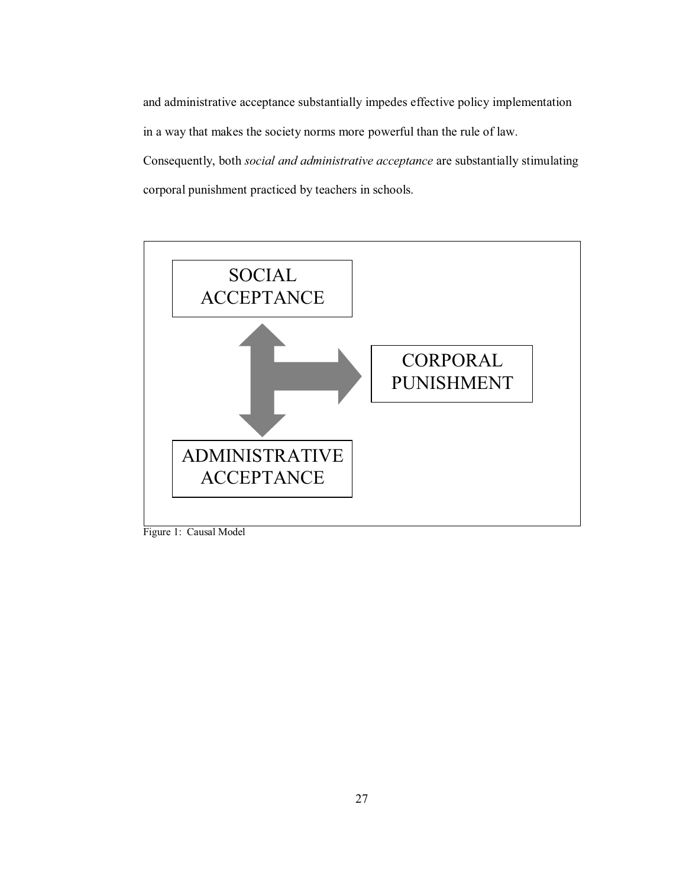and administrative acceptance substantially impedes effective policy implementation in a way that makes the society norms more powerful than the rule of law. Consequently, both *social and administrative acceptance* are substantially stimulating corporal punishment practiced by teachers in schools.

SOCIAL ACCEPTANCE

CORPORAL PUNISHMENT

ADMINISTRATIVE ACCEPTANCE

Figure 1: Causal Model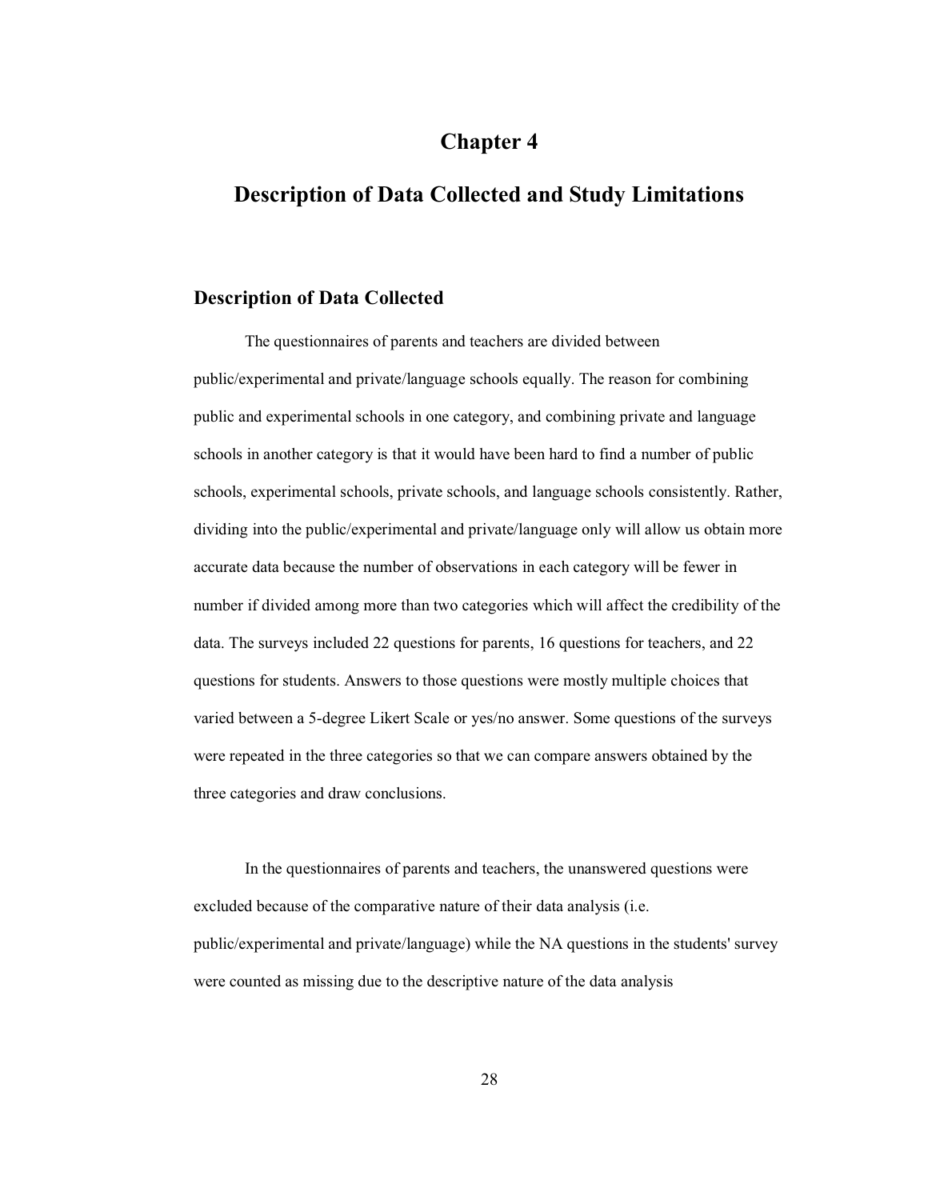# Chapter 4

# Description of Data Collected and Study Limitations

## Description of Data Collected

The questionnaires of parents and teachers are divided between public/experimental and private/language schools equally. The reason for combining public and experimental schools in one category, and combining private and language schools in another category is that it would have been hard to find a number of public schools, experimental schools, private schools, and language schools consistently. Rather, dividing into the public/experimental and private/language only will allow us obtain more accurate data because the number of observations in each category will be fewer in number if divided among more than two categories which will affect the credibility of the data. The surveys included 22 questions for parents, 16 questions for teachers, and 22 questions for students. Answers to those questions were mostly multiple choices that varied between a 5-degree Likert Scale or yes/no answer. Some questions of the surveys were repeated in the three categories so that we can compare answers obtained by the three categories and draw conclusions.

In the questionnaires of parents and teachers, the unanswered questions were excluded because of the comparative nature of their data analysis (i.e. public/experimental and private/language) while the NA questions in the students' survey were counted as missing due to the descriptive nature of the data analysis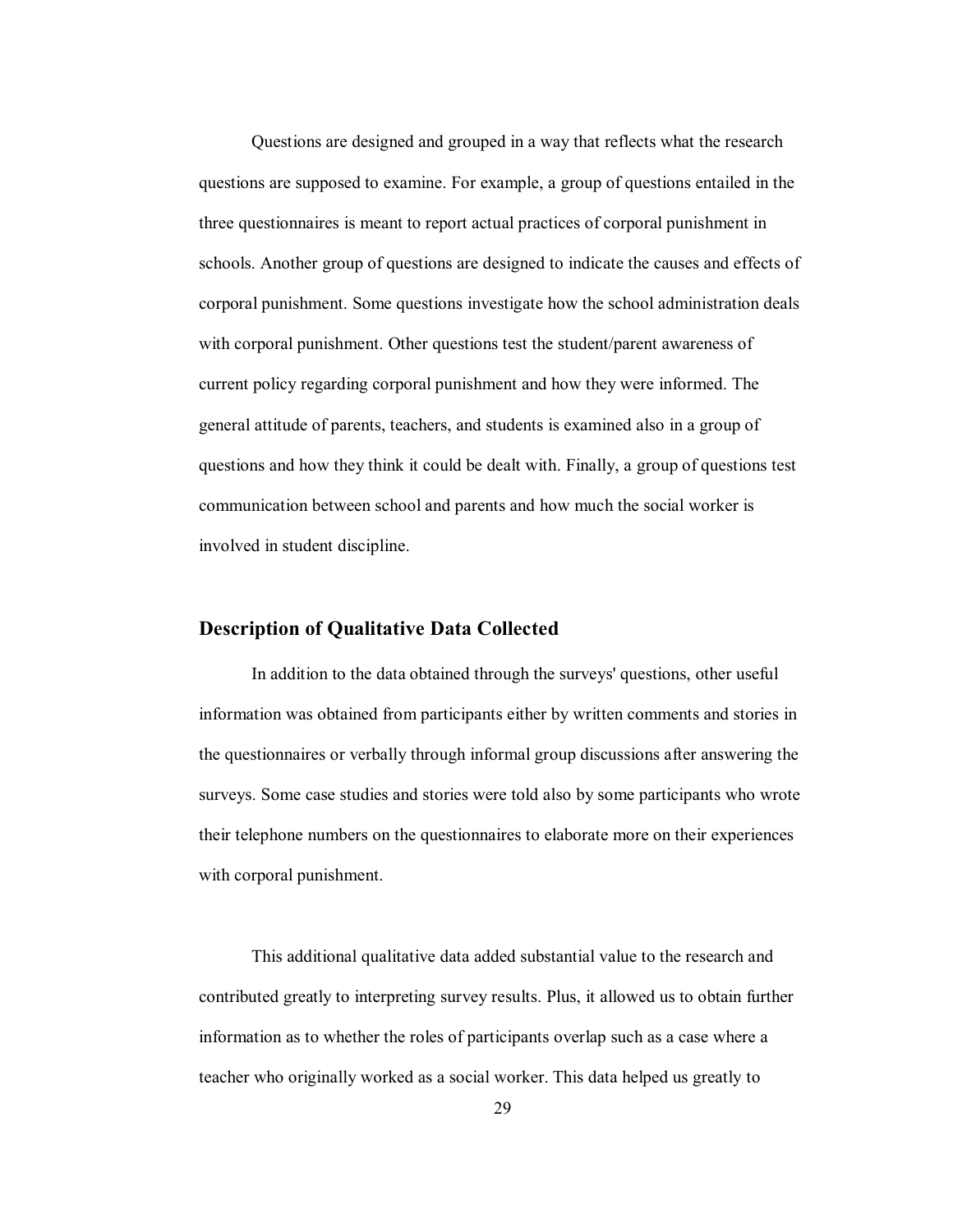Questions are designed and grouped in a way that reflects what the research questions are supposed to examine. For example, a group of questions entailed in the three questionnaires is meant to report actual practices of corporal punishment in schools. Another group of questions are designed to indicate the causes and effects of corporal punishment. Some questions investigate how the school administration deals with corporal punishment. Other questions test the student/parent awareness of current policy regarding corporal punishment and how they were informed. The general attitude of parents, teachers, and students is examined also in a group of questions and how they think it could be dealt with. Finally, a group of questions test communication between school and parents and how much the social worker is involved in student discipline.

## Description of Qualitative Data Collected

In addition to the data obtained through the surveys' questions, other useful information was obtained from participants either by written comments and stories in the questionnaires or verbally through informal group discussions after answering the surveys. Some case studies and stories were told also by some participants who wrote their telephone numbers on the questionnaires to elaborate more on their experiences with corporal punishment.

This additional qualitative data added substantial value to the research and contributed greatly to interpreting survey results. Plus, it allowed us to obtain further information as to whether the roles of participants overlap such as a case where a teacher who originally worked as a social worker. This data helped us greatly to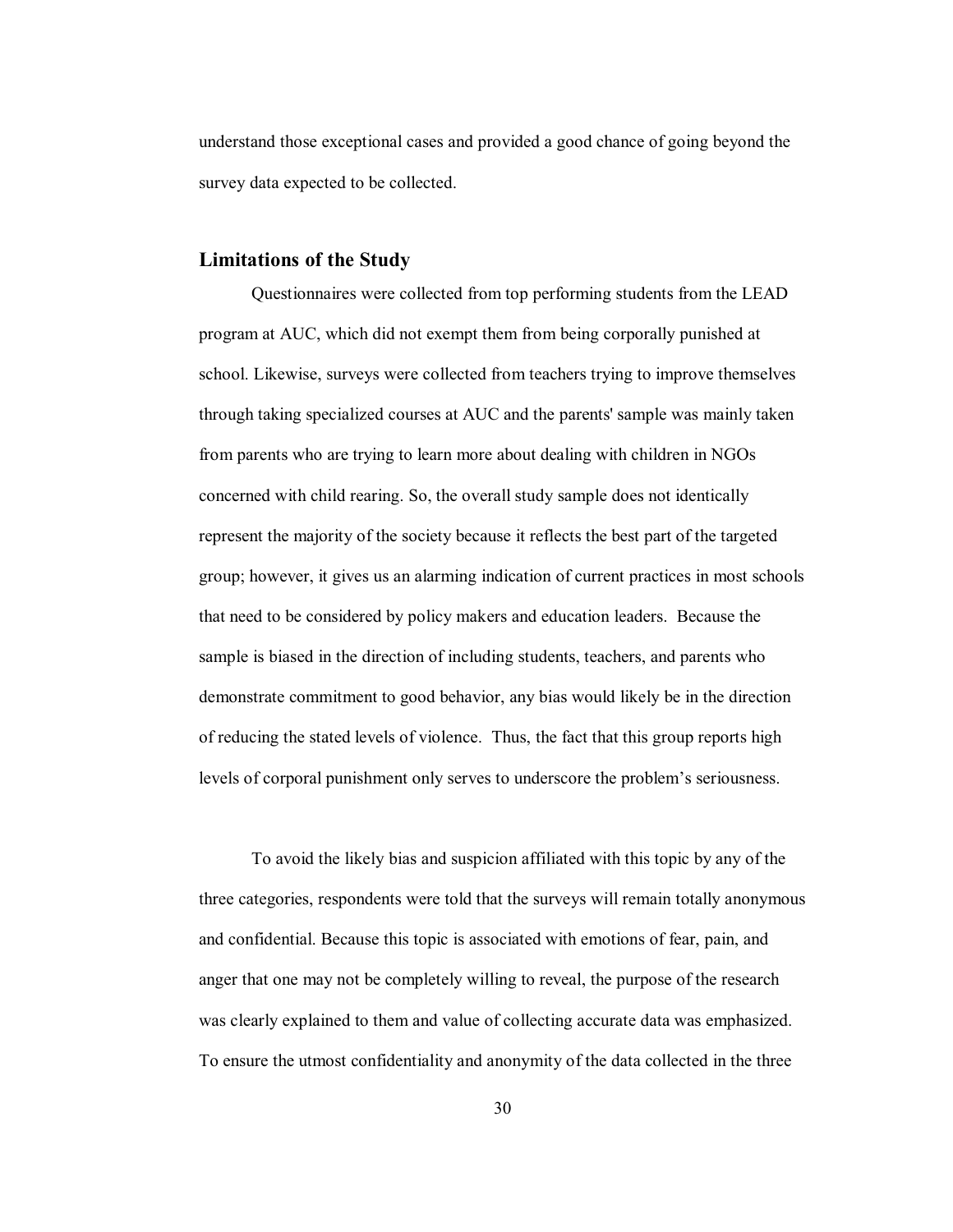understand those exceptional cases and provided a good chance of going beyond the survey data expected to be collected.

## Limitations of the Study

Questionnaires were collected from top performing students from the LEAD program at AUC, which did not exempt them from being corporally punished at school. Likewise, surveys were collected from teachers trying to improve themselves through taking specialized courses at AUC and the parents' sample was mainly taken from parents who are trying to learn more about dealing with children in NGOs concerned with child rearing. So, the overall study sample does not identically represent the majority of the society because it reflects the best part of the targeted group; however, it gives us an alarming indication of current practices in most schools that need to be considered by policy makers and education leaders. Because the sample is biased in the direction of including students, teachers, and parents who demonstrate commitment to good behavior, any bias would likely be in the direction of reducing the stated levels of violence. Thus, the fact that this group reports high levels of corporal punishment only serves to underscore the problem's seriousness.

To avoid the likely bias and suspicion affiliated with this topic by any of the three categories, respondents were told that the surveys will remain totally anonymous and confidential. Because this topic is associated with emotions of fear, pain, and anger that one may not be completely willing to reveal, the purpose of the research was clearly explained to them and value of collecting accurate data was emphasized. To ensure the utmost confidentiality and anonymity of the data collected in the three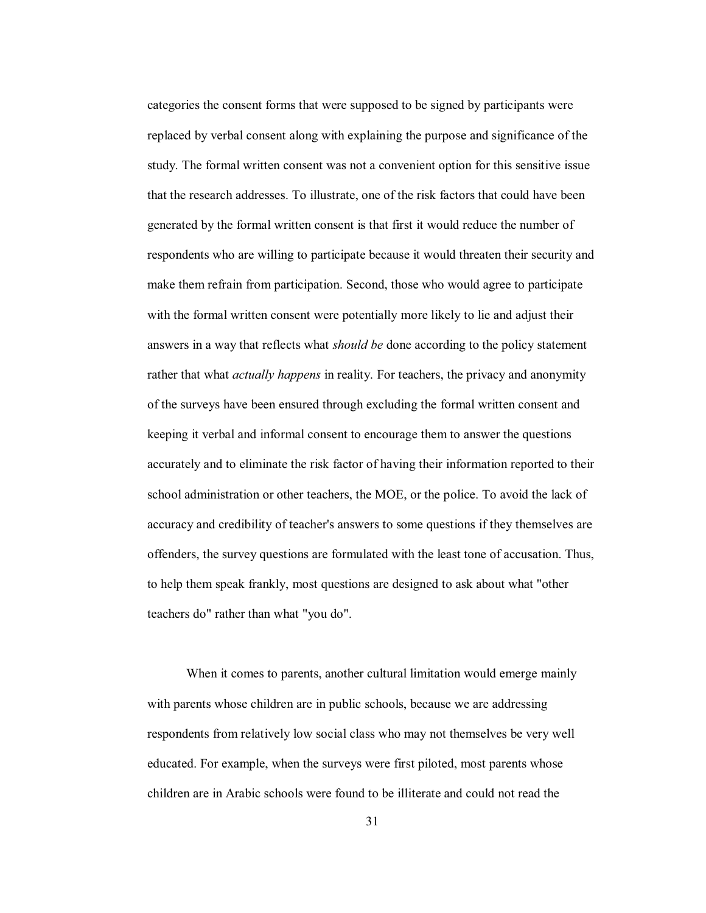categories the consent forms that were supposed to be signed by participants were replaced by verbal consent along with explaining the purpose and significance of the study. The formal written consent was not a convenient option for this sensitive issue that the research addresses. To illustrate, one of the risk factors that could have been generated by the formal written consent is that first it would reduce the number of respondents who are willing to participate because it would threaten their security and make them refrain from participation. Second, those who would agree to participate with the formal written consent were potentially more likely to lie and adjust their answers in a way that reflects what *should be* done according to the policy statement rather that what *actually happens* in reality. For teachers, the privacy and anonymity of the surveys have been ensured through excluding the formal written consent and keeping it verbal and informal consent to encourage them to answer the questions accurately and to eliminate the risk factor of having their information reported to their school administration or other teachers, the MOE, or the police. To avoid the lack of accuracy and credibility of teacher's answers to some questions if they themselves are offenders, the survey questions are formulated with the least tone of accusation. Thus, to help them speak frankly, most questions are designed to ask about what "other teachers do" rather than what "you do".

When it comes to parents, another cultural limitation would emerge mainly with parents whose children are in public schools, because we are addressing respondents from relatively low social class who may not themselves be very well educated. For example, when the surveys were first piloted, most parents whose children are in Arabic schools were found to be illiterate and could not read the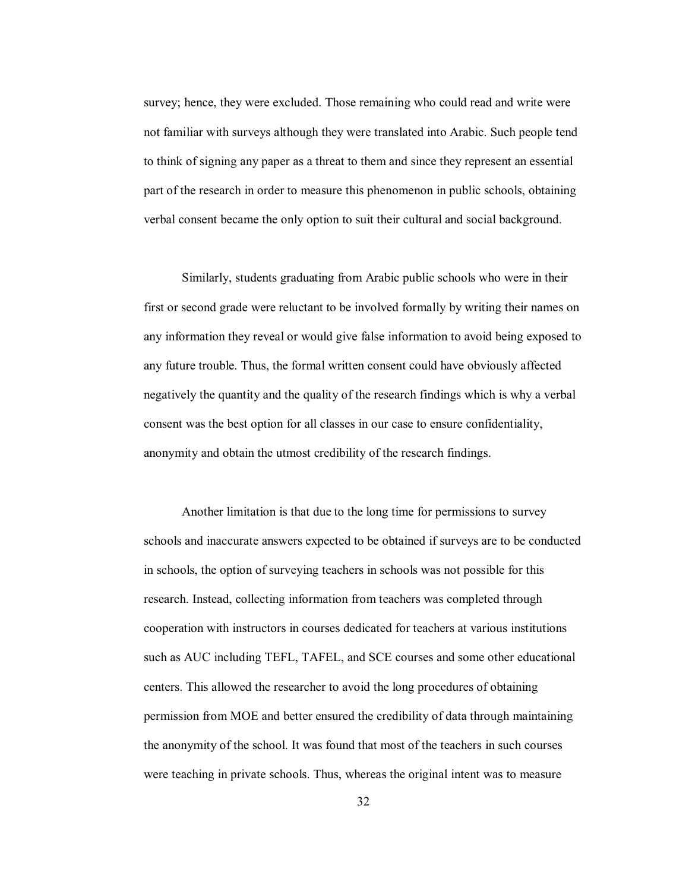survey; hence, they were excluded. Those remaining who could read and write were not familiar with surveys although they were translated into Arabic. Such people tend to think of signing any paper as a threat to them and since they represent an essential part of the research in order to measure this phenomenon in public schools, obtaining verbal consent became the only option to suit their cultural and social background.

Similarly, students graduating from Arabic public schools who were in their first or second grade were reluctant to be involved formally by writing their names on any information they reveal or would give false information to avoid being exposed to any future trouble. Thus, the formal written consent could have obviously affected negatively the quantity and the quality of the research findings which is why a verbal consent was the best option for all classes in our case to ensure confidentiality, anonymity and obtain the utmost credibility of the research findings.

Another limitation is that due to the long time for permissions to survey schools and inaccurate answers expected to be obtained if surveys are to be conducted in schools, the option of surveying teachers in schools was not possible for this research. Instead, collecting information from teachers was completed through cooperation with instructors in courses dedicated for teachers at various institutions such as AUC including TEFL, TAFEL, and SCE courses and some other educational centers. This allowed the researcher to avoid the long procedures of obtaining permission from MOE and better ensured the credibility of data through maintaining the anonymity of the school. It was found that most of the teachers in such courses were teaching in private schools. Thus, whereas the original intent was to measure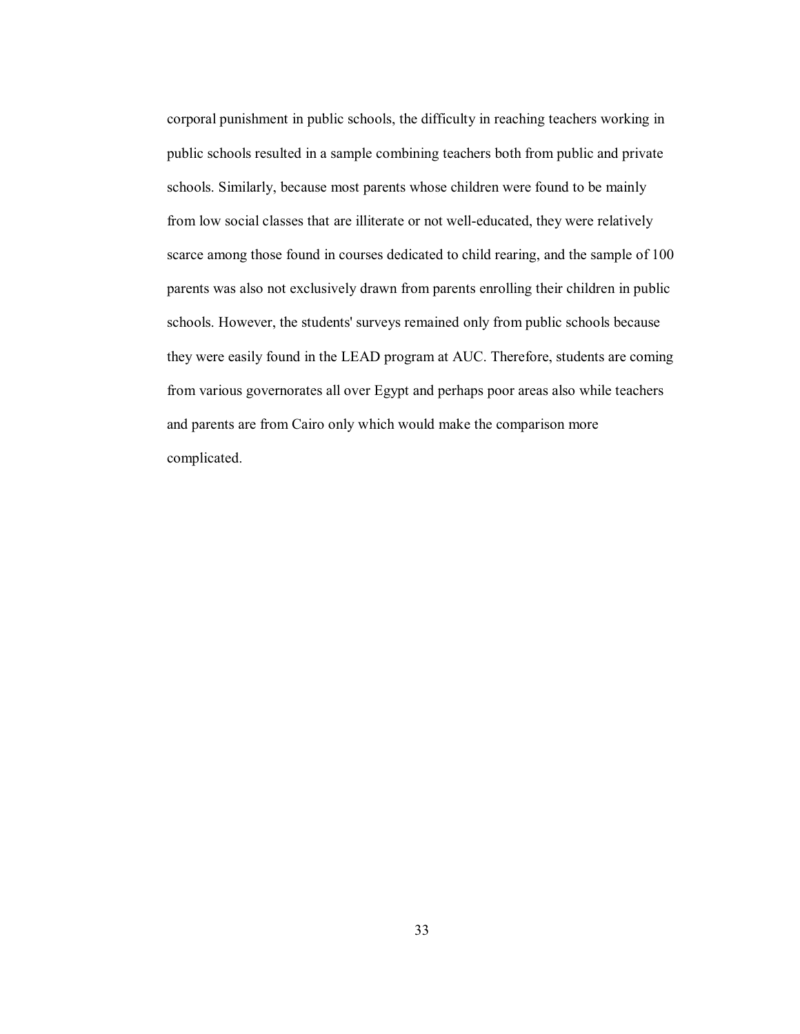corporal punishment in public schools, the difficulty in reaching teachers working in public schools resulted in a sample combining teachers both from public and private schools. Similarly, because most parents whose children were found to be mainly from low social classes that are illiterate or not well-educated, they were relatively scarce among those found in courses dedicated to child rearing, and the sample of 100 parents was also not exclusively drawn from parents enrolling their children in public schools. However, the students' surveys remained only from public schools because they were easily found in the LEAD program at AUC. Therefore, students are coming from various governorates all over Egypt and perhaps poor areas also while teachers and parents are from Cairo only which would make the comparison more complicated.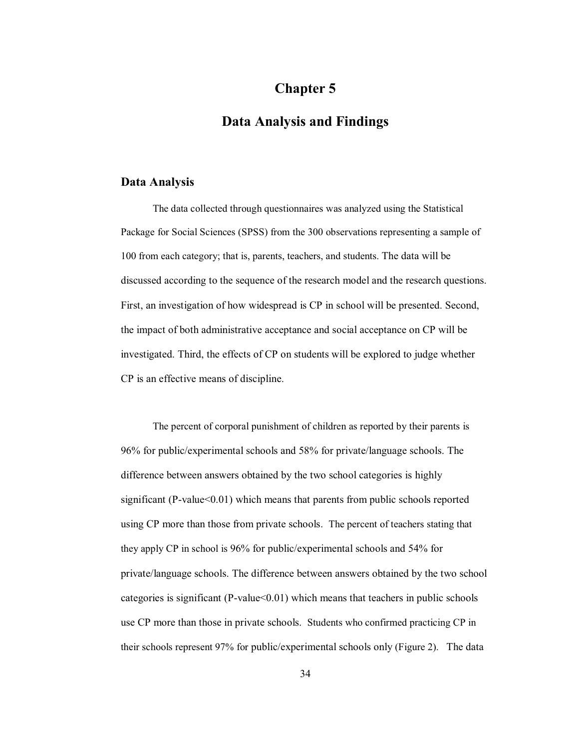# Chapter 5

# Data Analysis and Findings

## Data Analysis

The data collected through questionnaires was analyzed using the Statistical Package for Social Sciences (SPSS) from the 300 observations representing a sample of 100 from each category; that is, parents, teachers, and students. The data will be discussed according to the sequence of the research model and the research questions. First, an investigation of how widespread is CP in school will be presented. Second, the impact of both administrative acceptance and social acceptance on CP will be investigated. Third, the effects of CP on students will be explored to judge whether CP is an effective means of discipline.

The percent of corporal punishment of children as reported by their parents is 96% for public/experimental schools and 58% for private/language schools. The difference between answers obtained by the two school categories is highly significant (P-value<0.01) which means that parents from public schools reported using CP more than those from private schools. The percent of teachers stating that they apply CP in school is 96% for public/experimental schools and 54% for private/language schools. The difference between answers obtained by the two school categories is significant (P-value<0.01) which means that teachers in public schools use CP more than those in private schools. Students who confirmed practicing CP in their schools represent 97% for public/experimental schools only (Figure 2). The data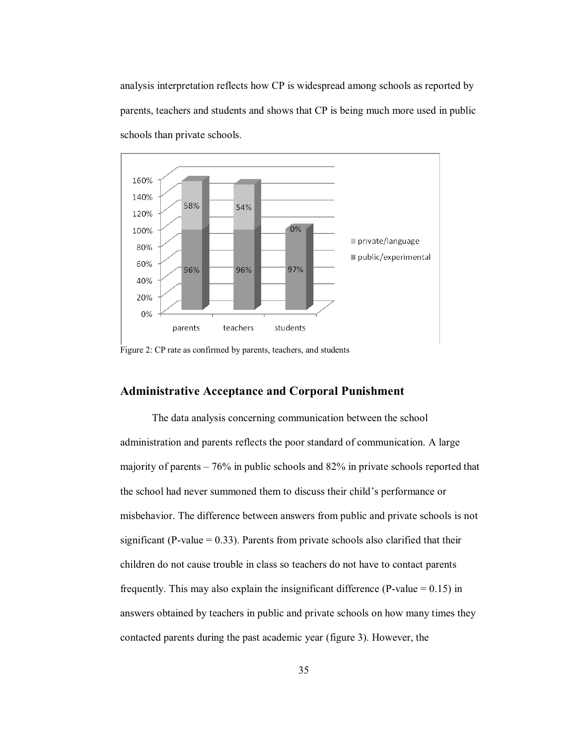analysis interpretation reflects how CP is widespread among schools as reported by parents, teachers and students and shows that CP is being much more used in public schools than private schools.

Figure 2: CP rate as confirmed by parents, teachers, and students

## Administrative Acceptance and Corporal Punishment

The data analysis concerning communication between the school administration and parents reflects the poor standard of communication. A large majority of parents – 76% in public schools and 82% in private schools reported that the school had never summoned them to discuss their child's performance or misbehavior. The difference between answers from public and private schools is not significant (P-value = 0.33). Parents from private schools also clarified that their children do not cause trouble in class so teachers do not have to contact parents frequently. This may also explain the insignificant difference (P-value = 0.15) in answers obtained by teachers in public and private schools on how many times they contacted parents during the past academic year (figure 3). However, the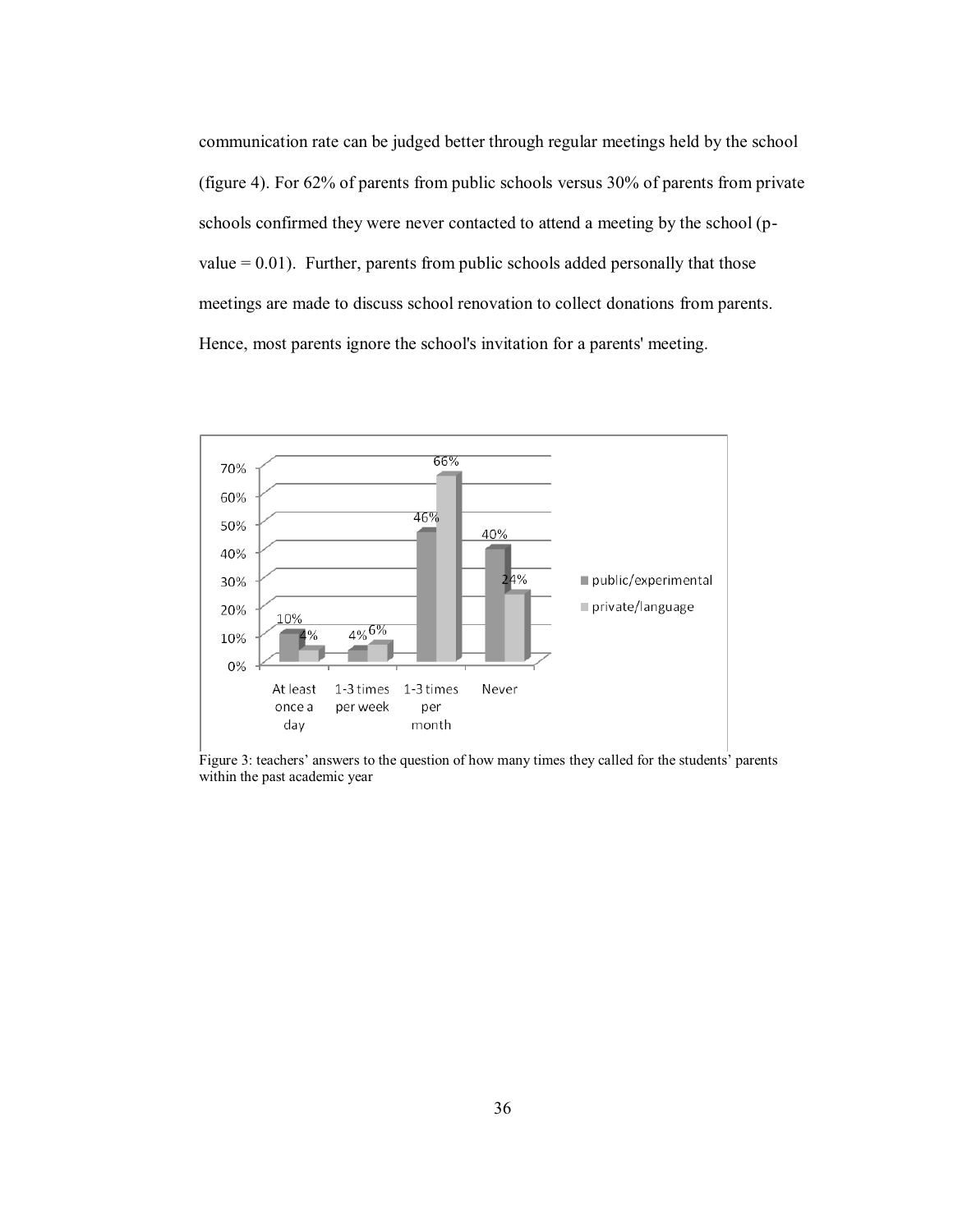communication rate can be judged better through regular meetings held by the school (figure 4). For 62% of parents from public schools versus 30% of parents from private schools confirmed they were never contacted to attend a meeting by the school (p-value = 0.01). Further, parents from public schools added personally that those meetings are made to discuss school renovation to collect donations from parents. Hence, most parents ignore the school's invitation for a parents' meeting.

| | At least once a day | 1-3 times per week | 1-3 times per month | Never |
|---|---|---|---|---|
| public/experimental | 10% | 4% | 46% | 40% |
| private/language | 4% | 6% | 66% | 24% |

Figure 3: teachers' answers to the question of how many times they called for the students' parents within the past academic year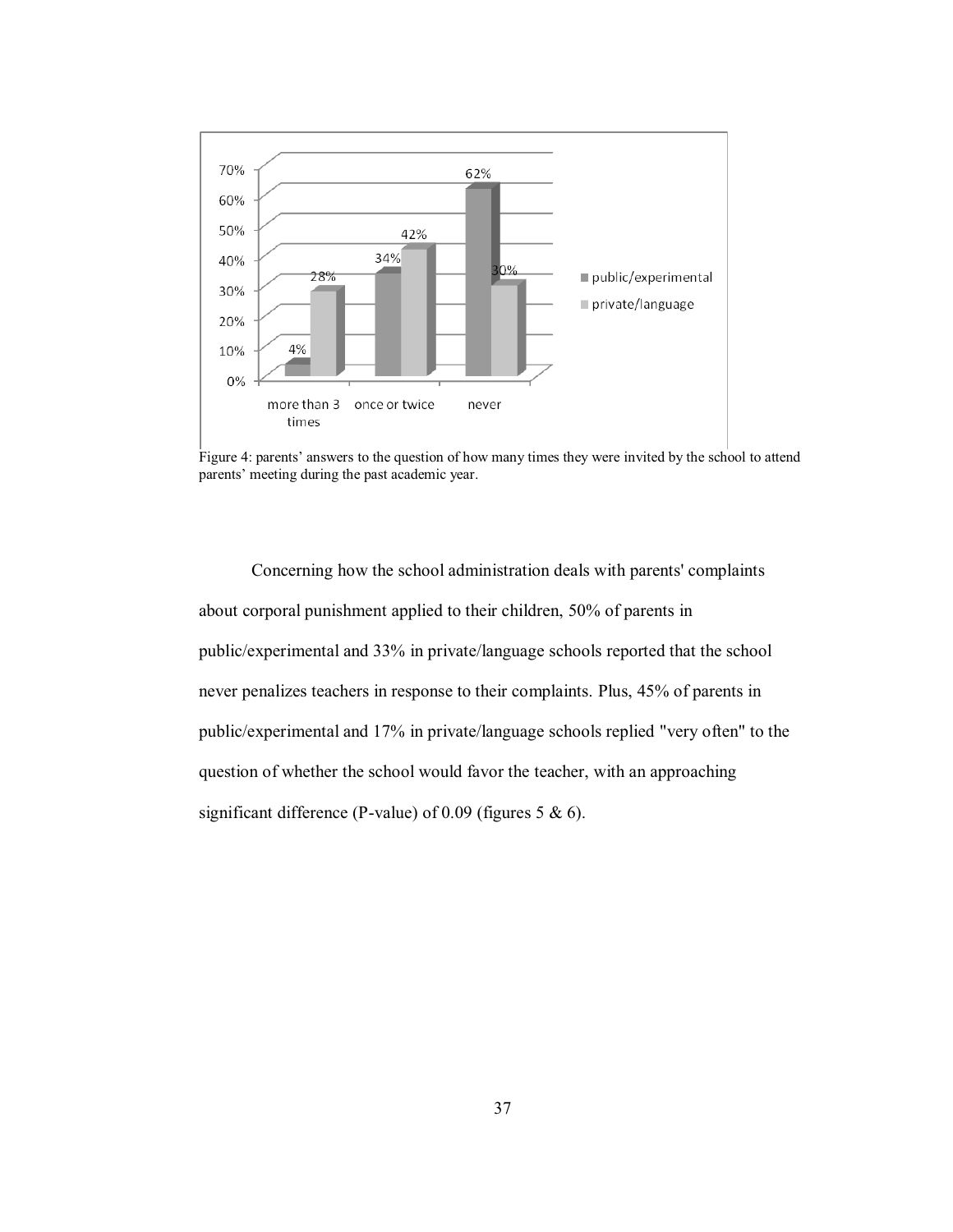Figure 4: parents' answers to the question of how many times they were invited by the school to attend parents' meeting during the past academic year.

Concerning how the school administration deals with parents' complaints about corporal punishment applied to their children, 50% of parents in public/experimental and 33% in private/language schools reported that the school never penalizes teachers in response to their complaints. Plus, 45% of parents in public/experimental and 17% in private/language schools replied "very often" to the question of whether the school would favor the teacher, with an approaching significant difference (P-value) of 0.09 (figures 5 & 6).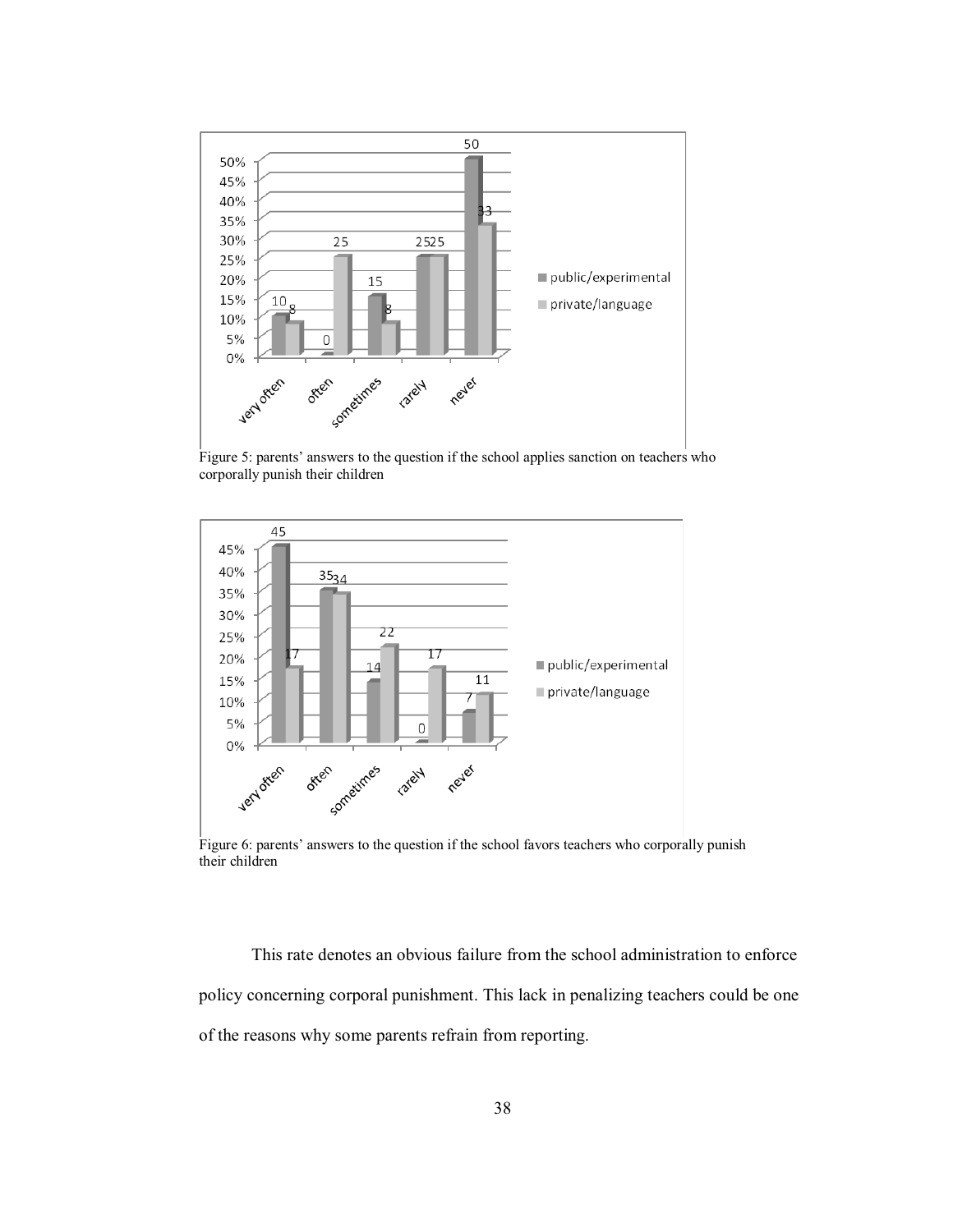Figure 5: parents' answers to the question if the school applies sanction on teachers who corporally punish their children

Figure 6: parents' answers to the question if the school favors teachers who corporally punish their children

This rate denotes an obvious failure from the school administration to enforce policy concerning corporal punishment. This lack in penalizing teachers could be one of the reasons why some parents refrain from reporting.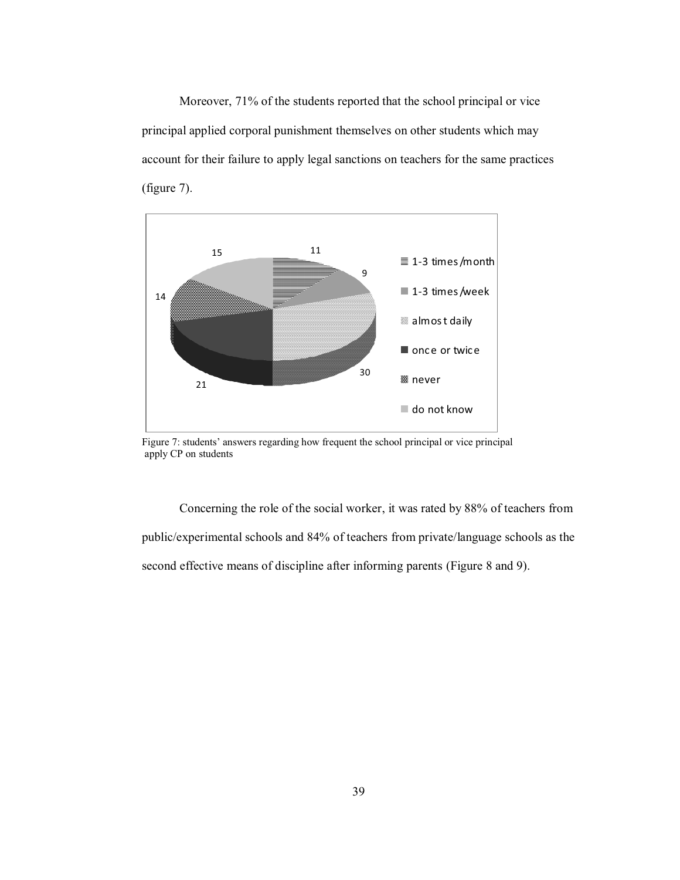Moreover, 71% of the students reported that the school principal or vice principal applied corporal punishment themselves on other students which may account for their failure to apply legal sanctions on teachers for the same practices (figure 7).

| Frequency | Value |
|---|---|
| 1-3 times /month | 11 |
| 1-3 times /week | 9 |
| almost daily | 30 |
| once or twice | 21 |
| never | 14 |
| do not know | 15 |

Figure 7: students' answers regarding how frequent the school principal or vice principal apply CP on students

Concerning the role of the social worker, it was rated by 88% of teachers from public/experimental schools and 84% of teachers from private/language schools as the second effective means of discipline after informing parents (Figure 8 and 9).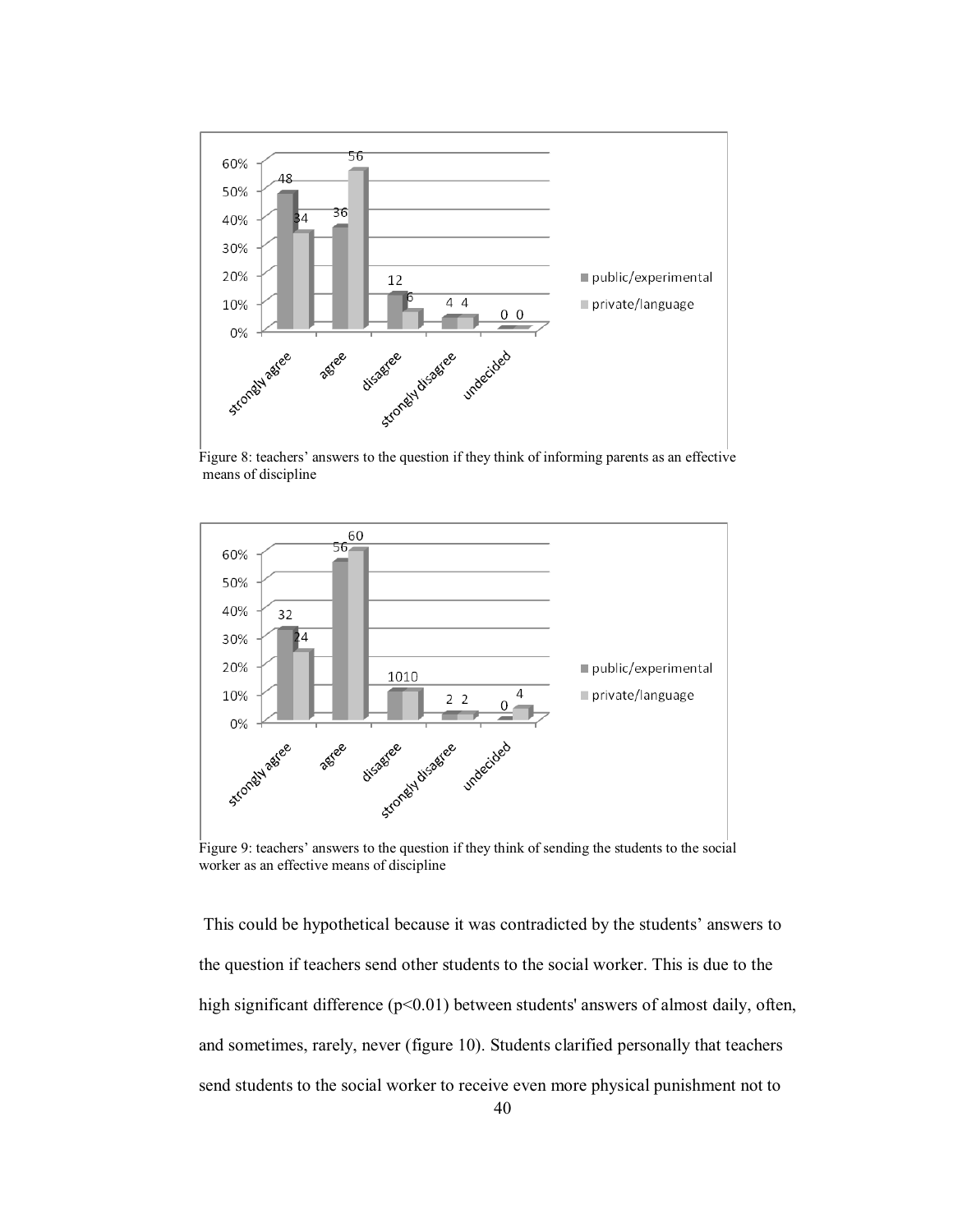Figure 8: teachers' answers to the question if they think of informing parents as an effective means of discipline

Figure 9: teachers' answers to the question if they think of sending the students to the social worker as an effective means of discipline

This could be hypothetical because it was contradicted by the students' answers to the question if teachers send other students to the social worker. This is due to the high significant difference ($p<0.01$) between students' answers of almost daily, often, and sometimes, rarely, never (figure 10). Students clarified personally that teachers send students to the social worker to receive even more physical punishment not to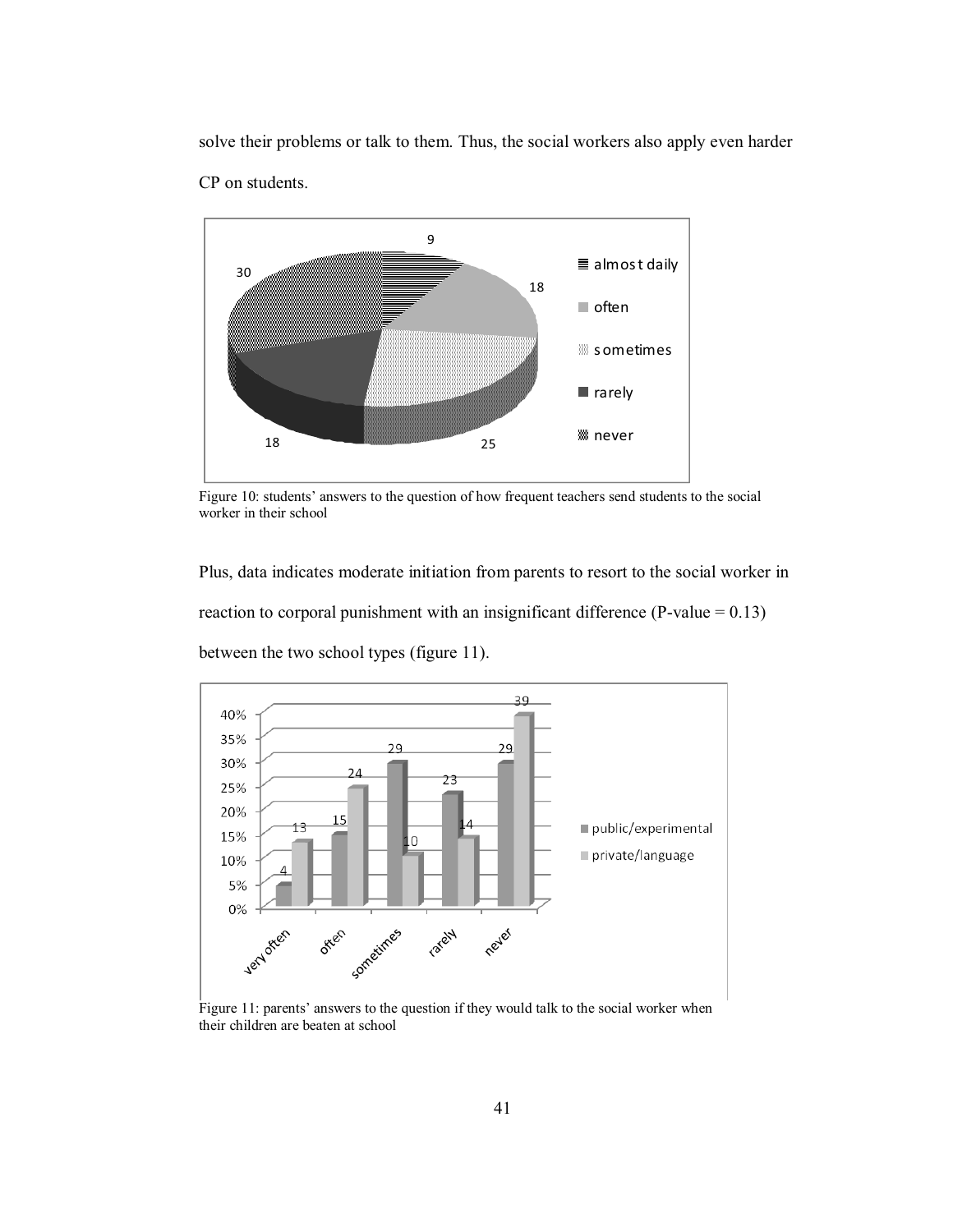solve their problems or talk to them. Thus, the social workers also apply even harder CP on students.

Figure 10: students' answers to the question of how frequent teachers send students to the social worker in their school

Plus, data indicates moderate initiation from parents to resort to the social worker in reaction to corporal punishment with an insignificant difference (P-value = 0.13) between the two school types (figure 11).

Figure 11: parents' answers to the question if they would talk to the social worker when their children are beaten at school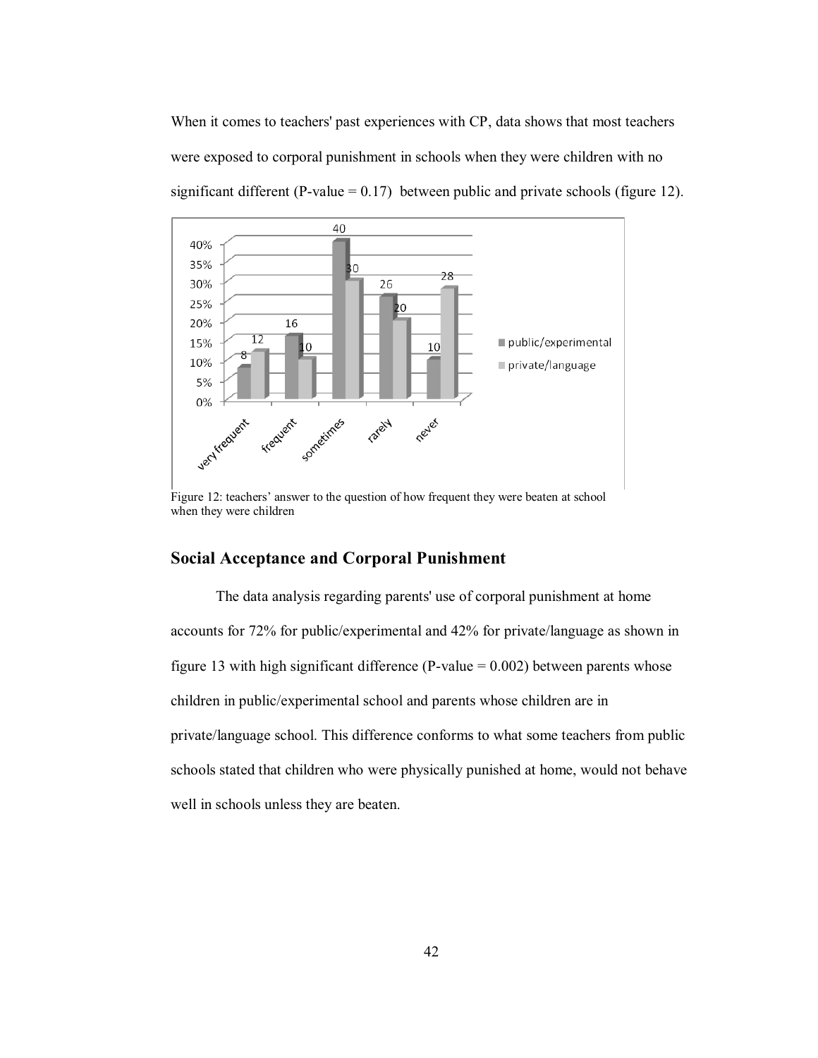When it comes to teachers' past experiences with CP, data shows that most teachers were exposed to corporal punishment in schools when they were children with no significant different (P-value = 0.17) between public and private schools (figure 12).

Figure 12: teachers' answer to the question of how frequent they were beaten at school when they were children

## Social Acceptance and Corporal Punishment

The data analysis regarding parents' use of corporal punishment at home accounts for 72% for public/experimental and 42% for private/language as shown in figure 13 with high significant difference (P-value = 0.002) between parents whose children in public/experimental school and parents whose children are in private/language school. This difference conforms to what some teachers from public schools stated that children who were physically punished at home, would not behave well in schools unless they are beaten.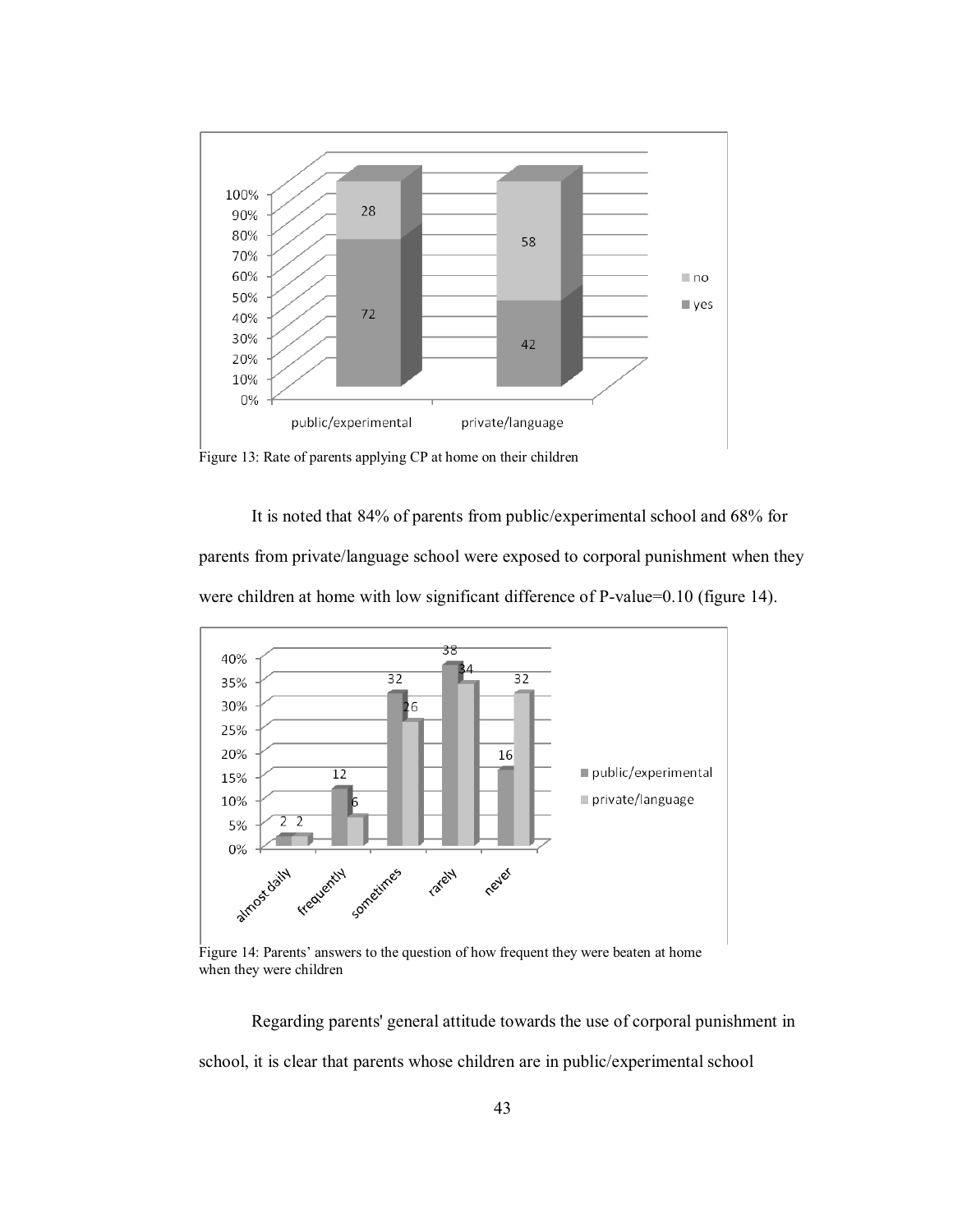Figure 13: Rate of parents applying CP at home on their children

It is noted that 84% of parents from public/experimental school and 68% for parents from private/language school were exposed to corporal punishment when they were children at home with low significant difference of P-value=0.10 (figure 14).

Figure 14: Parents' answers to the question of how frequent they were beaten at home when they were children

Regarding parents' general attitude towards the use of corporal punishment in school, it is clear that parents whose children are in public/experimental school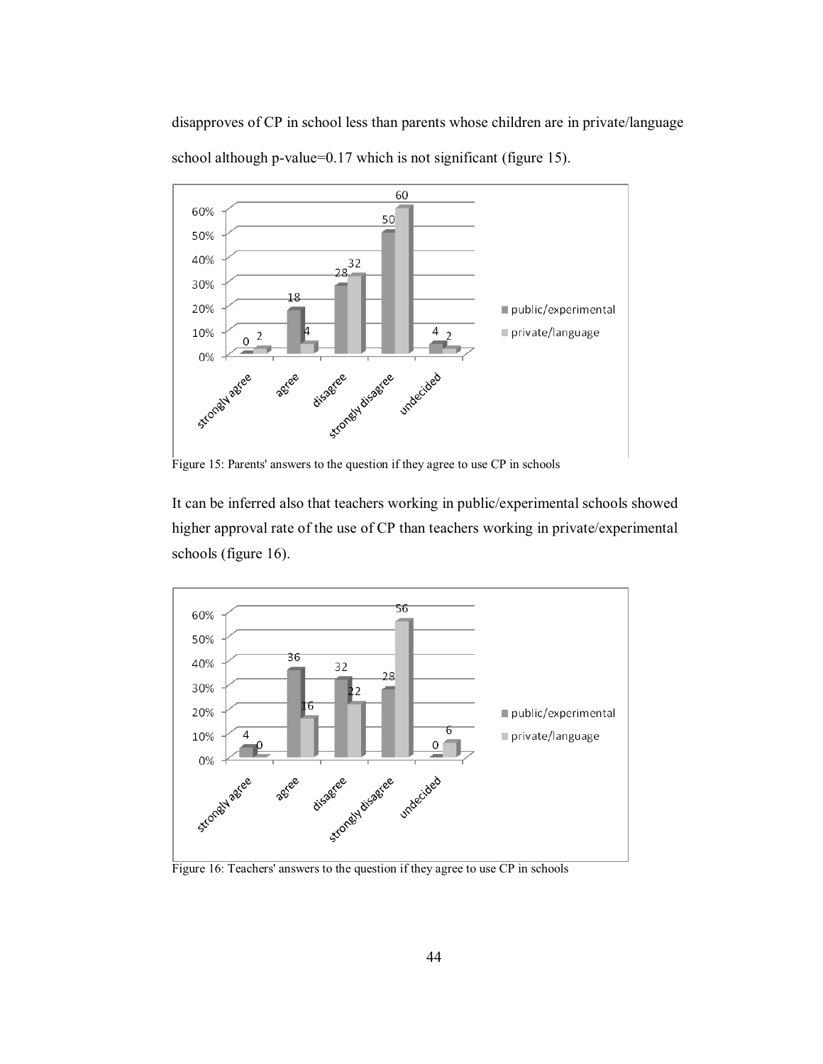disapproves of CP in school less than parents whose children are in private/language school although p-value=0.17 which is not significant (figure 15).

Figure 15: Parents' answers to the question if they agree to use CP in schools

It can be inferred also that teachers working in public/experimental schools showed higher approval rate of the use of CP than teachers working in private/experimental schools (figure 16).

Figure 16: Teachers' answers to the question if they agree to use CP in schools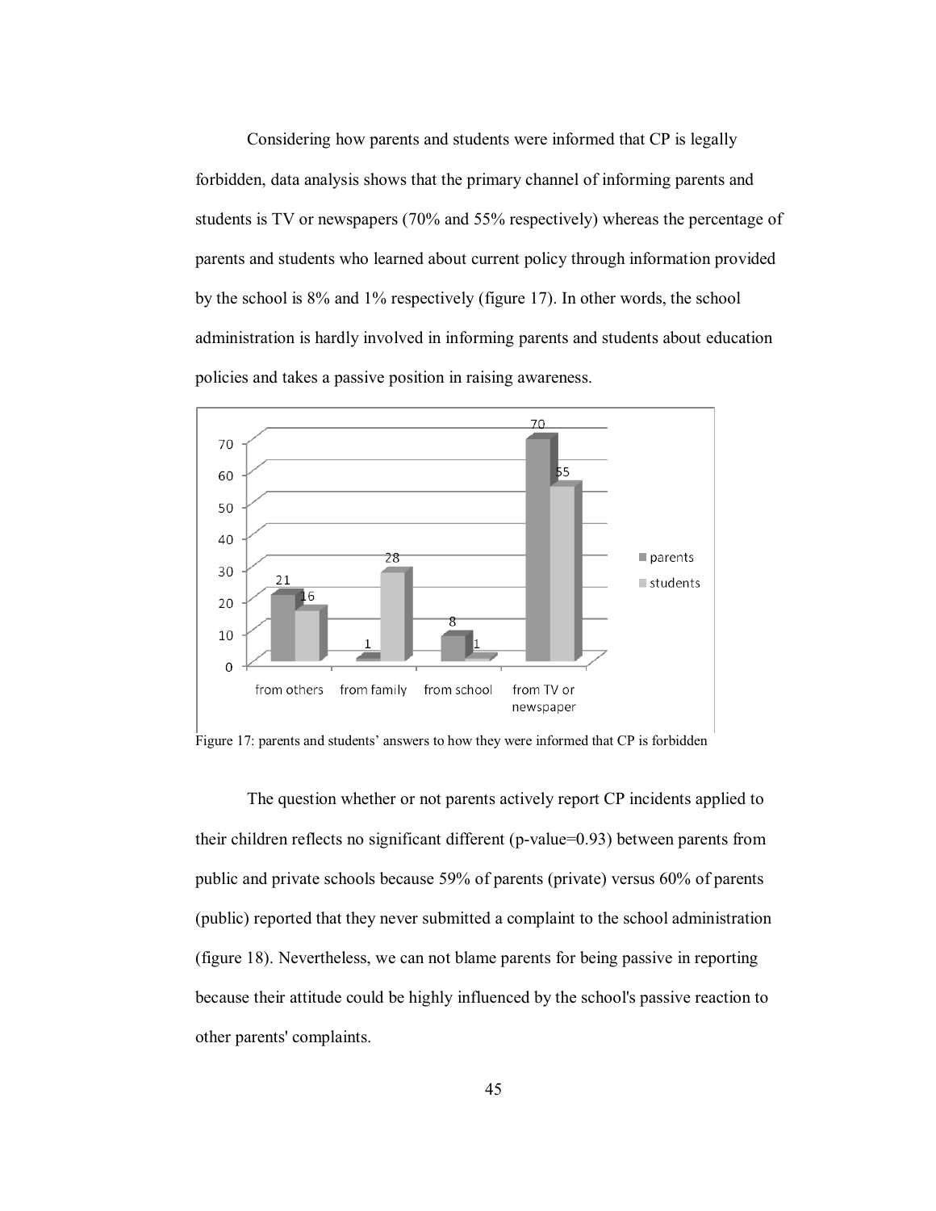Considering how parents and students were informed that CP is legally forbidden, data analysis shows that the primary channel of informing parents and students is TV or newspapers (70% and 55% respectively) whereas the percentage of parents and students who learned about current policy through information provided by the school is 8% and 1% respectively (figure 17). In other words, the school administration is hardly involved in informing parents and students about education policies and takes a passive position in raising awareness.

Figure 17: parents and students' answers to how they were informed that CP is forbidden

The question whether or not parents actively report CP incidents applied to their children reflects no significant different (p-value=0.93) between parents from public and private schools because 59% of parents (private) versus 60% of parents (public) reported that they never submitted a complaint to the school administration (figure 18). Nevertheless, we can not blame parents for being passive in reporting because their attitude could be highly influenced by the school's passive reaction to other parents' complaints.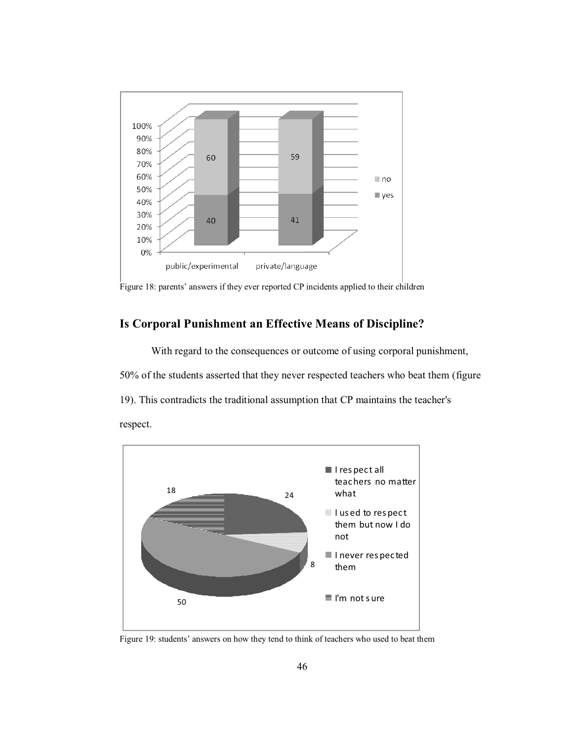Figure 18: parents' answers if they ever reported CP incidents applied to their children

## Is Corporal Punishment an Effective Means of Discipline?

With regard to the consequences or outcome of using corporal punishment, 50% of the students asserted that they never respected teachers who beat them (figure 19). This contradicts the traditional assumption that CP maintains the teacher's respect.

Figure 19: students' answers on how they tend to think of teachers who used to beat them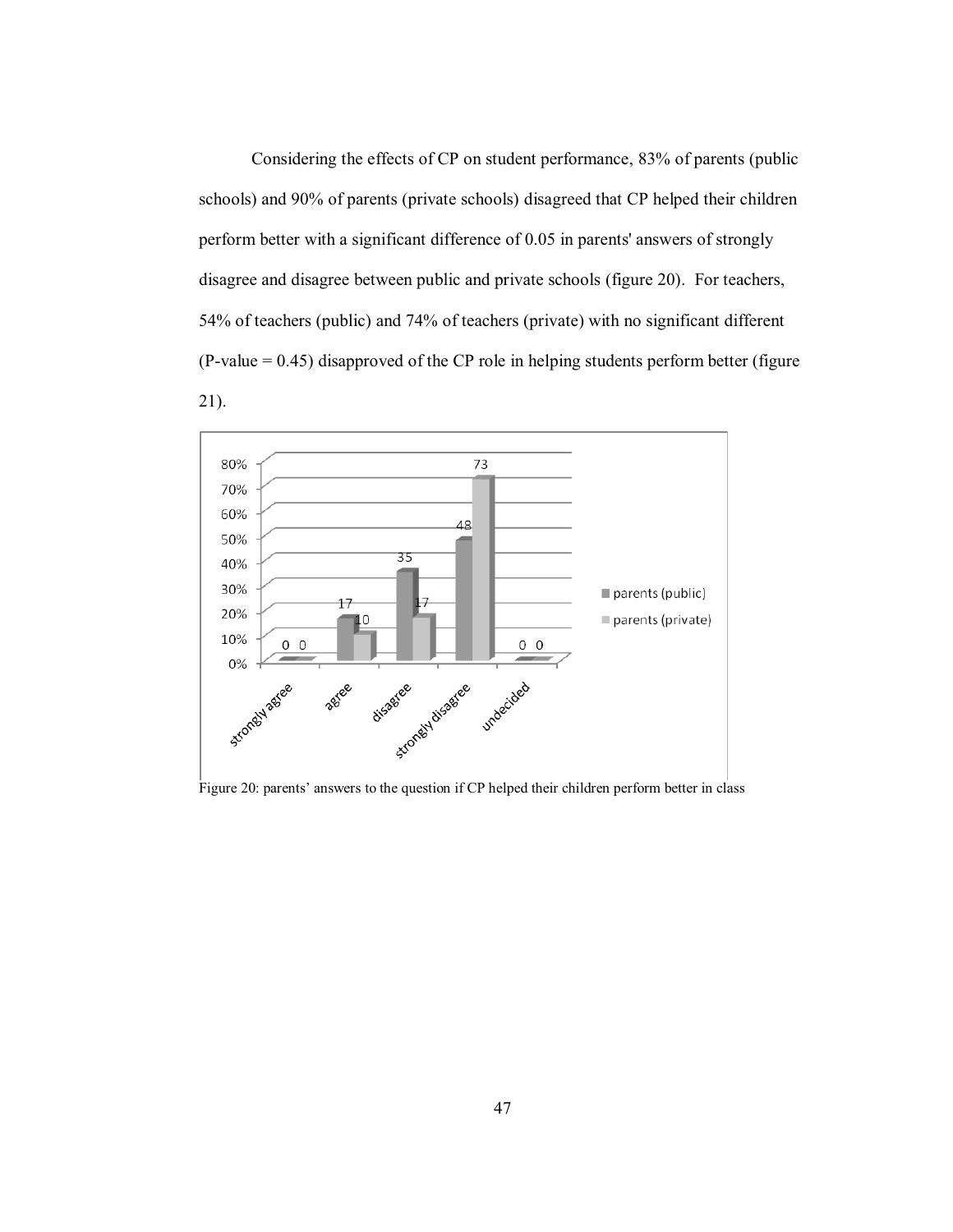Considering the effects of CP on student performance, 83% of parents (public schools) and 90% of parents (private schools) disagreed that CP helped their children perform better with a significant difference of 0.05 in parents' answers of strongly disagree and disagree between public and private schools (figure 20). For teachers, 54% of teachers (public) and 74% of teachers (private) with no significant different (P-value = 0.45) disapproved of the CP role in helping students perform better (figure 21).

| | strongly agree | agree | disagree | strongly disagree | undecided |
|---|---|---|---|---|---|
| parents (public) | 0 | 17 | 35 | 48 | 0 |
| parents (private) | 0 | 10 | 17 | 73 | 0 |

Figure 20: parents' answers to the question if CP helped their children perform better in class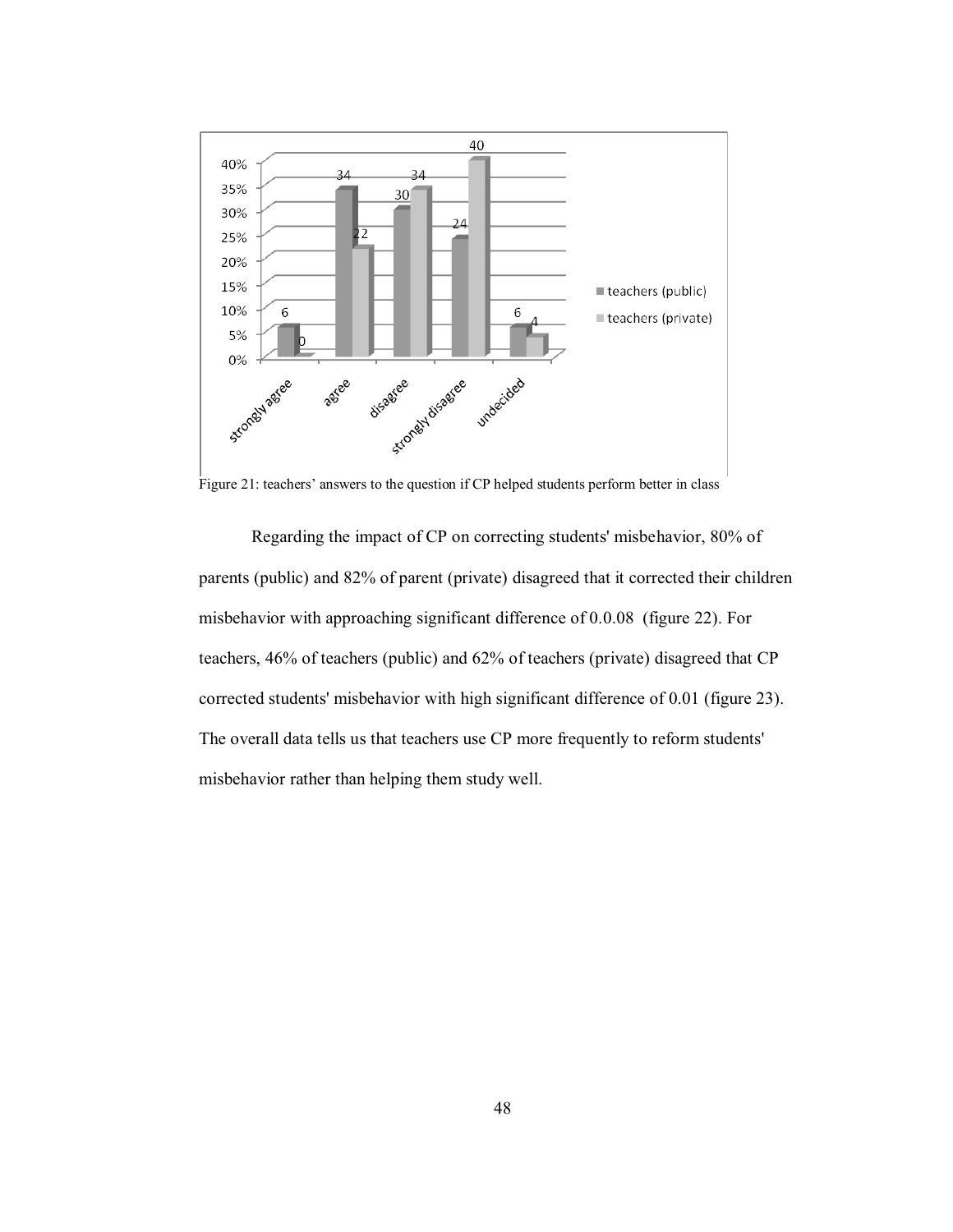Figure 21: teachers' answers to the question if CP helped students perform better in class

Regarding the impact of CP on correcting students' misbehavior, 80% of parents (public) and 82% of parent (private) disagreed that it corrected their children misbehavior with approaching significant difference of 0.0.08 (figure 22). For teachers, 46% of teachers (public) and 62% of teachers (private) disagreed that CP corrected students' misbehavior with high significant difference of 0.01 (figure 23). The overall data tells us that teachers use CP more frequently to reform students' misbehavior rather than helping them study well.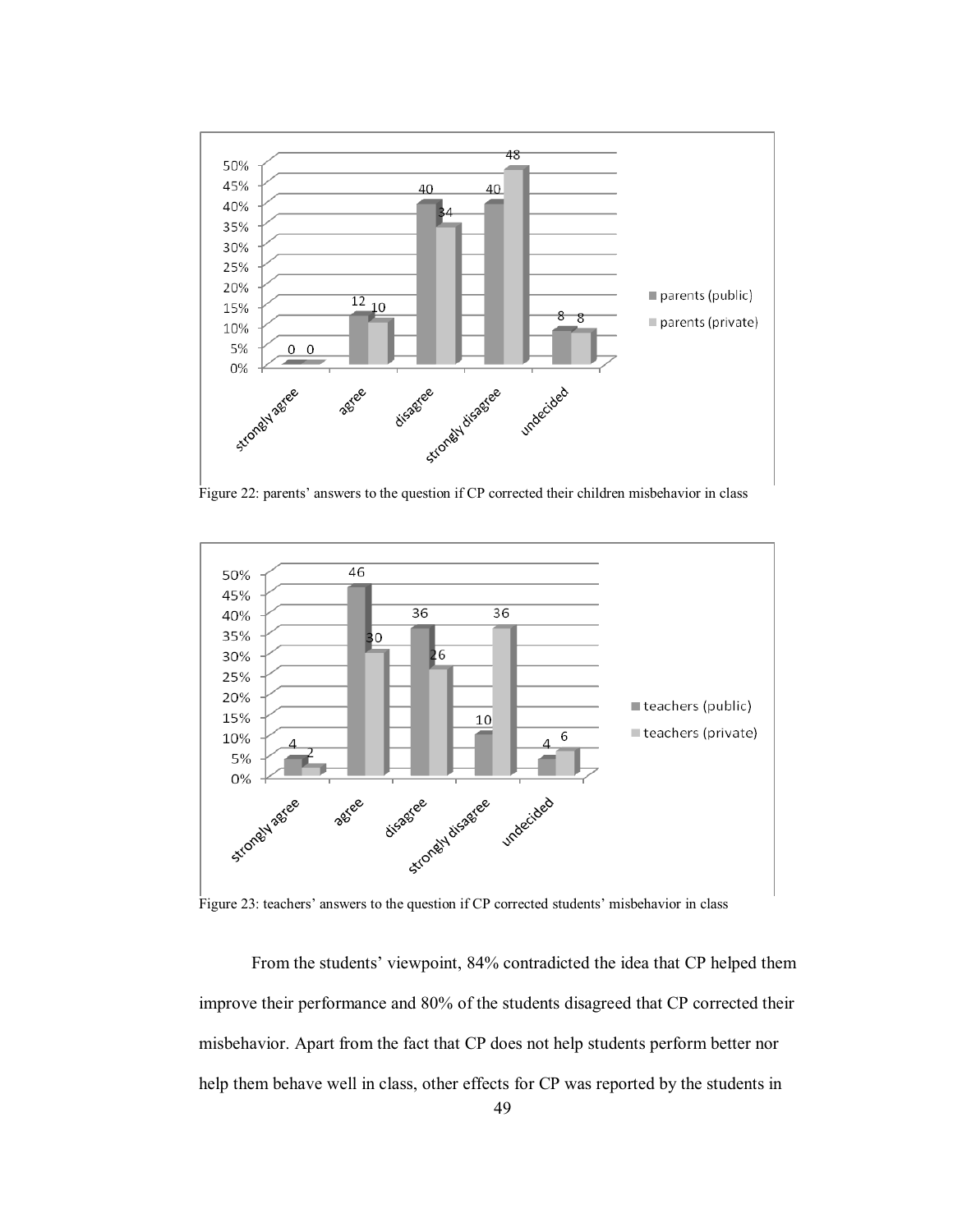Figure 22: parents' answers to the question if CP corrected their children misbehavior in class

Figure 23: teachers' answers to the question if CP corrected students' misbehavior in class

From the students' viewpoint, 84% contradicted the idea that CP helped them improve their performance and 80% of the students disagreed that CP corrected their misbehavior. Apart from the fact that CP does not help students perform better nor help them behave well in class, other effects for CP was reported by the students in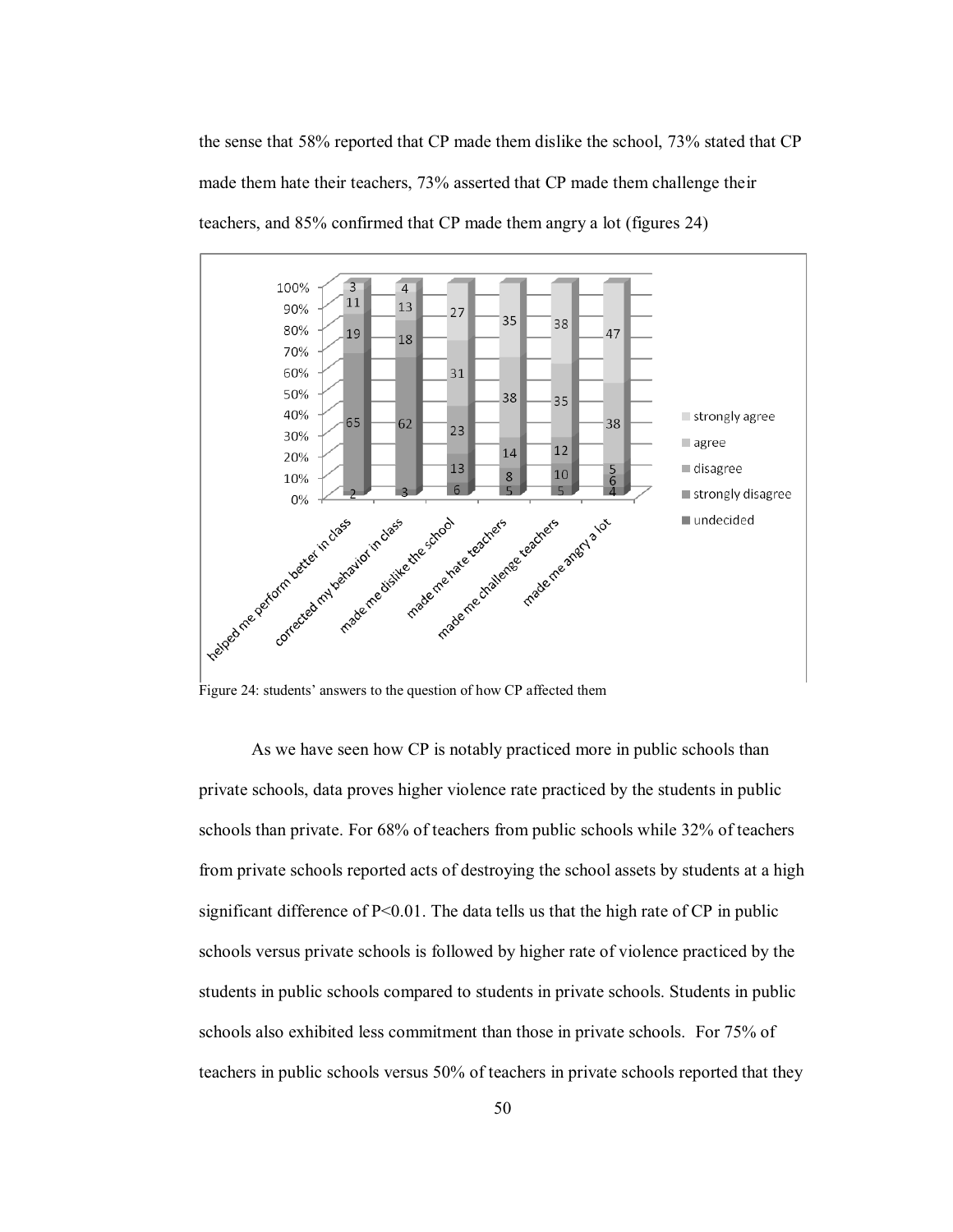the sense that 58% reported that CP made them dislike the school, 73% stated that CP made them hate their teachers, 73% asserted that CP made them challenge their teachers, and 85% confirmed that CP made them angry a lot (figures 24)

Figure 24: students' answers to the question of how CP affected them

As we have seen how CP is notably practiced more in public schools than private schools, data proves higher violence rate practiced by the students in public schools than private. For 68% of teachers from public schools while 32% of teachers from private schools reported acts of destroying the school assets by students at a high significant difference of $P<0.01$. The data tells us that the high rate of CP in public schools versus private schools is followed by higher rate of violence practiced by the students in public schools compared to students in private schools. Students in public schools also exhibited less commitment than those in private schools. For 75% of teachers in public schools versus 50% of teachers in private schools reported that they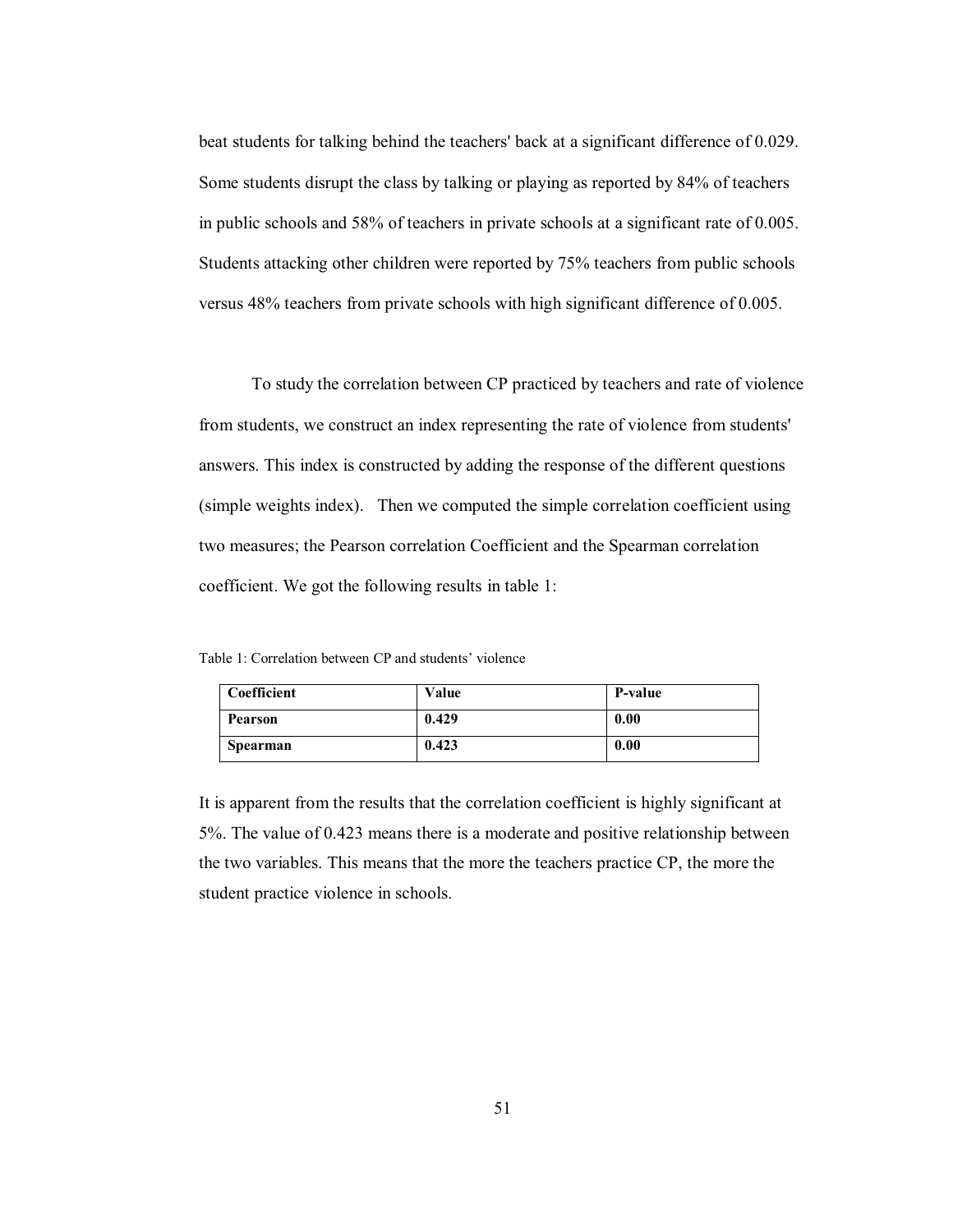beat students for talking behind the teachers' back at a significant difference of 0.029. Some students disrupt the class by talking or playing as reported by 84% of teachers in public schools and 58% of teachers in private schools at a significant rate of 0.005. Students attacking other children were reported by 75% teachers from public schools versus 48% teachers from private schools with high significant difference of 0.005.

To study the correlation between CP practiced by teachers and rate of violence from students, we construct an index representing the rate of violence from students' answers. This index is constructed by adding the response of the different questions (simple weights index). Then we computed the simple correlation coefficient using two measures; the Pearson correlation Coefficient and the Spearman correlation coefficient. We got the following results in table 1:

Table 1: Correlation between CP and students' violence

| **Coefficient** | **Value** | **P-value** |
|---|---|---|
| **Pearson** | **0.429** | **0.00** |
| **Spearman** | **0.423** | **0.00** |

It is apparent from the results that the correlation coefficient is highly significant at 5%. The value of 0.423 means there is a moderate and positive relationship between the two variables. This means that the more the teachers practice CP, the more the student practice violence in schools.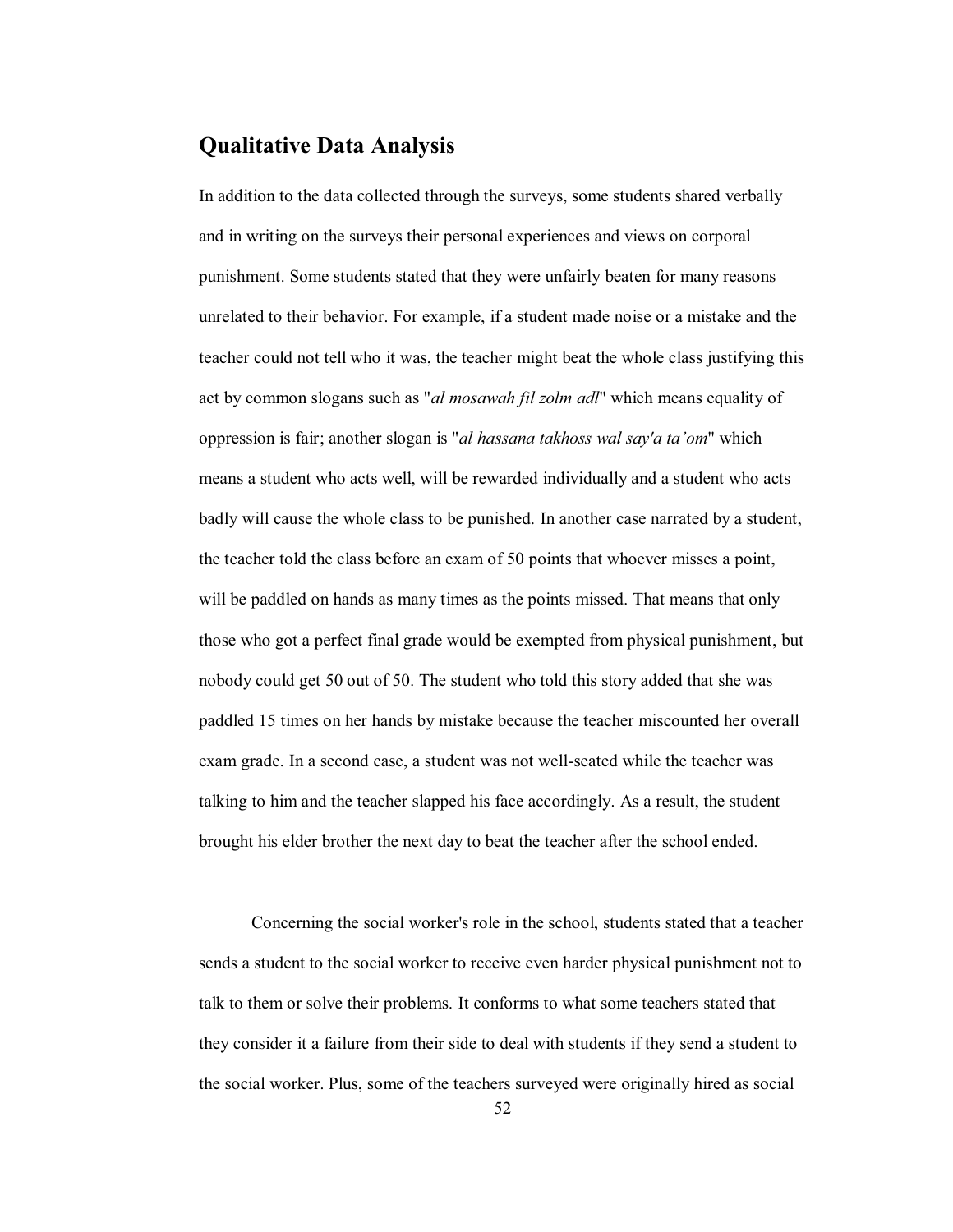## Qualitative Data Analysis

In addition to the data collected through the surveys, some students shared verbally and in writing on the surveys their personal experiences and views on corporal punishment. Some students stated that they were unfairly beaten for many reasons unrelated to their behavior. For example, if a student made noise or a mistake and the teacher could not tell who it was, the teacher might beat the whole class justifying this act by common slogans such as "*al mosawah fil zolm adl*" which means equality of oppression is fair; another slogan is "*al hassana takhoss wal say'a ta'om*" which means a student who acts well, will be rewarded individually and a student who acts badly will cause the whole class to be punished. In another case narrated by a student, the teacher told the class before an exam of 50 points that whoever misses a point, will be paddled on hands as many times as the points missed. That means that only those who got a perfect final grade would be exempted from physical punishment, but nobody could get 50 out of 50. The student who told this story added that she was paddled 15 times on her hands by mistake because the teacher miscounted her overall exam grade. In a second case, a student was not well-seated while the teacher was talking to him and the teacher slapped his face accordingly. As a result, the student brought his elder brother the next day to beat the teacher after the school ended.

Concerning the social worker's role in the school, students stated that a teacher sends a student to the social worker to receive even harder physical punishment not to talk to them or solve their problems. It conforms to what some teachers stated that they consider it a failure from their side to deal with students if they send a student to the social worker. Plus, some of the teachers surveyed were originally hired as social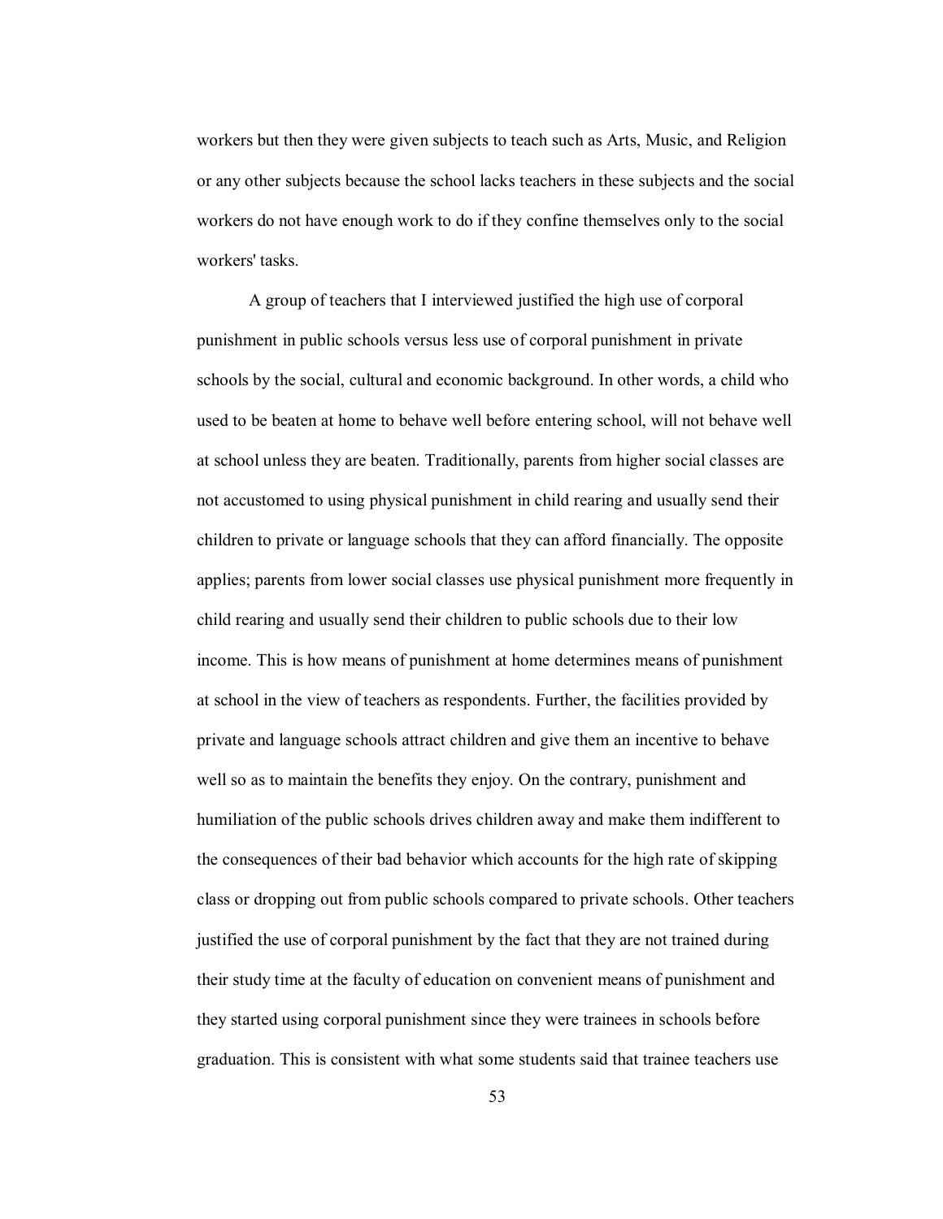workers but then they were given subjects to teach such as Arts, Music, and Religion or any other subjects because the school lacks teachers in these subjects and the social workers do not have enough work to do if they confine themselves only to the social workers' tasks.

A group of teachers that I interviewed justified the high use of corporal punishment in public schools versus less use of corporal punishment in private schools by the social, cultural and economic background. In other words, a child who used to be beaten at home to behave well before entering school, will not behave well at school unless they are beaten. Traditionally, parents from higher social classes are not accustomed to using physical punishment in child rearing and usually send their children to private or language schools that they can afford financially. The opposite applies; parents from lower social classes use physical punishment more frequently in child rearing and usually send their children to public schools due to their low income. This is how means of punishment at home determines means of punishment at school in the view of teachers as respondents. Further, the facilities provided by private and language schools attract children and give them an incentive to behave well so as to maintain the benefits they enjoy. On the contrary, punishment and humiliation of the public schools drives children away and make them indifferent to the consequences of their bad behavior which accounts for the high rate of skipping class or dropping out from public schools compared to private schools. Other teachers justified the use of corporal punishment by the fact that they are not trained during their study time at the faculty of education on convenient means of punishment and they started using corporal punishment since they were trainees in schools before graduation. This is consistent with what some students said that trainee teachers use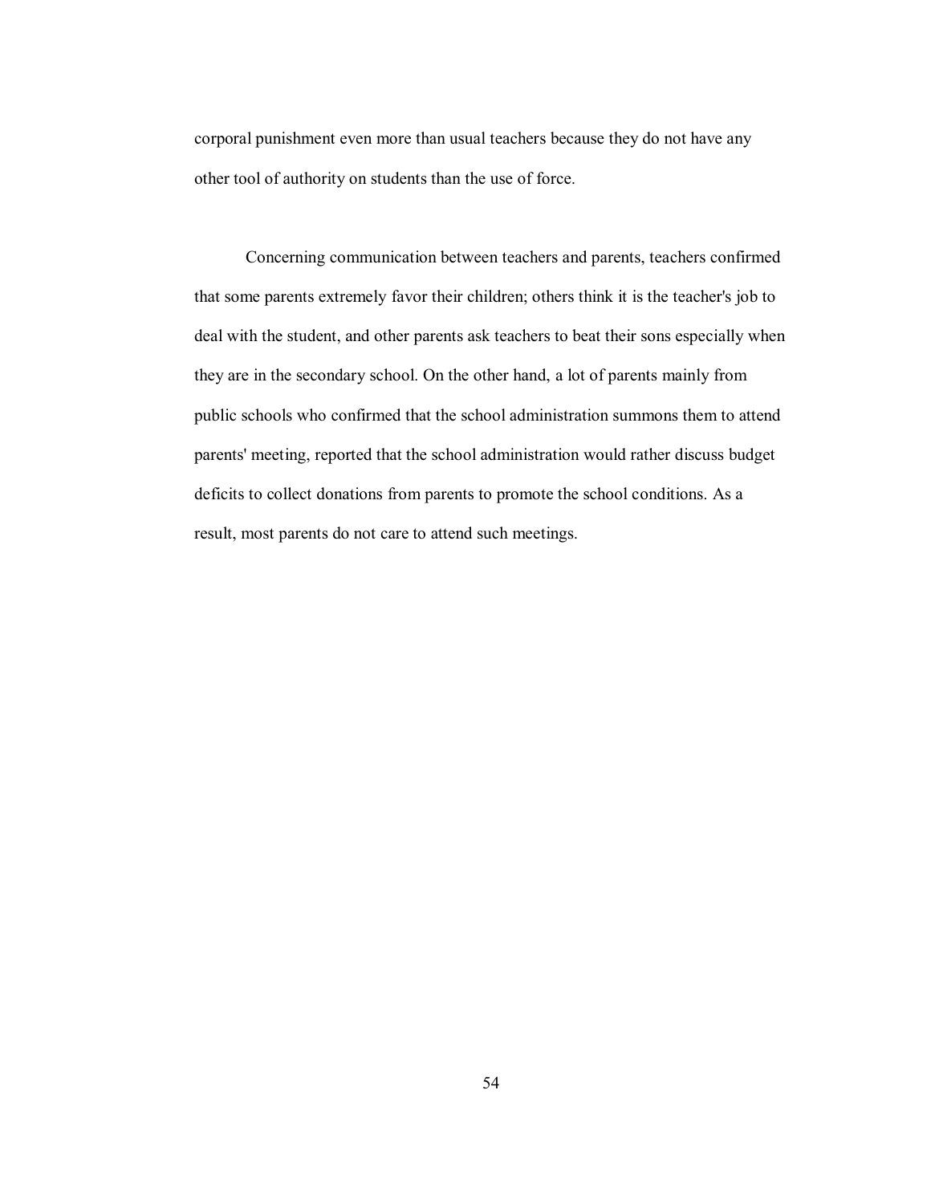corporal punishment even more than usual teachers because they do not have any other tool of authority on students than the use of force.

Concerning communication between teachers and parents, teachers confirmed that some parents extremely favor their children; others think it is the teacher's job to deal with the student, and other parents ask teachers to beat their sons especially when they are in the secondary school. On the other hand, a lot of parents mainly from public schools who confirmed that the school administration summons them to attend parents' meeting, reported that the school administration would rather discuss budget deficits to collect donations from parents to promote the school conditions. As a result, most parents do not care to attend such meetings.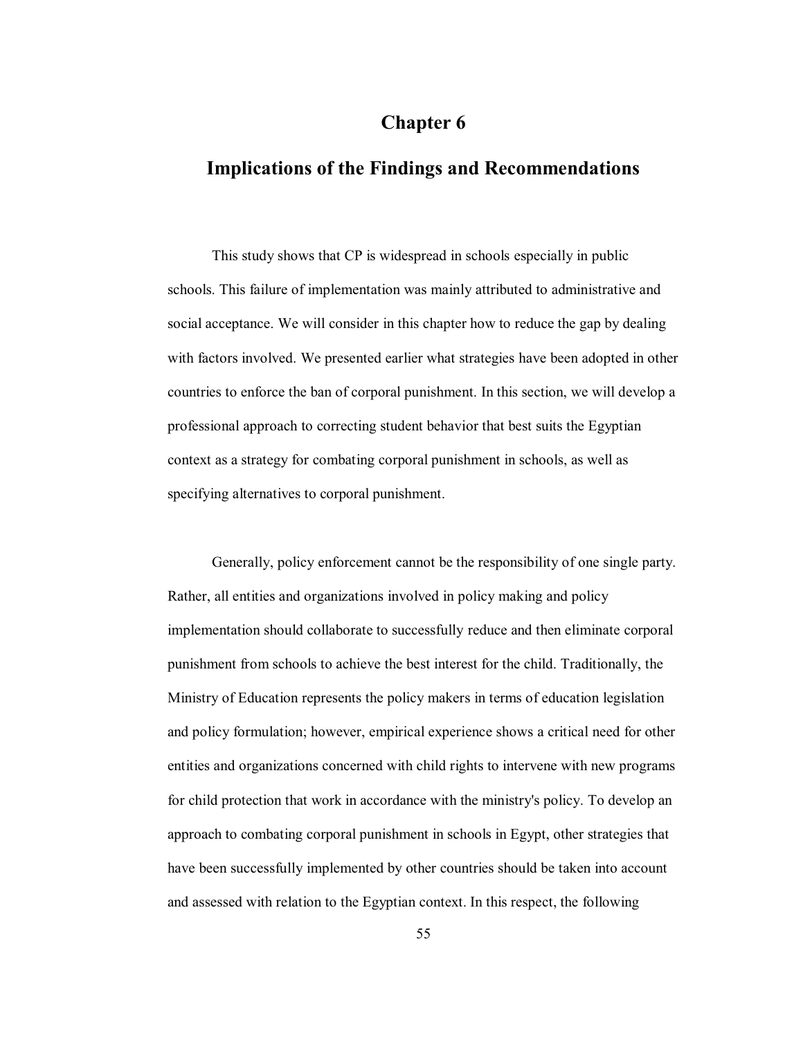# Chapter 6

# Implications of the Findings and Recommendations

This study shows that CP is widespread in schools especially in public schools. This failure of implementation was mainly attributed to administrative and social acceptance. We will consider in this chapter how to reduce the gap by dealing with factors involved. We presented earlier what strategies have been adopted in other countries to enforce the ban of corporal punishment. In this section, we will develop a professional approach to correcting student behavior that best suits the Egyptian context as a strategy for combating corporal punishment in schools, as well as specifying alternatives to corporal punishment.

Generally, policy enforcement cannot be the responsibility of one single party. Rather, all entities and organizations involved in policy making and policy implementation should collaborate to successfully reduce and then eliminate corporal punishment from schools to achieve the best interest for the child. Traditionally, the Ministry of Education represents the policy makers in terms of education legislation and policy formulation; however, empirical experience shows a critical need for other entities and organizations concerned with child rights to intervene with new programs for child protection that work in accordance with the ministry's policy. To develop an approach to combating corporal punishment in schools in Egypt, other strategies that have been successfully implemented by other countries should be taken into account and assessed with relation to the Egyptian context. In this respect, the following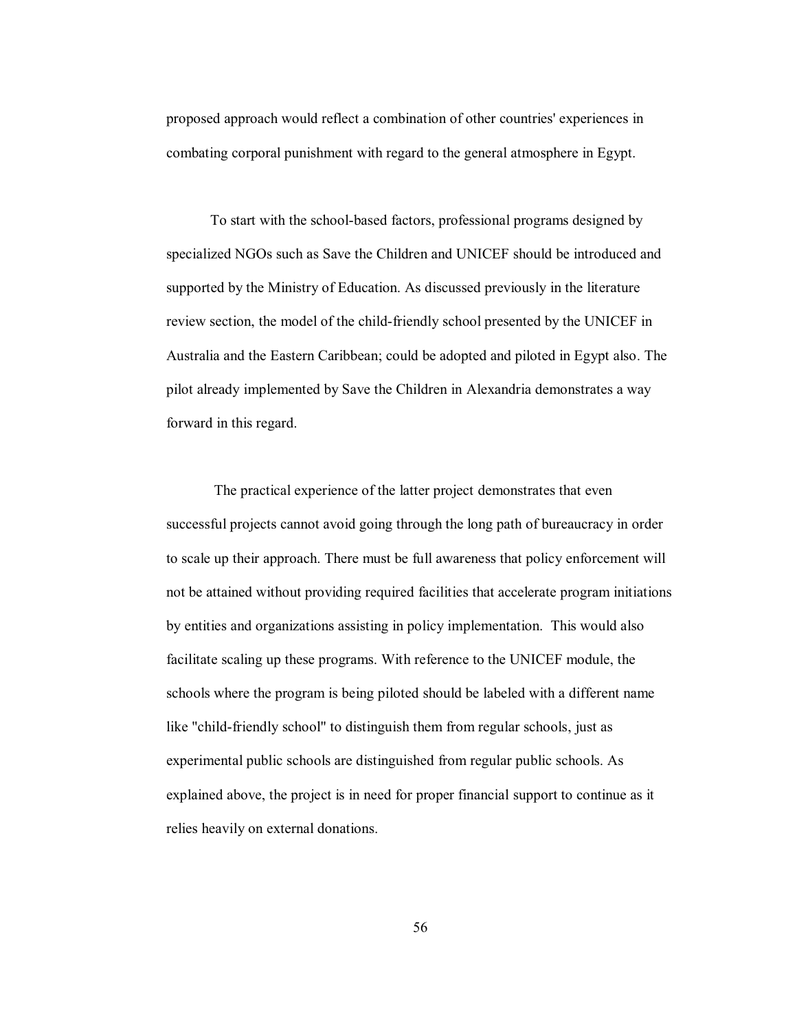proposed approach would reflect a combination of other countries' experiences in combating corporal punishment with regard to the general atmosphere in Egypt.

To start with the school-based factors, professional programs designed by specialized NGOs such as Save the Children and UNICEF should be introduced and supported by the Ministry of Education. As discussed previously in the literature review section, the model of the child-friendly school presented by the UNICEF in Australia and the Eastern Caribbean; could be adopted and piloted in Egypt also. The pilot already implemented by Save the Children in Alexandria demonstrates a way forward in this regard.

The practical experience of the latter project demonstrates that even successful projects cannot avoid going through the long path of bureaucracy in order to scale up their approach. There must be full awareness that policy enforcement will not be attained without providing required facilities that accelerate program initiations by entities and organizations assisting in policy implementation. This would also facilitate scaling up these programs. With reference to the UNICEF module, the schools where the program is being piloted should be labeled with a different name like "child-friendly school" to distinguish them from regular schools, just as experimental public schools are distinguished from regular public schools. As explained above, the project is in need for proper financial support to continue as it relies heavily on external donations.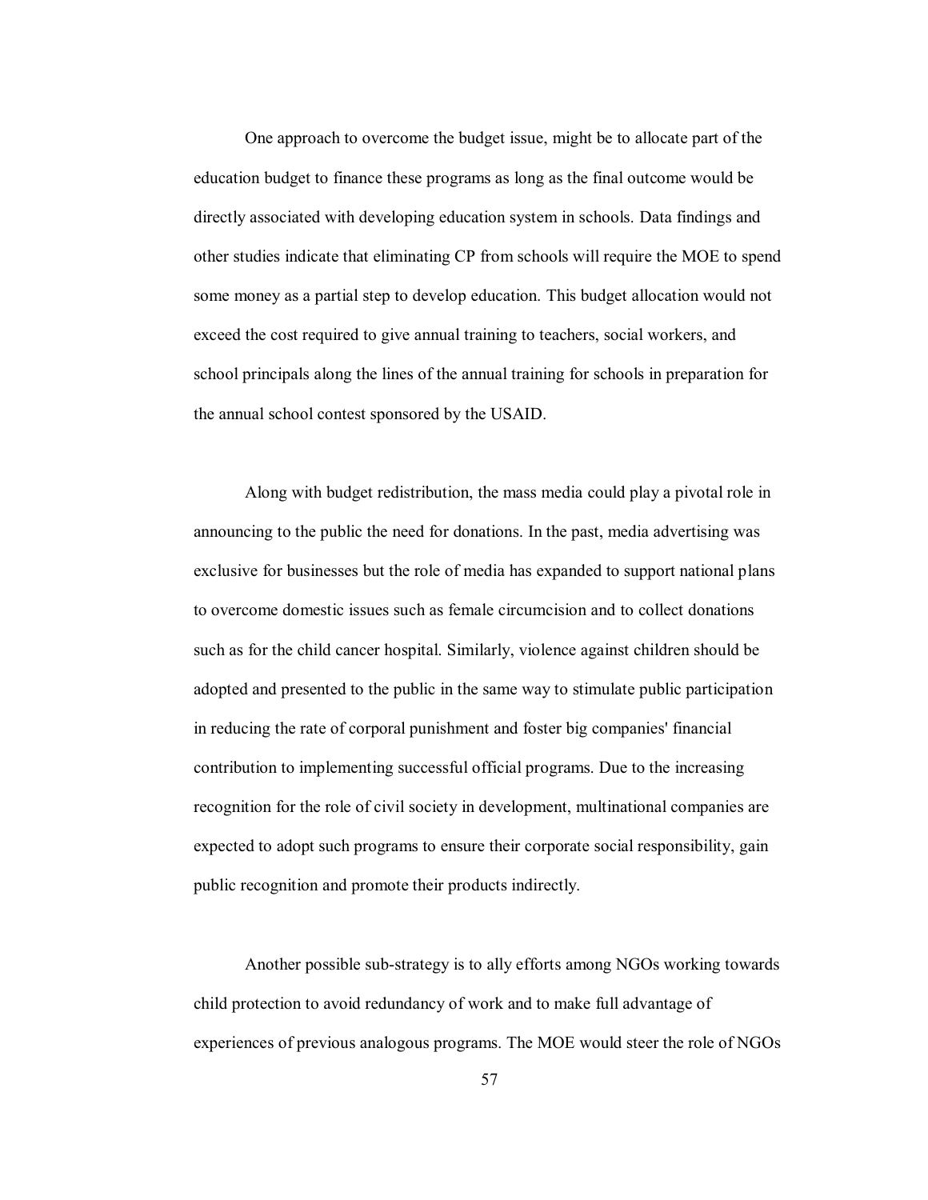One approach to overcome the budget issue, might be to allocate part of the education budget to finance these programs as long as the final outcome would be directly associated with developing education system in schools. Data findings and other studies indicate that eliminating CP from schools will require the MOE to spend some money as a partial step to develop education. This budget allocation would not exceed the cost required to give annual training to teachers, social workers, and school principals along the lines of the annual training for schools in preparation for the annual school contest sponsored by the USAID.

Along with budget redistribution, the mass media could play a pivotal role in announcing to the public the need for donations. In the past, media advertising was exclusive for businesses but the role of media has expanded to support national plans to overcome domestic issues such as female circumcision and to collect donations such as for the child cancer hospital. Similarly, violence against children should be adopted and presented to the public in the same way to stimulate public participation in reducing the rate of corporal punishment and foster big companies' financial contribution to implementing successful official programs. Due to the increasing recognition for the role of civil society in development, multinational companies are expected to adopt such programs to ensure their corporate social responsibility, gain public recognition and promote their products indirectly.

Another possible sub-strategy is to ally efforts among NGOs working towards child protection to avoid redundancy of work and to make full advantage of experiences of previous analogous programs. The MOE would steer the role of NGOs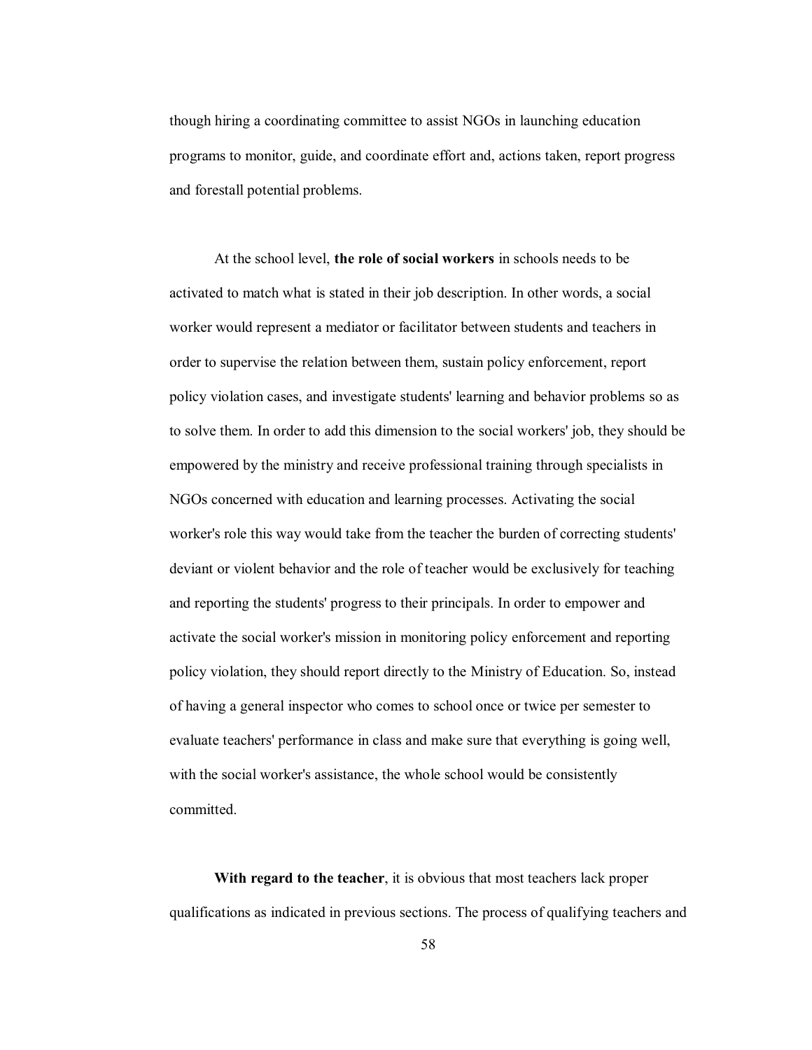though hiring a coordinating committee to assist NGOs in launching education programs to monitor, guide, and coordinate effort and, actions taken, report progress and forestall potential problems.

At the school level, **the role of social workers** in schools needs to be activated to match what is stated in their job description. In other words, a social worker would represent a mediator or facilitator between students and teachers in order to supervise the relation between them, sustain policy enforcement, report policy violation cases, and investigate students' learning and behavior problems so as to solve them. In order to add this dimension to the social workers' job, they should be empowered by the ministry and receive professional training through specialists in NGOs concerned with education and learning processes. Activating the social worker's role this way would take from the teacher the burden of correcting students' deviant or violent behavior and the role of teacher would be exclusively for teaching and reporting the students' progress to their principals. In order to empower and activate the social worker's mission in monitoring policy enforcement and reporting policy violation, they should report directly to the Ministry of Education. So, instead of having a general inspector who comes to school once or twice per semester to evaluate teachers' performance in class and make sure that everything is going well, with the social worker's assistance, the whole school would be consistently committed.

**With regard to the teacher**, it is obvious that most teachers lack proper qualifications as indicated in previous sections. The process of qualifying teachers and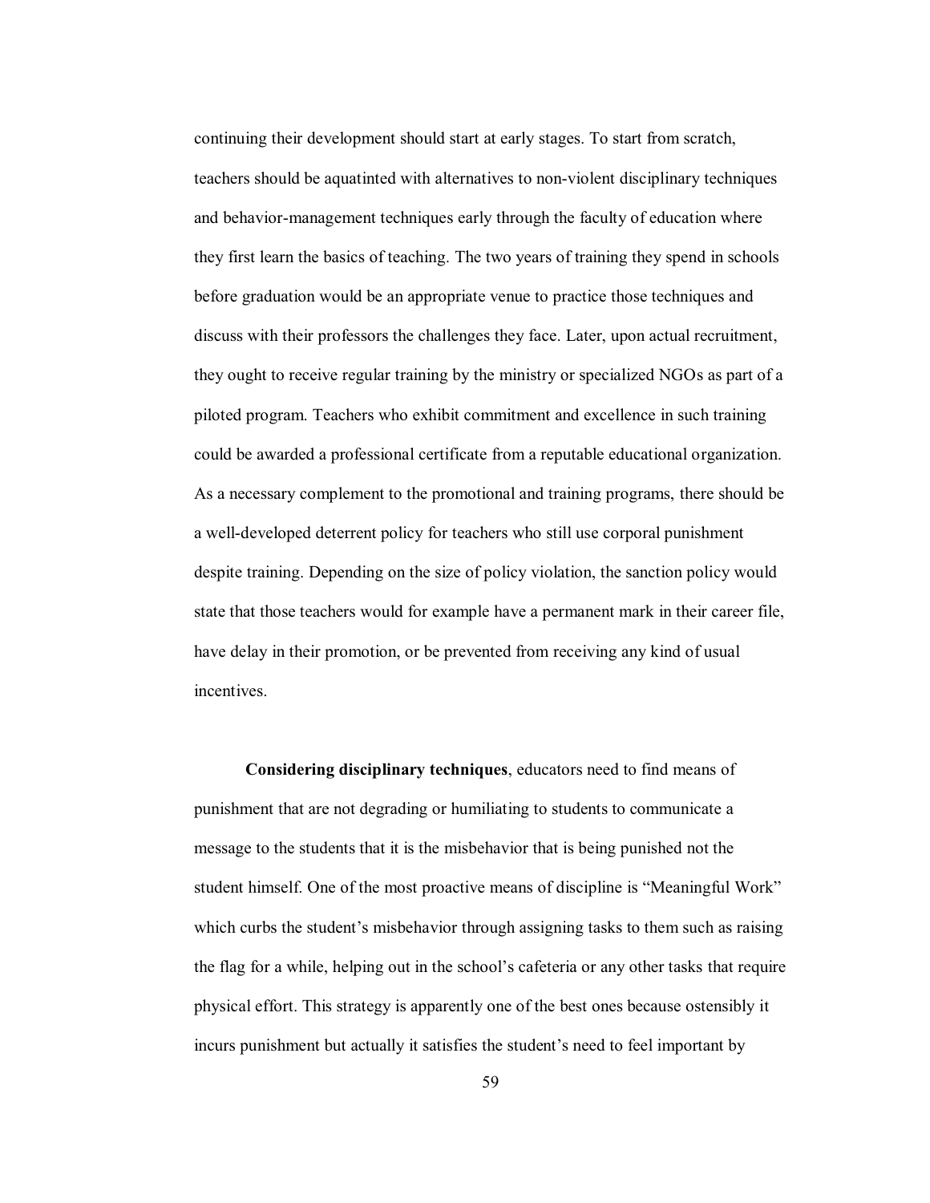continuing their development should start at early stages. To start from scratch, teachers should be aquatinted with alternatives to non-violent disciplinary techniques and behavior-management techniques early through the faculty of education where they first learn the basics of teaching. The two years of training they spend in schools before graduation would be an appropriate venue to practice those techniques and discuss with their professors the challenges they face. Later, upon actual recruitment, they ought to receive regular training by the ministry or specialized NGOs as part of a piloted program. Teachers who exhibit commitment and excellence in such training could be awarded a professional certificate from a reputable educational organization. As a necessary complement to the promotional and training programs, there should be a well-developed deterrent policy for teachers who still use corporal punishment despite training. Depending on the size of policy violation, the sanction policy would state that those teachers would for example have a permanent mark in their career file, have delay in their promotion, or be prevented from receiving any kind of usual incentives.

**Considering disciplinary techniques**, educators need to find means of punishment that are not degrading or humiliating to students to communicate a message to the students that it is the misbehavior that is being punished not the student himself. One of the most proactive means of discipline is “Meaningful Work” which curbs the student’s misbehavior through assigning tasks to them such as raising the flag for a while, helping out in the school’s cafeteria or any other tasks that require physical effort. This strategy is apparently one of the best ones because ostensibly it incurs punishment but actually it satisfies the student’s need to feel important by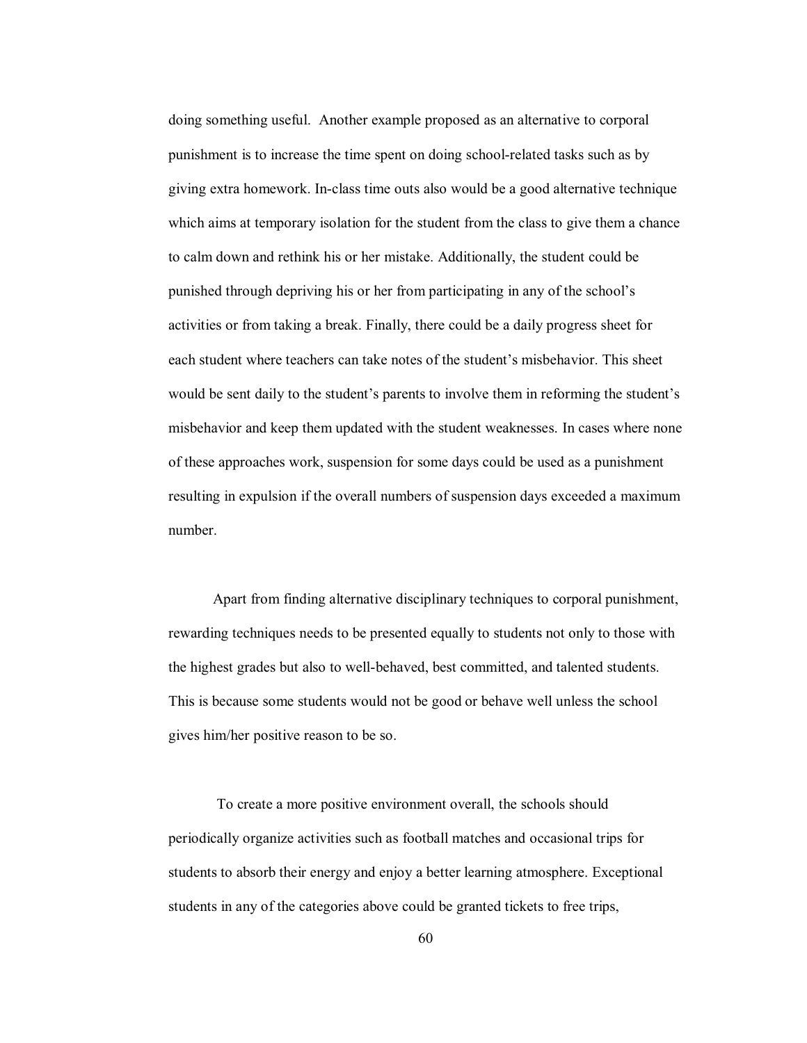doing something useful. Another example proposed as an alternative to corporal punishment is to increase the time spent on doing school-related tasks such as by giving extra homework. In-class time outs also would be a good alternative technique which aims at temporary isolation for the student from the class to give them a chance to calm down and rethink his or her mistake. Additionally, the student could be punished through depriving his or her from participating in any of the school's activities or from taking a break. Finally, there could be a daily progress sheet for each student where teachers can take notes of the student's misbehavior. This sheet would be sent daily to the student's parents to involve them in reforming the student's misbehavior and keep them updated with the student weaknesses. In cases where none of these approaches work, suspension for some days could be used as a punishment resulting in expulsion if the overall numbers of suspension days exceeded a maximum number.

Apart from finding alternative disciplinary techniques to corporal punishment, rewarding techniques needs to be presented equally to students not only to those with the highest grades but also to well-behaved, best committed, and talented students. This is because some students would not be good or behave well unless the school gives him/her positive reason to be so.

To create a more positive environment overall, the schools should periodically organize activities such as football matches and occasional trips for students to absorb their energy and enjoy a better learning atmosphere. Exceptional students in any of the categories above could be granted tickets to free trips,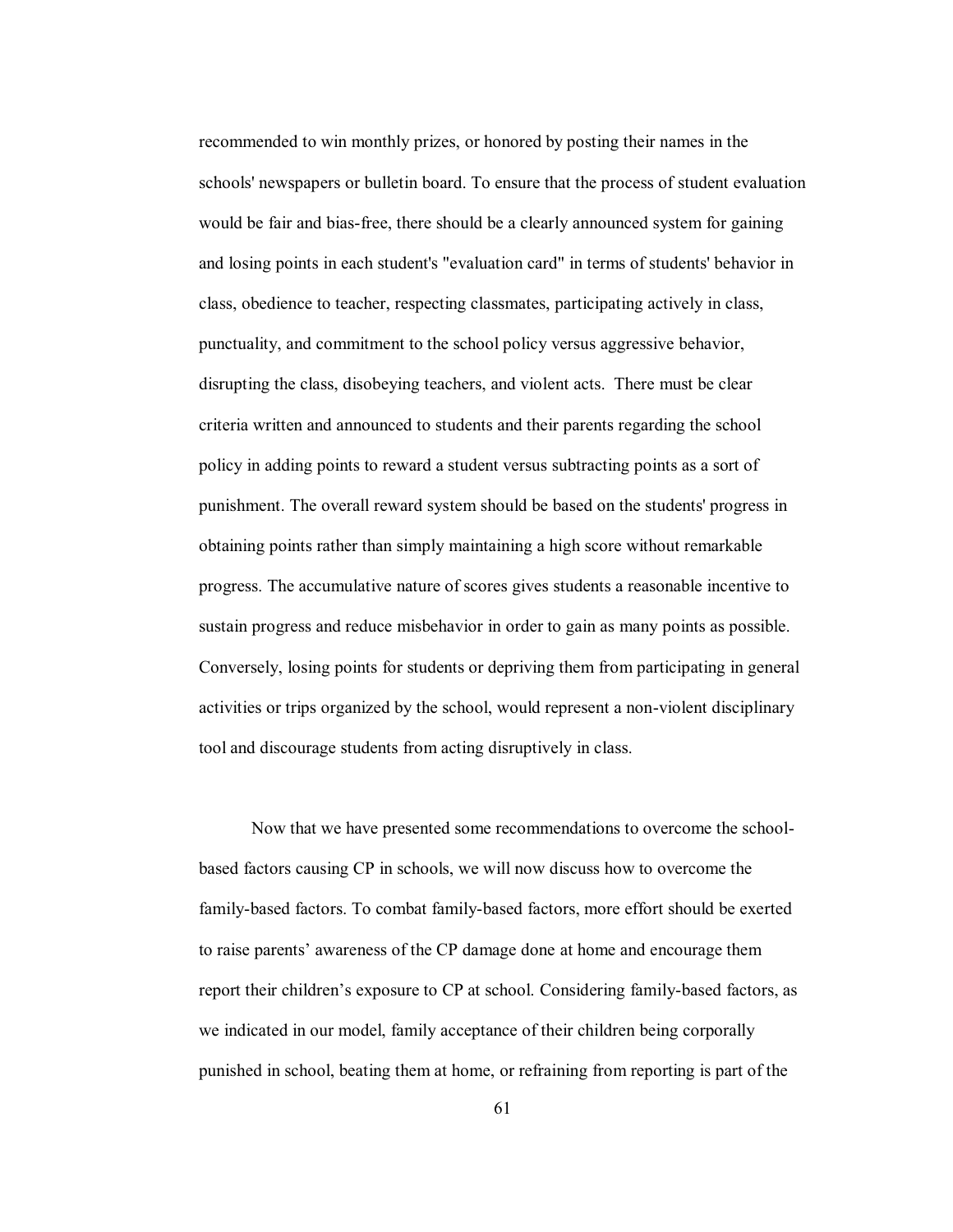recommended to win monthly prizes, or honored by posting their names in the schools' newspapers or bulletin board. To ensure that the process of student evaluation would be fair and bias-free, there should be a clearly announced system for gaining and losing points in each student's "evaluation card" in terms of students' behavior in class, obedience to teacher, respecting classmates, participating actively in class, punctuality, and commitment to the school policy versus aggressive behavior, disrupting the class, disobeying teachers, and violent acts. There must be clear criteria written and announced to students and their parents regarding the school policy in adding points to reward a student versus subtracting points as a sort of punishment. The overall reward system should be based on the students' progress in obtaining points rather than simply maintaining a high score without remarkable progress. The accumulative nature of scores gives students a reasonable incentive to sustain progress and reduce misbehavior in order to gain as many points as possible. Conversely, losing points for students or depriving them from participating in general activities or trips organized by the school, would represent a non-violent disciplinary tool and discourage students from acting disruptively in class.

Now that we have presented some recommendations to overcome the school-based factors causing CP in schools, we will now discuss how to overcome the family-based factors. To combat family-based factors, more effort should be exerted to raise parents' awareness of the CP damage done at home and encourage them report their children's exposure to CP at school. Considering family-based factors, as we indicated in our model, family acceptance of their children being corporally punished in school, beating them at home, or refraining from reporting is part of the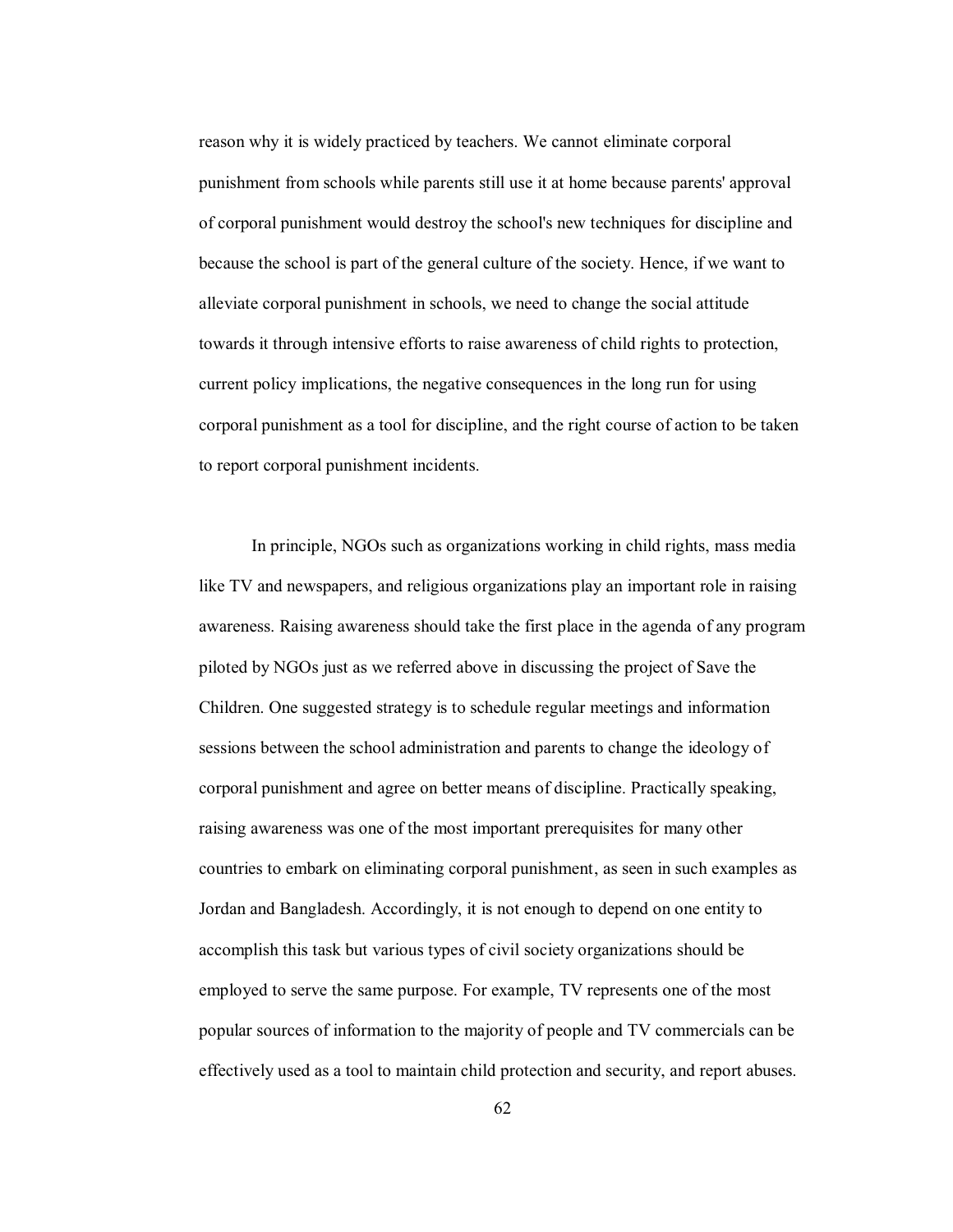reason why it is widely practiced by teachers. We cannot eliminate corporal punishment from schools while parents still use it at home because parents' approval of corporal punishment would destroy the school's new techniques for discipline and because the school is part of the general culture of the society. Hence, if we want to alleviate corporal punishment in schools, we need to change the social attitude towards it through intensive efforts to raise awareness of child rights to protection, current policy implications, the negative consequences in the long run for using corporal punishment as a tool for discipline, and the right course of action to be taken to report corporal punishment incidents.

In principle, NGOs such as organizations working in child rights, mass media like TV and newspapers, and religious organizations play an important role in raising awareness. Raising awareness should take the first place in the agenda of any program piloted by NGOs just as we referred above in discussing the project of Save the Children. One suggested strategy is to schedule regular meetings and information sessions between the school administration and parents to change the ideology of corporal punishment and agree on better means of discipline. Practically speaking, raising awareness was one of the most important prerequisites for many other countries to embark on eliminating corporal punishment, as seen in such examples as Jordan and Bangladesh. Accordingly, it is not enough to depend on one entity to accomplish this task but various types of civil society organizations should be employed to serve the same purpose. For example, TV represents one of the most popular sources of information to the majority of people and TV commercials can be effectively used as a tool to maintain child protection and security, and report abuses.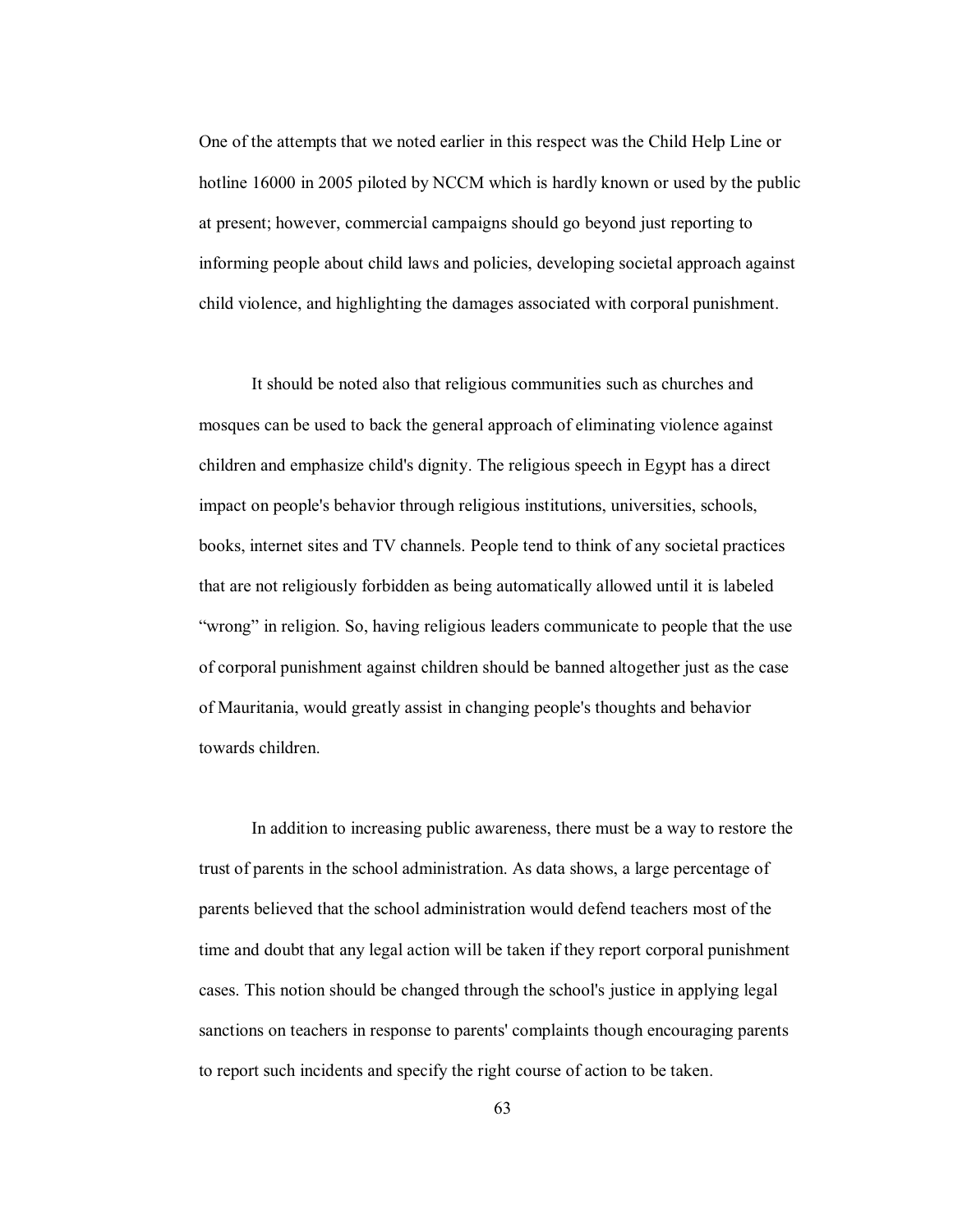One of the attempts that we noted earlier in this respect was the Child Help Line or hotline 16000 in 2005 piloted by NCCM which is hardly known or used by the public at present; however, commercial campaigns should go beyond just reporting to informing people about child laws and policies, developing societal approach against child violence, and highlighting the damages associated with corporal punishment.

It should be noted also that religious communities such as churches and mosques can be used to back the general approach of eliminating violence against children and emphasize child's dignity. The religious speech in Egypt has a direct impact on people's behavior through religious institutions, universities, schools, books, internet sites and TV channels. People tend to think of any societal practices that are not religiously forbidden as being automatically allowed until it is labeled "wrong" in religion. So, having religious leaders communicate to people that the use of corporal punishment against children should be banned altogether just as the case of Mauritania, would greatly assist in changing people's thoughts and behavior towards children.

In addition to increasing public awareness, there must be a way to restore the trust of parents in the school administration. As data shows, a large percentage of parents believed that the school administration would defend teachers most of the time and doubt that any legal action will be taken if they report corporal punishment cases. This notion should be changed through the school's justice in applying legal sanctions on teachers in response to parents' complaints though encouraging parents to report such incidents and specify the right course of action to be taken.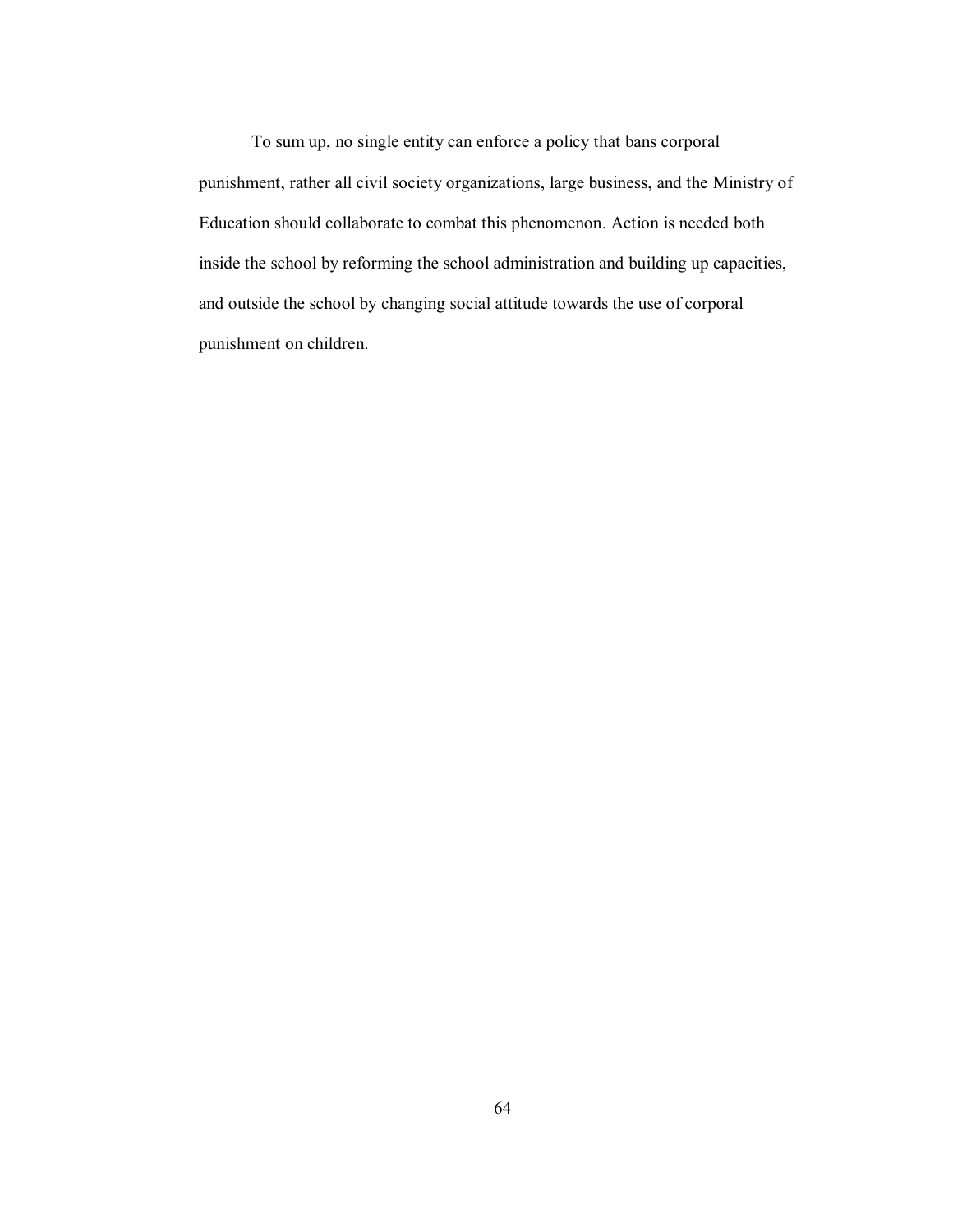To sum up, no single entity can enforce a policy that bans corporal punishment, rather all civil society organizations, large business, and the Ministry of Education should collaborate to combat this phenomenon. Action is needed both inside the school by reforming the school administration and building up capacities, and outside the school by changing social attitude towards the use of corporal punishment on children.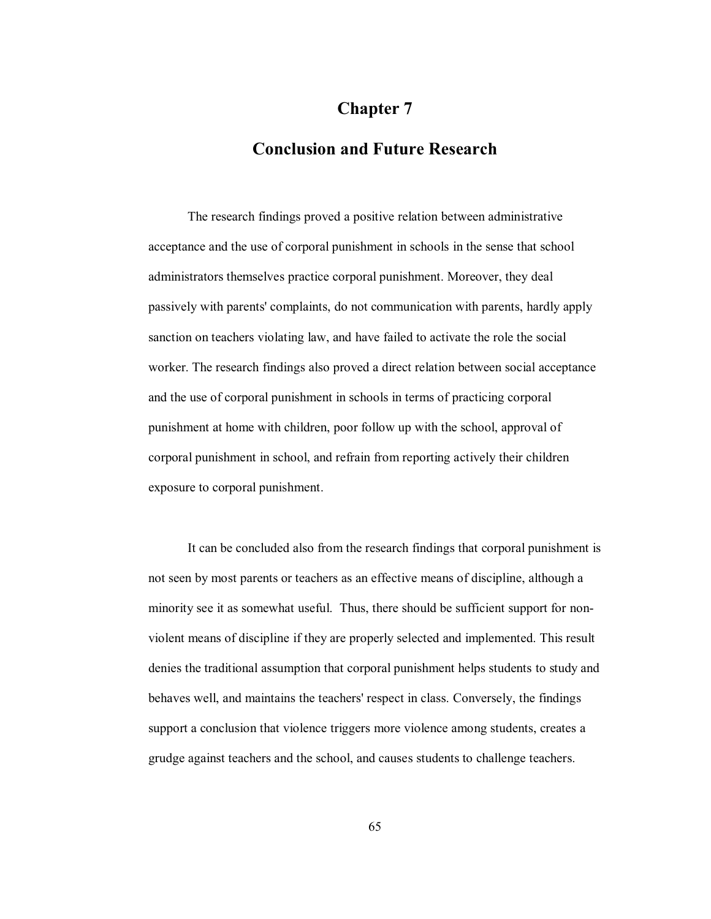# Chapter 7

# Conclusion and Future Research

The research findings proved a positive relation between administrative acceptance and the use of corporal punishment in schools in the sense that school administrators themselves practice corporal punishment. Moreover, they deal passively with parents' complaints, do not communication with parents, hardly apply sanction on teachers violating law, and have failed to activate the role the social worker. The research findings also proved a direct relation between social acceptance and the use of corporal punishment in schools in terms of practicing corporal punishment at home with children, poor follow up with the school, approval of corporal punishment in school, and refrain from reporting actively their children exposure to corporal punishment.

It can be concluded also from the research findings that corporal punishment is not seen by most parents or teachers as an effective means of discipline, although a minority see it as somewhat useful. Thus, there should be sufficient support for non-violent means of discipline if they are properly selected and implemented. This result denies the traditional assumption that corporal punishment helps students to study and behaves well, and maintains the teachers' respect in class. Conversely, the findings support a conclusion that violence triggers more violence among students, creates a grudge against teachers and the school, and causes students to challenge teachers.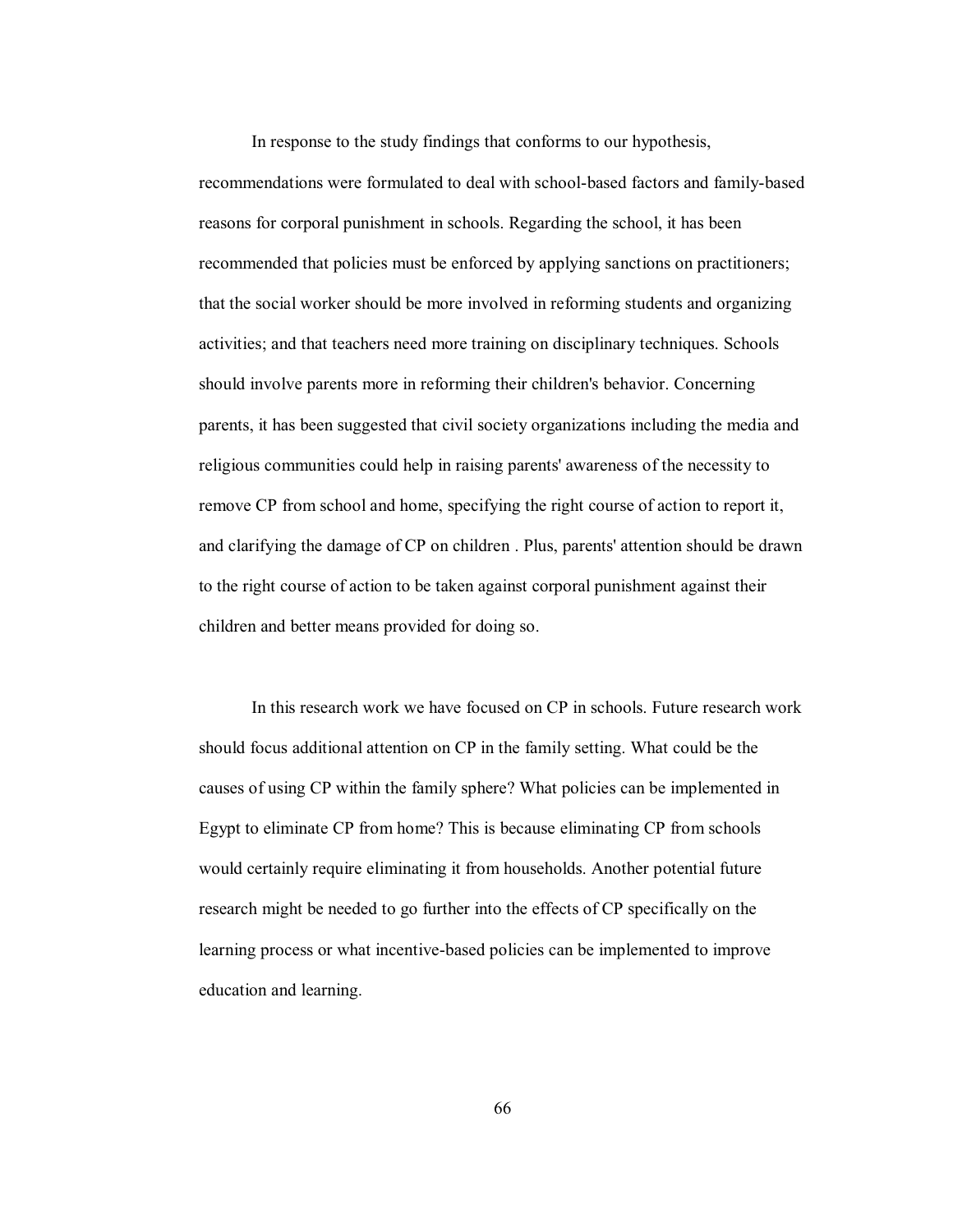In response to the study findings that conforms to our hypothesis, recommendations were formulated to deal with school-based factors and family-based reasons for corporal punishment in schools. Regarding the school, it has been recommended that policies must be enforced by applying sanctions on practitioners; that the social worker should be more involved in reforming students and organizing activities; and that teachers need more training on disciplinary techniques. Schools should involve parents more in reforming their children's behavior. Concerning parents, it has been suggested that civil society organizations including the media and religious communities could help in raising parents' awareness of the necessity to remove CP from school and home, specifying the right course of action to report it, and clarifying the damage of CP on children . Plus, parents' attention should be drawn to the right course of action to be taken against corporal punishment against their children and better means provided for doing so.

In this research work we have focused on CP in schools. Future research work should focus additional attention on CP in the family setting. What could be the causes of using CP within the family sphere? What policies can be implemented in Egypt to eliminate CP from home? This is because eliminating CP from schools would certainly require eliminating it from households. Another potential future research might be needed to go further into the effects of CP specifically on the learning process or what incentive-based policies can be implemented to improve education and learning.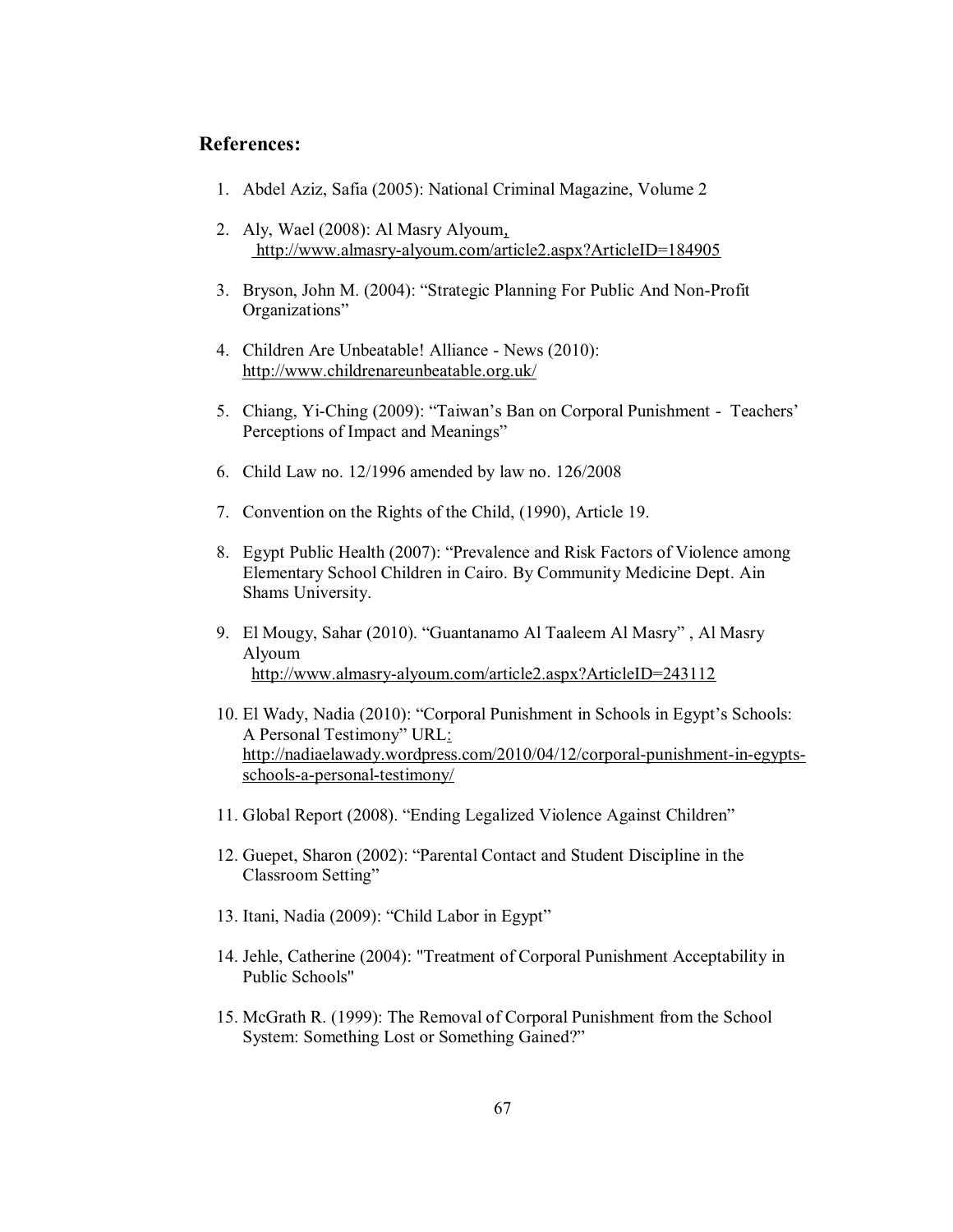## References:

1. Abdel Aziz, Safia (2005): National Criminal Magazine, Volume 2
2. Aly, Wael (2008): Al Masry Alyoum, http://www.almasry-alyoum.com/article2.aspx?ArticleID=184905
3. Bryson, John M. (2004): "Strategic Planning For Public And Non-Profit Organizations"
4. Children Are Unbeatable! Alliance - News (2010): http://www.childrenareunbeatable.org.uk/
5. Chiang, Yi-Ching (2009): "Taiwan's Ban on Corporal Punishment - Teachers' Perceptions of Impact and Meanings"
6. Child Law no. 12/1996 amended by law no. 126/2008
7. Convention on the Rights of the Child, (1990), Article 19.
8. Egypt Public Health (2007): "Prevalence and Risk Factors of Violence among Elementary School Children in Cairo. By Community Medicine Dept. Ain Shams University.
9. El Mougy, Sahar (2010). "Guantanamo Al Taaleem Al Masry" , Al Masry Alyoum http://www.almasry-alyoum.com/article2.aspx?ArticleID=243112
10. El Wady, Nadia (2010): "Corporal Punishment in Schools in Egypt's Schools: A Personal Testimony" URL: http://nadiaelawady.wordpress.com/2010/04/12/corporal-punishment-in-egypts-schools-a-personal-testimony/
11. Global Report (2008). "Ending Legalized Violence Against Children"
12. Guepet, Sharon (2002): "Parental Contact and Student Discipline in the Classroom Setting"
13. Itani, Nadia (2009): "Child Labor in Egypt"
14. Jehle, Catherine (2004): "Treatment of Corporal Punishment Acceptability in Public Schools"
15. McGrath R. (1999): The Removal of Corporal Punishment from the School System: Something Lost or Something Gained?"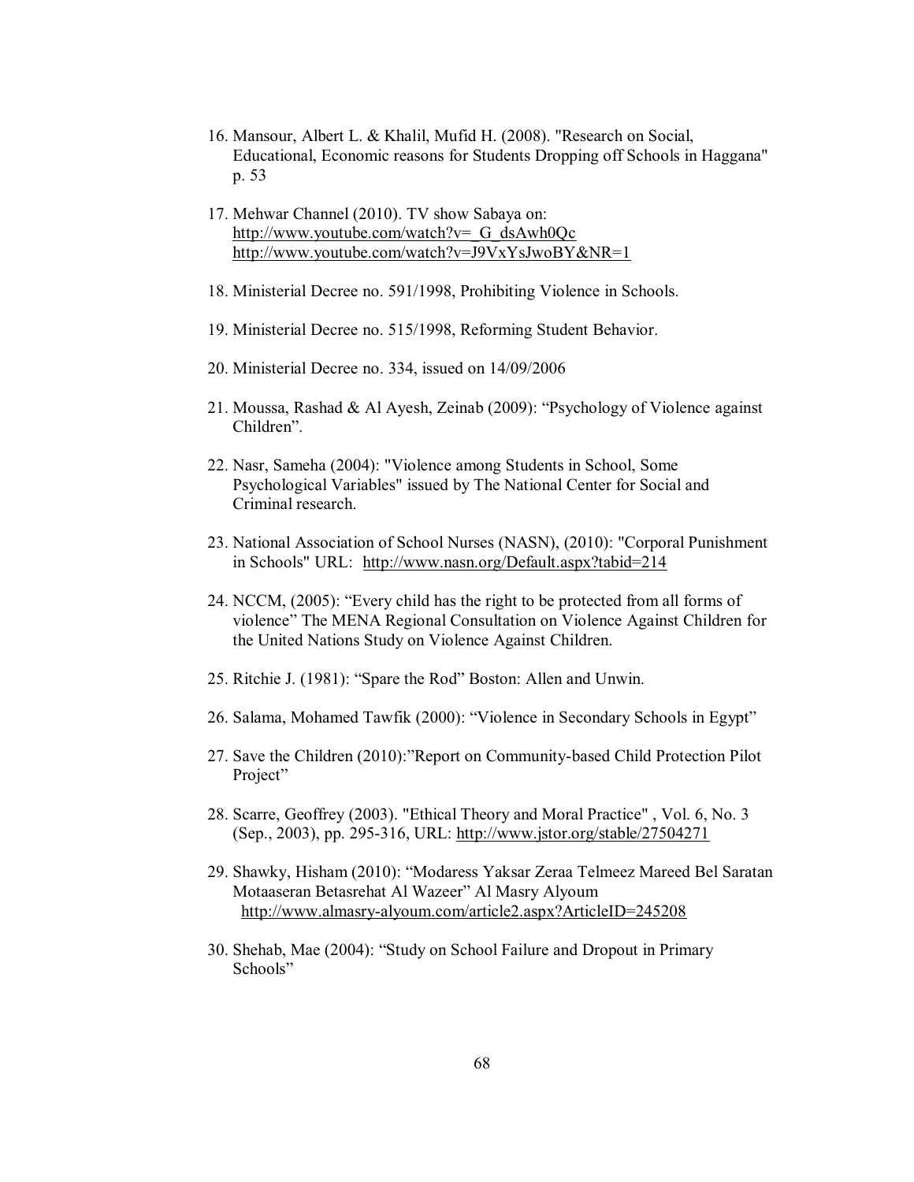16. Mansour, Albert L. & Khalil, Mufid H. (2008). "Research on Social, Educational, Economic reasons for Students Dropping off Schools in Haggana" p. 53

17. Mehwar Channel (2010). TV show Sabaya on: http://www.youtube.com/watch?v=_G_dsAwh0Qc http://www.youtube.com/watch?v=J9VxYsJwoBY&NR=1

18. Ministerial Decree no. 591/1998, Prohibiting Violence in Schools.

19. Ministerial Decree no. 515/1998, Reforming Student Behavior.

20. Ministerial Decree no. 334, issued on 14/09/2006

21. Moussa, Rashad & Al Ayesh, Zeinab (2009): "Psychology of Violence against Children".

22. Nasr, Sameha (2004): "Violence among Students in School, Some Psychological Variables" issued by The National Center for Social and Criminal research.

23. National Association of School Nurses (NASN), (2010): "Corporal Punishment in Schools" URL: http://www.nasn.org/Default.aspx?tabid=214

24. NCCM, (2005): "Every child has the right to be protected from all forms of violence" The MENA Regional Consultation on Violence Against Children for the United Nations Study on Violence Against Children.

25. Ritchie J. (1981): "Spare the Rod" Boston: Allen and Unwin.

26. Salama, Mohamed Tawfik (2000): "Violence in Secondary Schools in Egypt"

27. Save the Children (2010):"Report on Community-based Child Protection Pilot Project"

28. Scarre, Geoffrey (2003). "Ethical Theory and Moral Practice" , Vol. 6, No. 3 (Sep., 2003), pp. 295-316, URL: http://www.jstor.org/stable/27504271

29. Shawky, Hisham (2010): "Modaress Yaksar Zeraa Telmeez Mareed Bel Saratan Motaaseran Betasrehat Al Wazeer" Al Masry Alyoum http://www.almasry-alyoum.com/article2.aspx?ArticleID=245208

30. Shehab, Mae (2004): "Study on School Failure and Dropout in Primary Schools"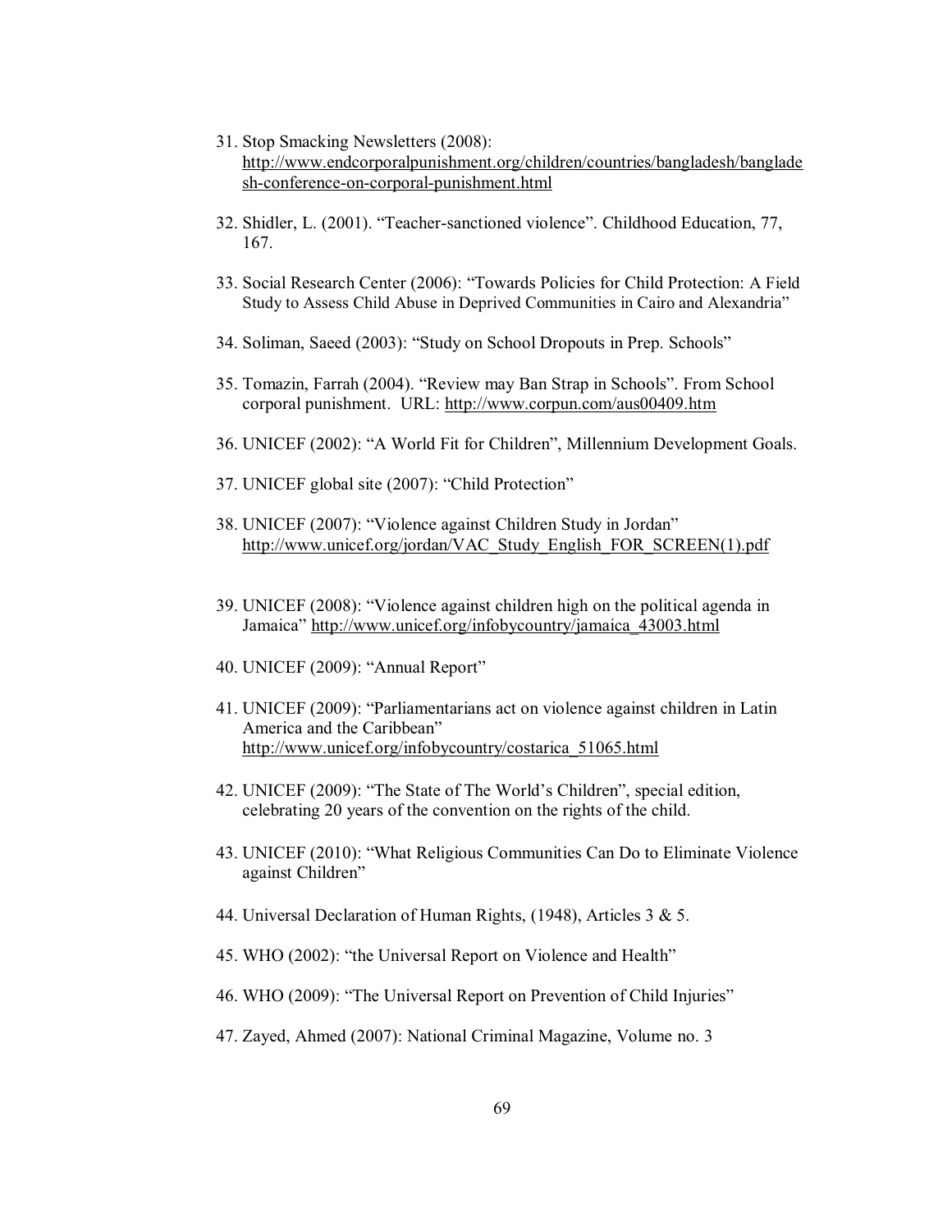31. Stop Smacking Newsletters (2008): http://www.endcorporalpunishment.org/children/countries/bangladesh/bangladesh-conference-on-corporal-punishment.html

32. Shidler, L. (2001). "Teacher-sanctioned violence". Childhood Education, 77, 167.

33. Social Research Center (2006): "Towards Policies for Child Protection: A Field Study to Assess Child Abuse in Deprived Communities in Cairo and Alexandria"

34. Soliman, Saeed (2003): "Study on School Dropouts in Prep. Schools"

35. Tomazin, Farrah (2004). "Review may Ban Strap in Schools". From School corporal punishment. URL: http://www.corpun.com/aus00409.htm

36. UNICEF (2002): "A World Fit for Children", Millennium Development Goals.

37. UNICEF global site (2007): "Child Protection"

38. UNICEF (2007): "Violence against Children Study in Jordan" http://www.unicef.org/jordan/VAC_Study_English_FOR_SCREEN(1).pdf

39. UNICEF (2008): "Violence against children high on the political agenda in Jamaica" http://www.unicef.org/infobycountry/jamaica_43003.html

40. UNICEF (2009): "Annual Report"

41. UNICEF (2009): "Parliamentarians act on violence against children in Latin America and the Caribbean" http://www.unicef.org/infobycountry/costarica_51065.html

42. UNICEF (2009): "The State of The World's Children", special edition, celebrating 20 years of the convention on the rights of the child.

43. UNICEF (2010): "What Religious Communities Can Do to Eliminate Violence against Children"

44. Universal Declaration of Human Rights, (1948), Articles 3 & 5.

45. WHO (2002): "the Universal Report on Violence and Health"

46. WHO (2009): "The Universal Report on Prevention of Child Injuries"

47. Zayed, Ahmed (2007): National Criminal Magazine, Volume no. 3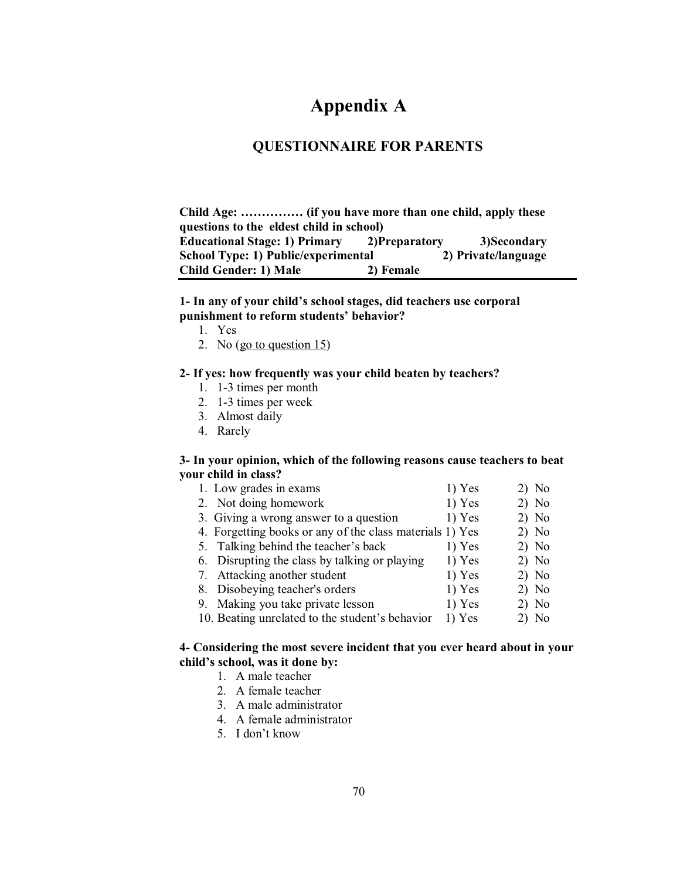# Appendix A

## QUESTIONNAIRE FOR PARENTS

**Child Age: …………… (if you have more than one child, apply these questions to the eldest child in school)**
**Educational Stage: 1) Primary 2)Preparatory 3)Secondary**
**School Type: 1) Public/experimental 2) Private/language**
**Child Gender: 1) Male 2) Female**

---

**1- In any of your child's school stages, did teachers use corporal punishment to reform students' behavior?**

1. Yes
2. No (go to question 15)

**2- If yes: how frequently was your child beaten by teachers?**

1. 1-3 times per month
2. 1-3 times per week
3. Almost daily
4. Rarely

**3- In your opinion, which of the following reasons cause teachers to beat your child in class?**

| | | |
|---|---|---|
| 1. Low grades in exams | 1) Yes | 2) No |
| 2. Not doing homework | 1) Yes | 2) No |
| 3. Giving a wrong answer to a question | 1) Yes | 2) No |
| 4. Forgetting books or any of the class materials | 1) Yes | 2) No |
| 5. Talking behind the teacher's back | 1) Yes | 2) No |
| 6. Disrupting the class by talking or playing | 1) Yes | 2) No |
| 7. Attacking another student | 1) Yes | 2) No |
| 8. Disobeying teacher's orders | 1) Yes | 2) No |
| 9. Making you take private lesson | 1) Yes | 2) No |
| 10. Beating unrelated to the student's behavior | 1) Yes | 2) No |

**4- Considering the most severe incident that you ever heard about in your child's school, was it done by:**

1. A male teacher
2. A female teacher
3. A male administrator
4. A female administrator
5. I don't know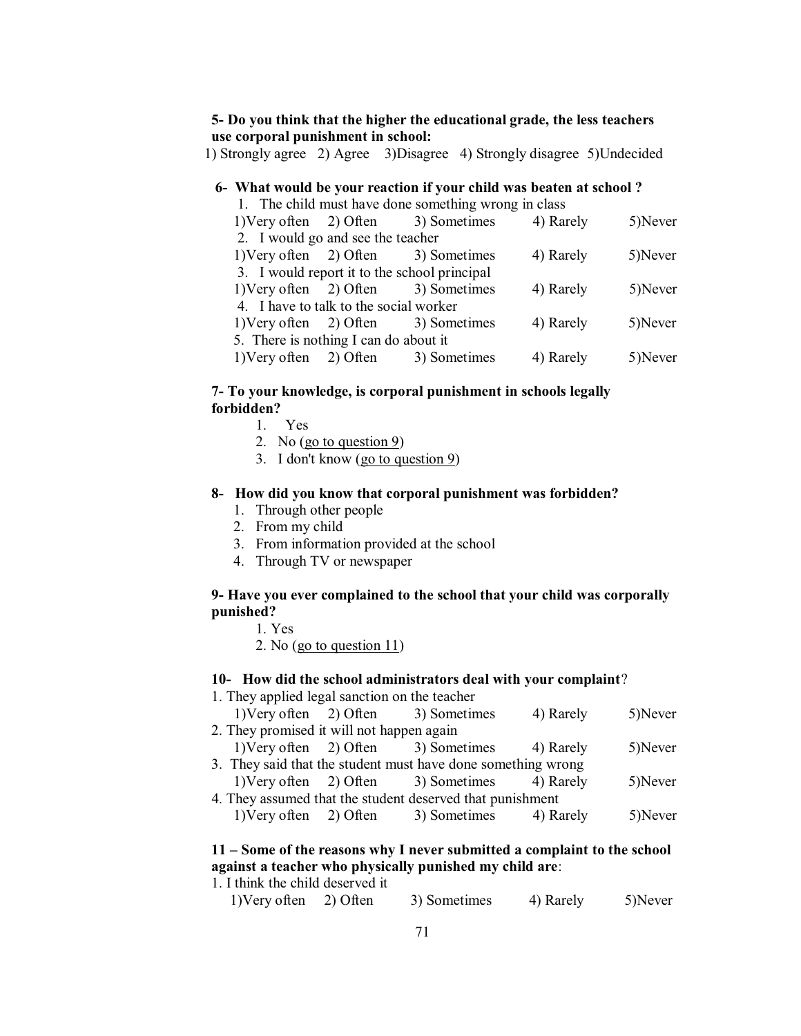**5- Do you think that the higher the educational grade, the less teachers use corporal punishment in school:**

1) Strongly agree 2) Agree 3)Disagree 4) Strongly disagree 5)Undecided

**6- What would be your reaction if your child was beaten at school ?**

1. The child must have done something wrong in class
   1)Very often 2) Often 3) Sometimes 4) Rarely 5)Never
2. I would go and see the teacher
   1)Very often 2) Often 3) Sometimes 4) Rarely 5)Never
3. I would report it to the school principal
   1)Very often 2) Often 3) Sometimes 4) Rarely 5)Never
4. I have to talk to the social worker
   1)Very often 2) Often 3) Sometimes 4) Rarely 5)Never
5. There is nothing I can do about it
   1)Very often 2) Often 3) Sometimes 4) Rarely 5)Never

**7- To your knowledge, is corporal punishment in schools legally forbidden?**

1. Yes
2. No (go to question 9)
3. I don't know (go to question 9)

**8- How did you know that corporal punishment was forbidden?**

1. Through other people
2. From my child
3. From information provided at the school
4. Through TV or newspaper

**9- Have you ever complained to the school that your child was corporally punished?**

1. Yes
2. No (go to question 11)

**10- How did the school administrators deal with your complaint**?

1. They applied legal sanction on the teacher
   1)Very often 2) Often 3) Sometimes 4) Rarely 5)Never
2. They promised it will not happen again
   1)Very often 2) Often 3) Sometimes 4) Rarely 5)Never
3. They said that the student must have done something wrong
   1)Very often 2) Often 3) Sometimes 4) Rarely 5)Never
4. They assumed that the student deserved that punishment
   1)Very often 2) Often 3) Sometimes 4) Rarely 5)Never

**11 – Some of the reasons why I never submitted a complaint to the school against a teacher who physically punished my child are**:

1. I think the child deserved it
   1)Very often 2) Often 3) Sometimes 4) Rarely 5)Never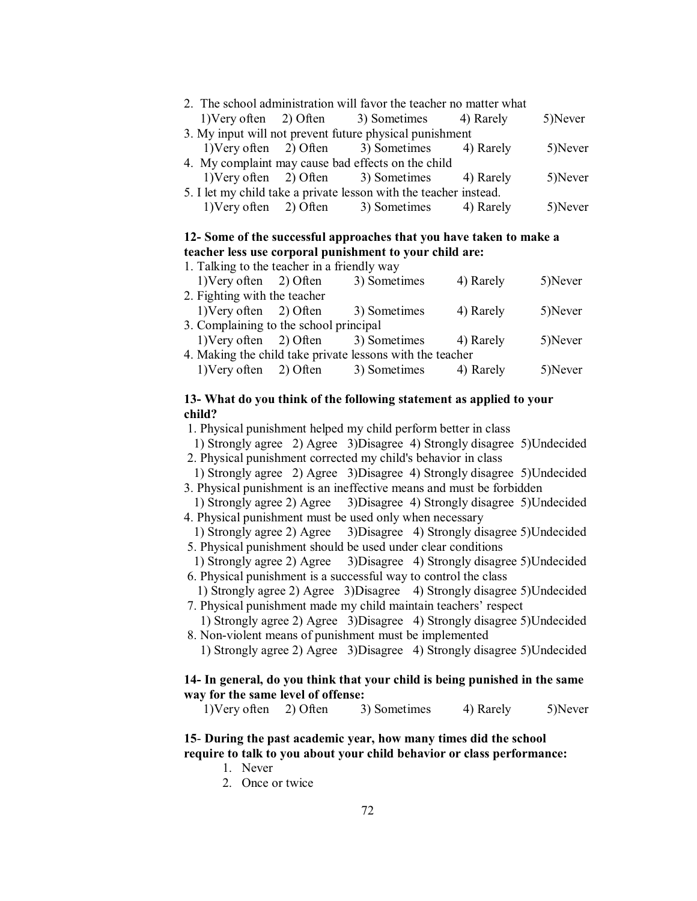2. The school administration will favor the teacher no matter what
1)Very often 2) Often 3) Sometimes 4) Rarely 5)Never

3. My input will not prevent future physical punishment
1)Very often 2) Often 3) Sometimes 4) Rarely 5)Never

4. My complaint may cause bad effects on the child
1)Very often 2) Often 3) Sometimes 4) Rarely 5)Never

5. I let my child take a private lesson with the teacher instead.
1)Very often 2) Often 3) Sometimes 4) Rarely 5)Never

**12- Some of the successful approaches that you have taken to make a teacher less use corporal punishment to your child are:**

1. Talking to the teacher in a friendly way
1)Very often 2) Often 3) Sometimes 4) Rarely 5)Never

2. Fighting with the teacher
1)Very often 2) Often 3) Sometimes 4) Rarely 5)Never

3. Complaining to the school principal
1)Very often 2) Often 3) Sometimes 4) Rarely 5)Never

4. Making the child take private lessons with the teacher
1)Very often 2) Often 3) Sometimes 4) Rarely 5)Never

**13- What do you think of the following statement as applied to your child?**

1. Physical punishment helped my child perform better in class
1) Strongly agree 2) Agree 3)Disagree 4) Strongly disagree 5)Undecided

2. Physical punishment corrected my child's behavior in class
1) Strongly agree 2) Agree 3)Disagree 4) Strongly disagree 5)Undecided

3. Physical punishment is an ineffective means and must be forbidden
1) Strongly agree 2) Agree 3)Disagree 4) Strongly disagree 5)Undecided

4. Physical punishment must be used only when necessary
1) Strongly agree 2) Agree 3)Disagree 4) Strongly disagree 5)Undecided

5. Physical punishment should be used under clear conditions
1) Strongly agree 2) Agree 3)Disagree 4) Strongly disagree 5)Undecided

6. Physical punishment is a successful way to control the class
1) Strongly agree 2) Agree 3)Disagree 4) Strongly disagree 5)Undecided

7. Physical punishment made my child maintain teachers' respect
1) Strongly agree 2) Agree 3)Disagree 4) Strongly disagree 5)Undecided

8. Non-violent means of punishment must be implemented
1) Strongly agree 2) Agree 3)Disagree 4) Strongly disagree 5)Undecided

**14- In general, do you think that your child is being punished in the same way for the same level of offense:**
1)Very often 2) Often 3) Sometimes 4) Rarely 5)Never

**15- During the past academic year, how many times did the school require to talk to you about your child behavior or class performance:**

1. Never
2. Once or twice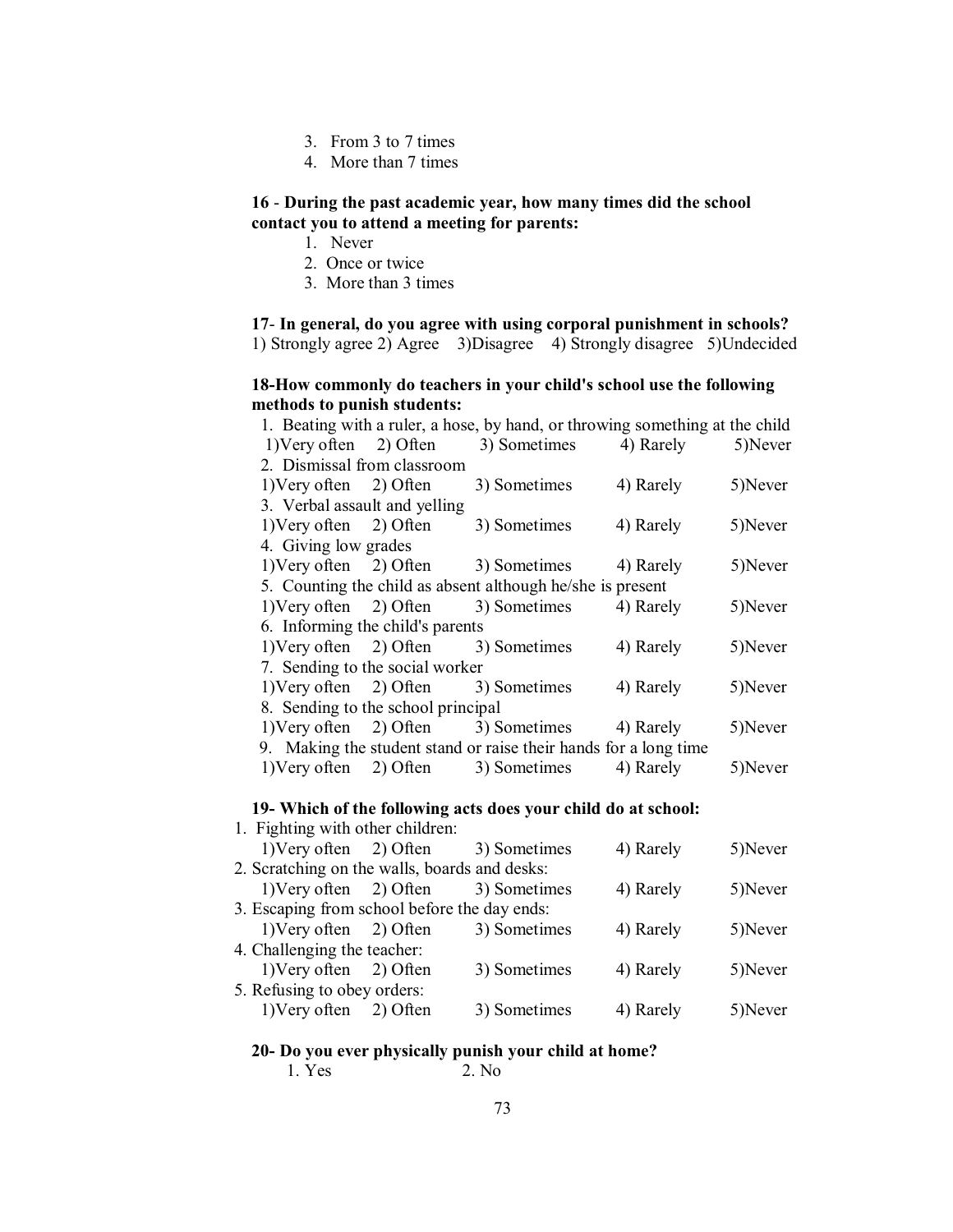3. From 3 to 7 times
4. More than 7 times

**16 - During the past academic year, how many times did the school contact you to attend a meeting for parents:**

1. Never
2. Once or twice
3. More than 3 times

**17- In general, do you agree with using corporal punishment in schools?**

1) Strongly agree 2) Agree 3)Disagree 4) Strongly disagree 5)Undecided

**18-How commonly do teachers in your child's school use the following methods to punish students:**

1. Beating with a ruler, a hose, by hand, or throwing something at the child
   1)Very often 2) Often 3) Sometimes 4) Rarely 5)Never
2. Dismissal from classroom
   1)Very often 2) Often 3) Sometimes 4) Rarely 5)Never
3. Verbal assault and yelling
   1)Very often 2) Often 3) Sometimes 4) Rarely 5)Never
4. Giving low grades
   1)Very often 2) Often 3) Sometimes 4) Rarely 5)Never
5. Counting the child as absent although he/she is present
   1)Very often 2) Often 3) Sometimes 4) Rarely 5)Never
6. Informing the child's parents
   1)Very often 2) Often 3) Sometimes 4) Rarely 5)Never
7. Sending to the social worker
   1)Very often 2) Often 3) Sometimes 4) Rarely 5)Never
8. Sending to the school principal
   1)Very often 2) Often 3) Sometimes 4) Rarely 5)Never
9. Making the student stand or raise their hands for a long time
   1)Very often 2) Often 3) Sometimes 4) Rarely 5)Never

**19- Which of the following acts does your child do at school:**

1. Fighting with other children:
   1)Very often 2) Often 3) Sometimes 4) Rarely 5)Never
2. Scratching on the walls, boards and desks:
   1)Very often 2) Often 3) Sometimes 4) Rarely 5)Never
3. Escaping from school before the day ends:
   1)Very often 2) Often 3) Sometimes 4) Rarely 5)Never
4. Challenging the teacher:
   1)Very often 2) Often 3) Sometimes 4) Rarely 5)Never
5. Refusing to obey orders:
   1)Very often 2) Often 3) Sometimes 4) Rarely 5)Never

**20- Do you ever physically punish your child at home?**

1. Yes 2. No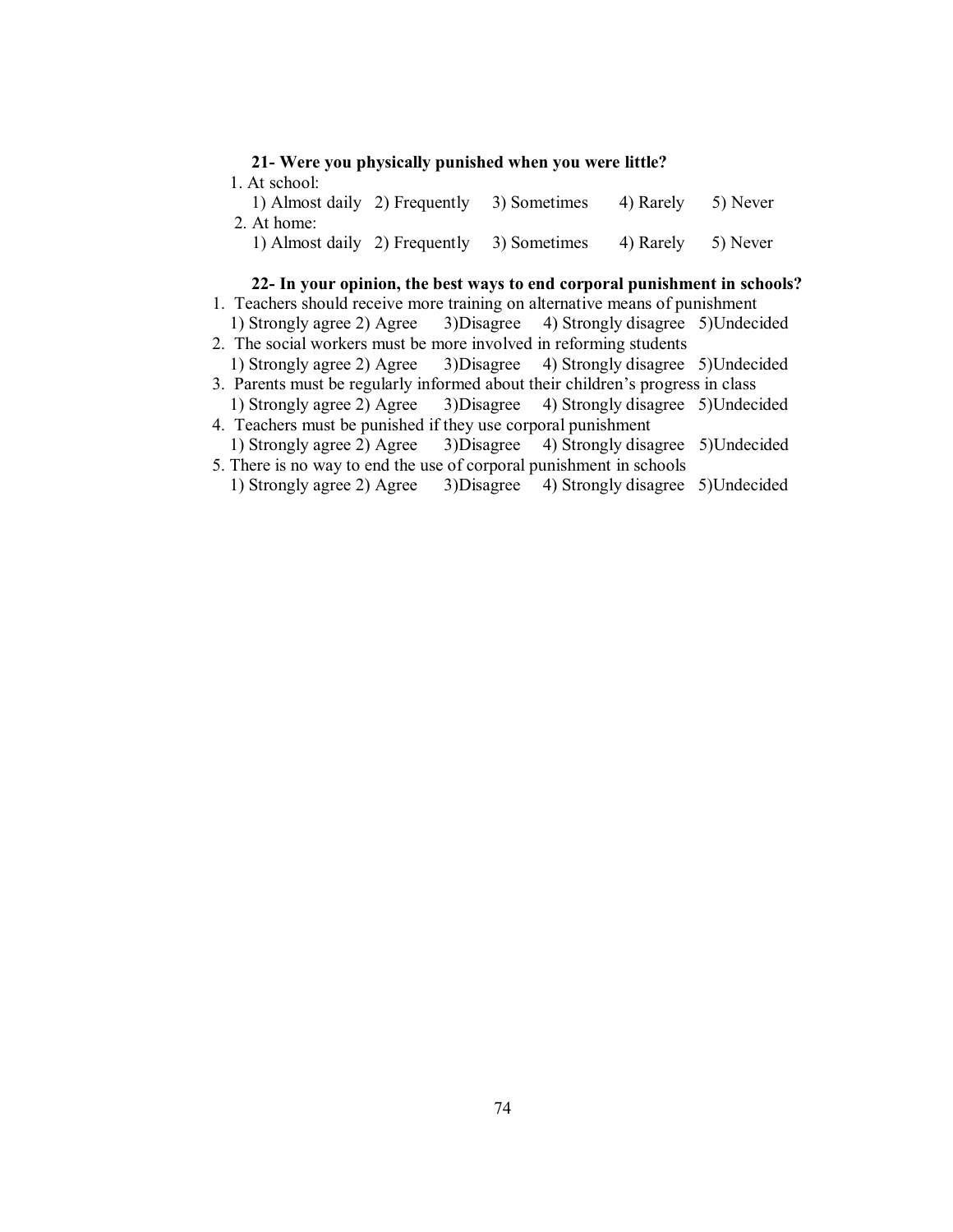**21- Were you physically punished when you were little?**

1. At school:

   1) Almost daily 2) Frequently 3) Sometimes 4) Rarely 5) Never

2. At home:

   1) Almost daily 2) Frequently 3) Sometimes 4) Rarely 5) Never

**22- In your opinion, the best ways to end corporal punishment in schools?**

1. Teachers should receive more training on alternative means of punishment

   1) Strongly agree 2) Agree 3)Disagree 4) Strongly disagree 5)Undecided

2. The social workers must be more involved in reforming students

   1) Strongly agree 2) Agree 3)Disagree 4) Strongly disagree 5)Undecided

3. Parents must be regularly informed about their children's progress in class

   1) Strongly agree 2) Agree 3)Disagree 4) Strongly disagree 5)Undecided

4. Teachers must be punished if they use corporal punishment

   1) Strongly agree 2) Agree 3)Disagree 4) Strongly disagree 5)Undecided

5. There is no way to end the use of corporal punishment in schools

   1) Strongly agree 2) Agree 3)Disagree 4) Strongly disagree 5)Undecided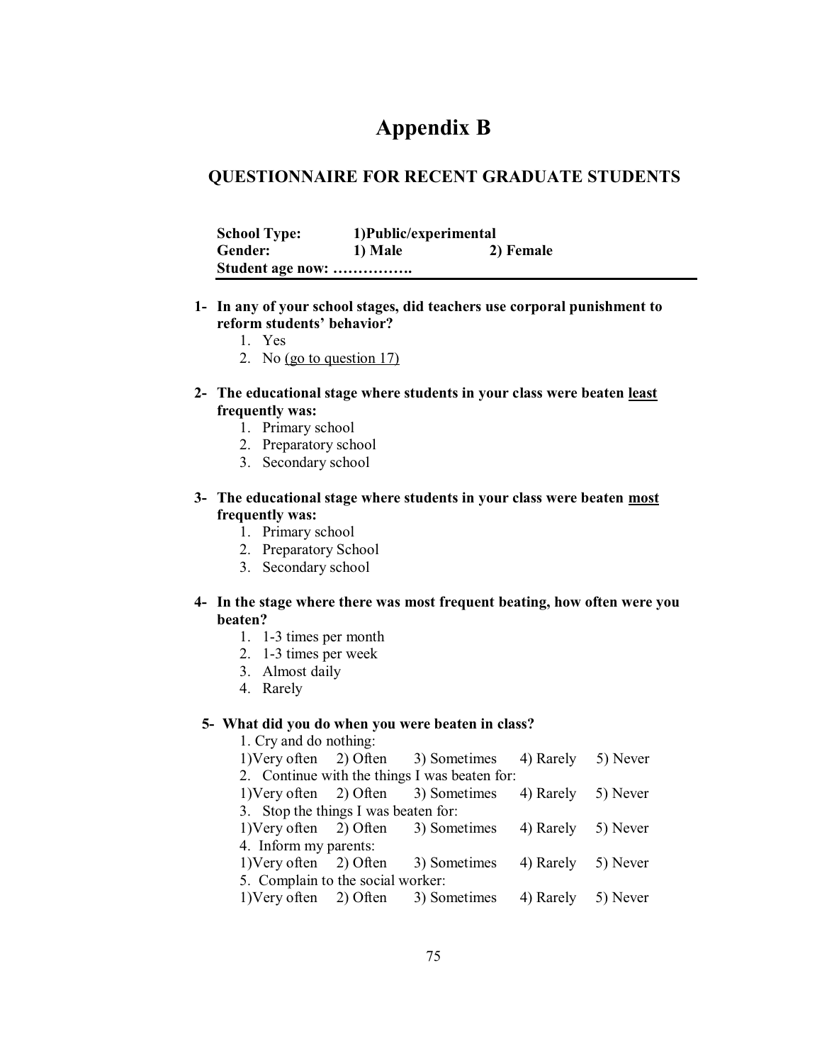# Appendix B

## QUESTIONNAIRE FOR RECENT GRADUATE STUDENTS

**School Type:** **1)Public/experimental**
**Gender:** **1) Male** **2) Female**
**Student age now: …………….**

---

**1- In any of your school stages, did teachers use corporal punishment to reform students' behavior?**

1. Yes
2. No <u>(go to question 17)</u>

**2- The educational stage where students in your class were beaten <u>least</u> frequently was:**

1. Primary school
2. Preparatory school
3. Secondary school

**3- The educational stage where students in your class were beaten <u>most</u> frequently was:**

1. Primary school
2. Preparatory School
3. Secondary school

**4- In the stage where there was most frequent beating, how often were you beaten?**

1. 1-3 times per month
2. 1-3 times per week
3. Almost daily
4. Rarely

**5- What did you do when you were beaten in class?**

1. Cry and do nothing:
   1)Very often 2) Often 3) Sometimes 4) Rarely 5) Never
2. Continue with the things I was beaten for:
   1)Very often 2) Often 3) Sometimes 4) Rarely 5) Never
3. Stop the things I was beaten for:
   1)Very often 2) Often 3) Sometimes 4) Rarely 5) Never
4. Inform my parents:
   1)Very often 2) Often 3) Sometimes 4) Rarely 5) Never
5. Complain to the social worker:
   1)Very often 2) Often 3) Sometimes 4) Rarely 5) Never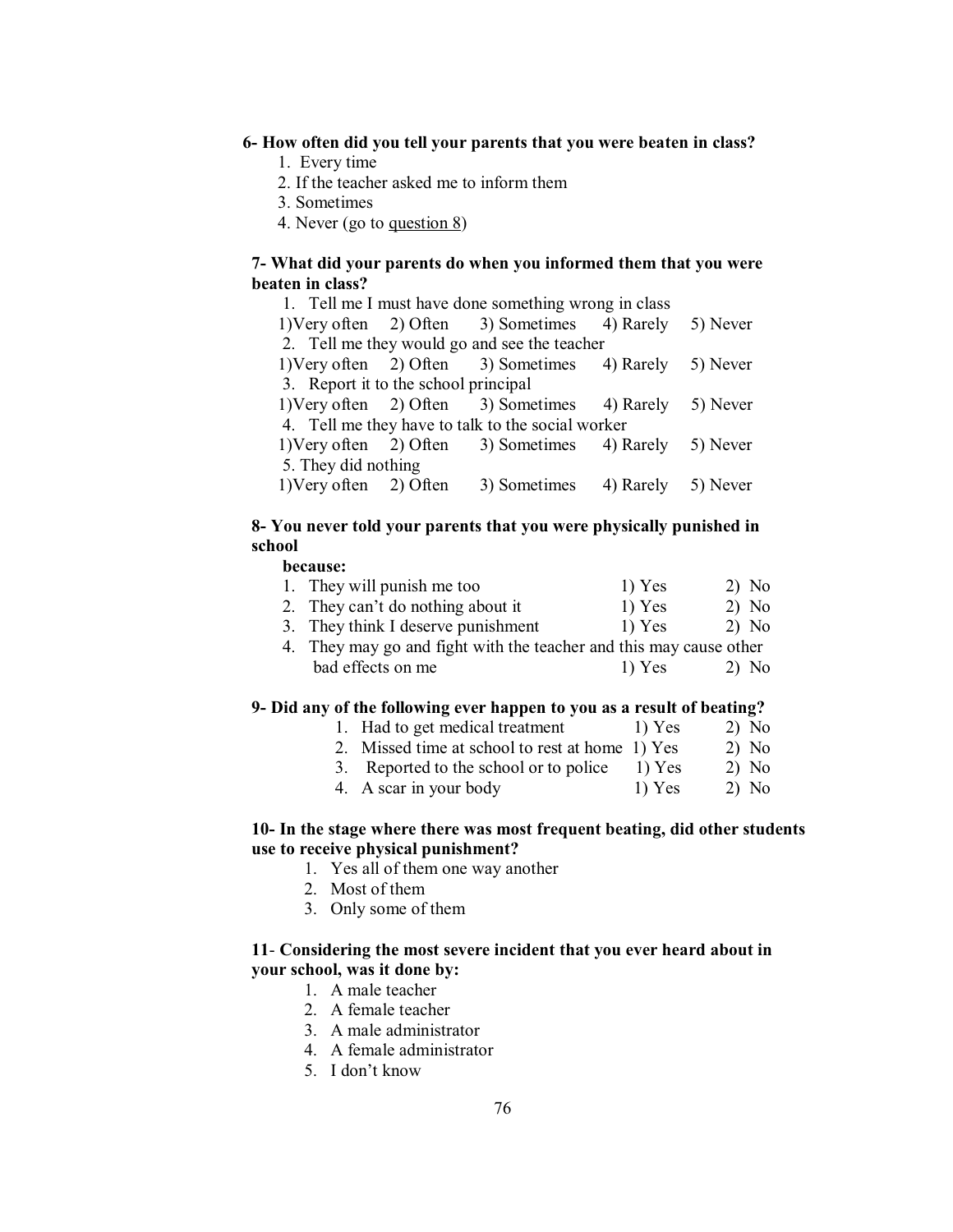**6- How often did you tell your parents that you were beaten in class?**

1. Every time
2. If the teacher asked me to inform them
3. Sometimes
4. Never (go to question 8)

**7- What did your parents do when you informed them that you were beaten in class?**

1. Tell me I must have done something wrong in class
   1) Very often 2) Often 3) Sometimes 4) Rarely 5) Never
2. Tell me they would go and see the teacher
   1) Very often 2) Often 3) Sometimes 4) Rarely 5) Never
3. Report it to the school principal
   1) Very often 2) Often 3) Sometimes 4) Rarely 5) Never
4. Tell me they have to talk to the social worker
   1) Very often 2) Often 3) Sometimes 4) Rarely 5) Never
5. They did nothing
   1) Very often 2) Often 3) Sometimes 4) Rarely 5) Never

**8- You never told your parents that you were physically punished in school because:**

1. They will punish me too 1) Yes 2) No
2. They can't do nothing about it 1) Yes 2) No
3. They think I deserve punishment 1) Yes 2) No
4. They may go and fight with the teacher and this may cause other bad effects on me 1) Yes 2) No

**9- Did any of the following ever happen to you as a result of beating?**

1. Had to get medical treatment 1) Yes 2) No
2. Missed time at school to rest at home 1) Yes 2) No
3. Reported to the school or to police 1) Yes 2) No
4. A scar in your body 1) Yes 2) No

**10- In the stage where there was most frequent beating, did other students use to receive physical punishment?**

1. Yes all of them one way another
2. Most of them
3. Only some of them

**11- Considering the most severe incident that you ever heard about in your school, was it done by:**

1. A male teacher
2. A female teacher
3. A male administrator
4. A female administrator
5. I don't know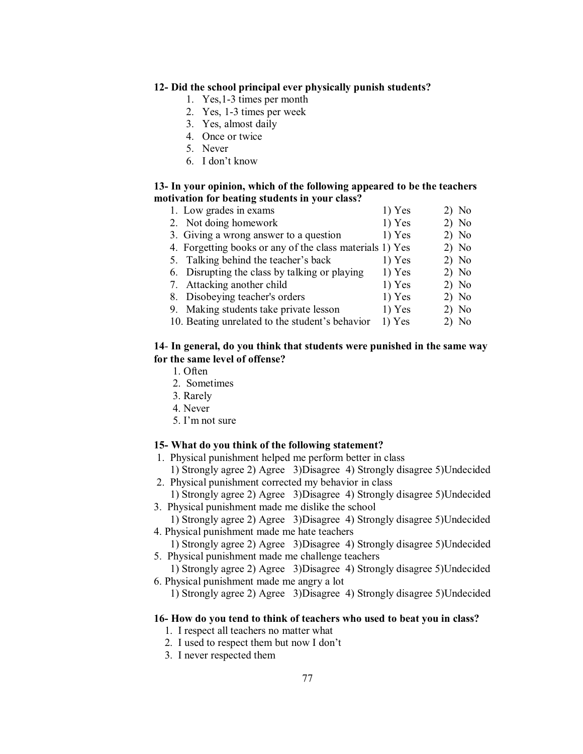**12- Did the school principal ever physically punish students?**

1. Yes,1-3 times per month
2. Yes, 1-3 times per week
3. Yes, almost daily
4. Once or twice
5. Never
6. I don't know

**13- In your opinion, which of the following appeared to be the teachers motivation for beating students in your class?**

| | | |
|---|---|---|
| 1. Low grades in exams | 1) Yes | 2) No |
| 2. Not doing homework | 1) Yes | 2) No |
| 3. Giving a wrong answer to a question | 1) Yes | 2) No |
| 4. Forgetting books or any of the class materials | 1) Yes | 2) No |
| 5. Talking behind the teacher's back | 1) Yes | 2) No |
| 6. Disrupting the class by talking or playing | 1) Yes | 2) No |
| 7. Attacking another child | 1) Yes | 2) No |
| 8. Disobeying teacher's orders | 1) Yes | 2) No |
| 9. Making students take private lesson | 1) Yes | 2) No |
| 10. Beating unrelated to the student's behavior | 1) Yes | 2) No |

**14- In general, do you think that students were punished in the same way for the same level of offense?**

1. Often
2. Sometimes
3. Rarely
4. Never
5. I'm not sure

**15- What do you think of the following statement?**

1. Physical punishment helped me perform better in class
   1) Strongly agree 2) Agree 3)Disagree 4) Strongly disagree 5)Undecided
2. Physical punishment corrected my behavior in class
   1) Strongly agree 2) Agree 3)Disagree 4) Strongly disagree 5)Undecided
3. Physical punishment made me dislike the school
   1) Strongly agree 2) Agree 3)Disagree 4) Strongly disagree 5)Undecided
4. Physical punishment made me hate teachers
   1) Strongly agree 2) Agree 3)Disagree 4) Strongly disagree 5)Undecided
5. Physical punishment made me challenge teachers
   1) Strongly agree 2) Agree 3)Disagree 4) Strongly disagree 5)Undecided
6. Physical punishment made me angry a lot
   1) Strongly agree 2) Agree 3)Disagree 4) Strongly disagree 5)Undecided

**16- How do you tend to think of teachers who used to beat you in class?**

1. I respect all teachers no matter what
2. I used to respect them but now I don't
3. I never respected them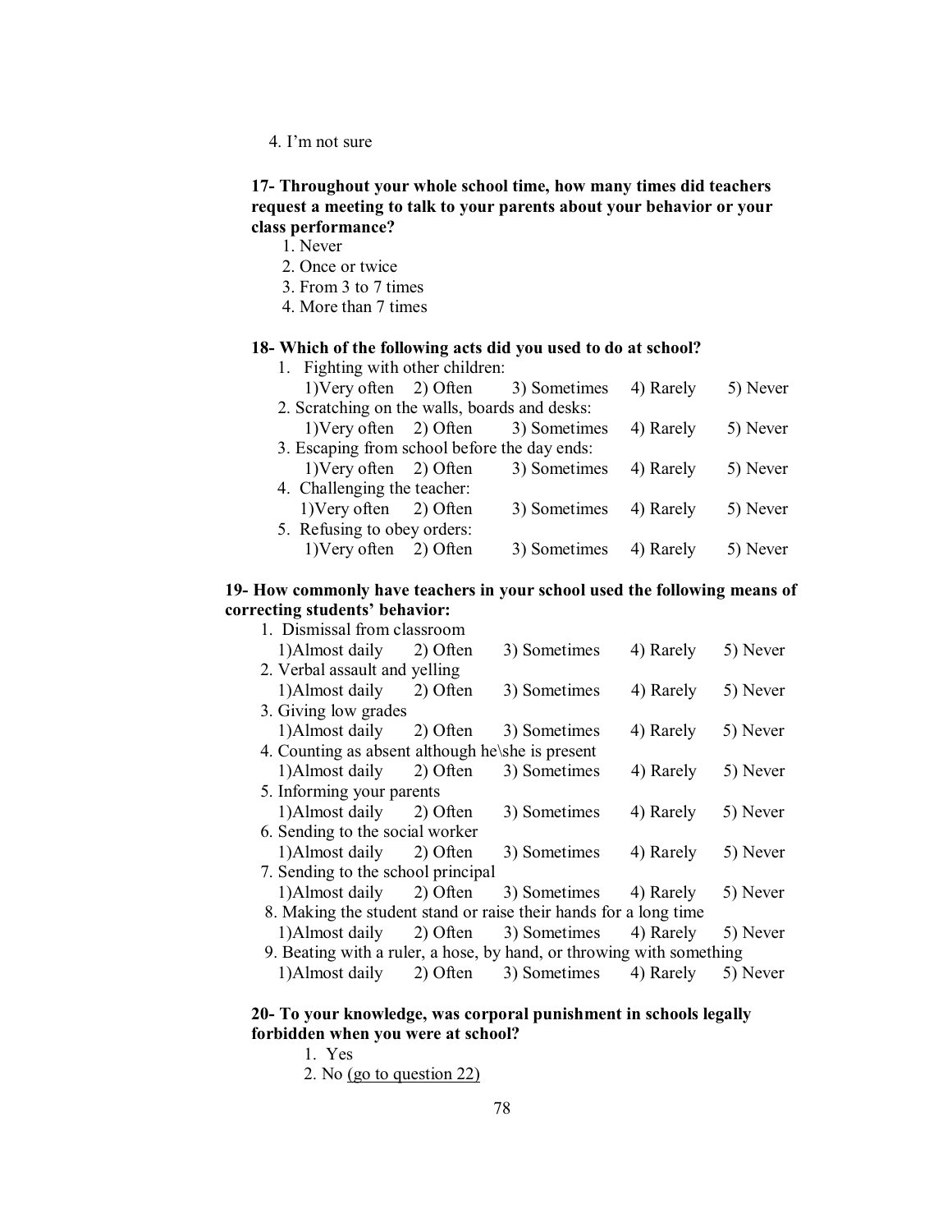4. I'm not sure

**17- Throughout your whole school time, how many times did teachers request a meeting to talk to your parents about your behavior or your class performance?**

1. Never
2. Once or twice
3. From 3 to 7 times
4. More than 7 times

**18- Which of the following acts did you used to do at school?**

1. Fighting with other children:
   1)Very often 2) Often 3) Sometimes 4) Rarely 5) Never
2. Scratching on the walls, boards and desks:
   1)Very often 2) Often 3) Sometimes 4) Rarely 5) Never
3. Escaping from school before the day ends:
   1)Very often 2) Often 3) Sometimes 4) Rarely 5) Never
4. Challenging the teacher:
   1)Very often 2) Often 3) Sometimes 4) Rarely 5) Never
5. Refusing to obey orders:
   1)Very often 2) Often 3) Sometimes 4) Rarely 5) Never

**19- How commonly have teachers in your school used the following means of correcting students' behavior:**

1. Dismissal from classroom
   1)Almost daily 2) Often 3) Sometimes 4) Rarely 5) Never
2. Verbal assault and yelling
   1)Almost daily 2) Often 3) Sometimes 4) Rarely 5) Never
3. Giving low grades
   1)Almost daily 2) Often 3) Sometimes 4) Rarely 5) Never
4. Counting as absent although he\she is present
   1)Almost daily 2) Often 3) Sometimes 4) Rarely 5) Never
5. Informing your parents
   1)Almost daily 2) Often 3) Sometimes 4) Rarely 5) Never
6. Sending to the social worker
   1)Almost daily 2) Often 3) Sometimes 4) Rarely 5) Never
7. Sending to the school principal
   1)Almost daily 2) Often 3) Sometimes 4) Rarely 5) Never
8. Making the student stand or raise their hands for a long time
   1)Almost daily 2) Often 3) Sometimes 4) Rarely 5) Never
9. Beating with a ruler, a hose, by hand, or throwing with something
   1)Almost daily 2) Often 3) Sometimes 4) Rarely 5) Never

**20- To your knowledge, was corporal punishment in schools legally forbidden when you were at school?**

1. Yes
2. No <u>(go to question 22)</u>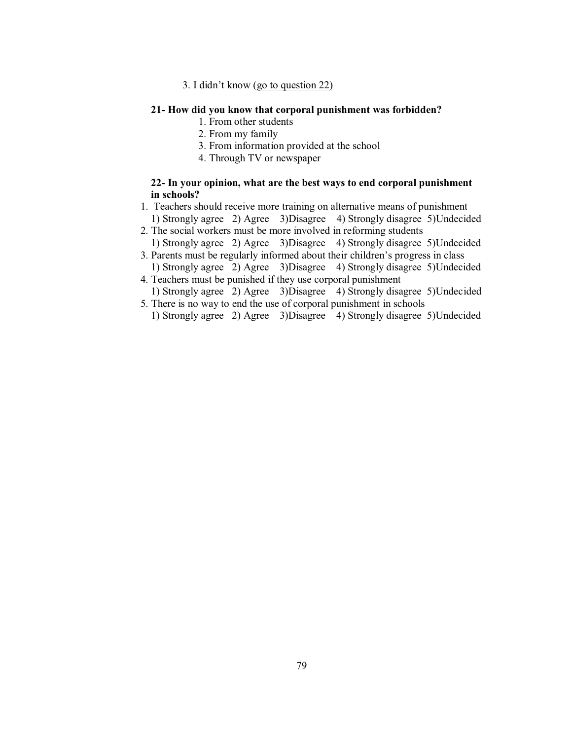3. I didn't know (<u>go to question 22)</u>

**21- How did you know that corporal punishment was forbidden?**

1. From other students
2. From my family
3. From information provided at the school
4. Through TV or newspaper

**22- In your opinion, what are the best ways to end corporal punishment in schools?**

1. Teachers should receive more training on alternative means of punishment
   1) Strongly agree 2) Agree 3)Disagree 4) Strongly disagree 5)Undecided
2. The social workers must be more involved in reforming students
   1) Strongly agree 2) Agree 3)Disagree 4) Strongly disagree 5)Undecided
3. Parents must be regularly informed about their children's progress in class
   1) Strongly agree 2) Agree 3)Disagree 4) Strongly disagree 5)Undecided
4. Teachers must be punished if they use corporal punishment
   1) Strongly agree 2) Agree 3)Disagree 4) Strongly disagree 5)Undecided
5. There is no way to end the use of corporal punishment in schools
   1) Strongly agree 2) Agree 3)Disagree 4) Strongly disagree 5)Undecided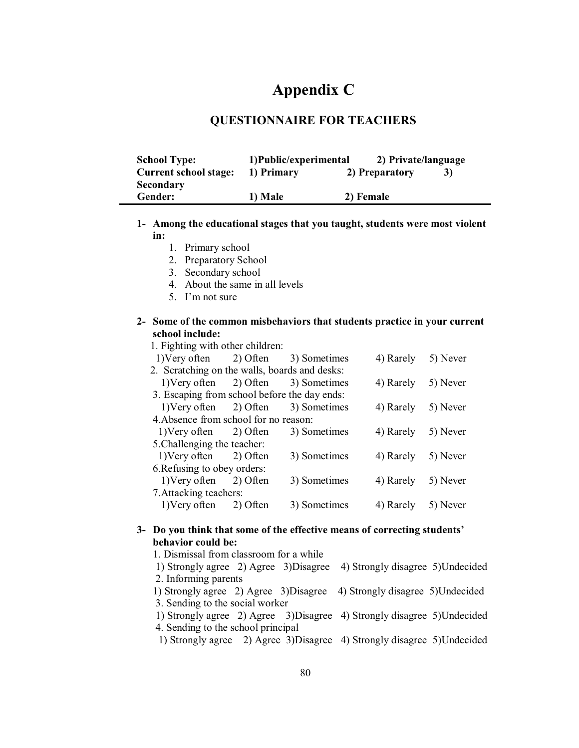# Appendix C

## QUESTIONNAIRE FOR TEACHERS

**School Type:** **1)Public/experimental** **2) Private/language**
**Current school stage:** **1) Primary** **2) Preparatory** **3) Secondary**
**Gender:** **1) Male** **2) Female**

---

**1- Among the educational stages that you taught, students were most violent in:**

1. Primary school
2. Preparatory School
3. Secondary school
4. About the same in all levels
5. I'm not sure

**2- Some of the common misbehaviors that students practice in your current school include:**

1. Fighting with other children:
   1)Very often 2) Often 3) Sometimes 4) Rarely 5) Never
2. Scratching on the walls, boards and desks:
   1)Very often 2) Often 3) Sometimes 4) Rarely 5) Never
3. Escaping from school before the day ends:
   1)Very often 2) Often 3) Sometimes 4) Rarely 5) Never
4. Absence from school for no reason:
   1)Very often 2) Often 3) Sometimes 4) Rarely 5) Never
5. Challenging the teacher:
   1)Very often 2) Often 3) Sometimes 4) Rarely 5) Never
6. Refusing to obey orders:
   1)Very often 2) Often 3) Sometimes 4) Rarely 5) Never
7. Attacking teachers:
   1)Very often 2) Often 3) Sometimes 4) Rarely 5) Never

**3- Do you think that some of the effective means of correcting students' behavior could be:**

1. Dismissal from classroom for a while
   1) Strongly agree 2) Agree 3)Disagree 4) Strongly disagree 5)Undecided
2. Informing parents
   1) Strongly agree 2) Agree 3)Disagree 4) Strongly disagree 5)Undecided
3. Sending to the social worker
   1) Strongly agree 2) Agree 3)Disagree 4) Strongly disagree 5)Undecided
4. Sending to the school principal
   1) Strongly agree 2) Agree 3)Disagree 4) Strongly disagree 5)Undecided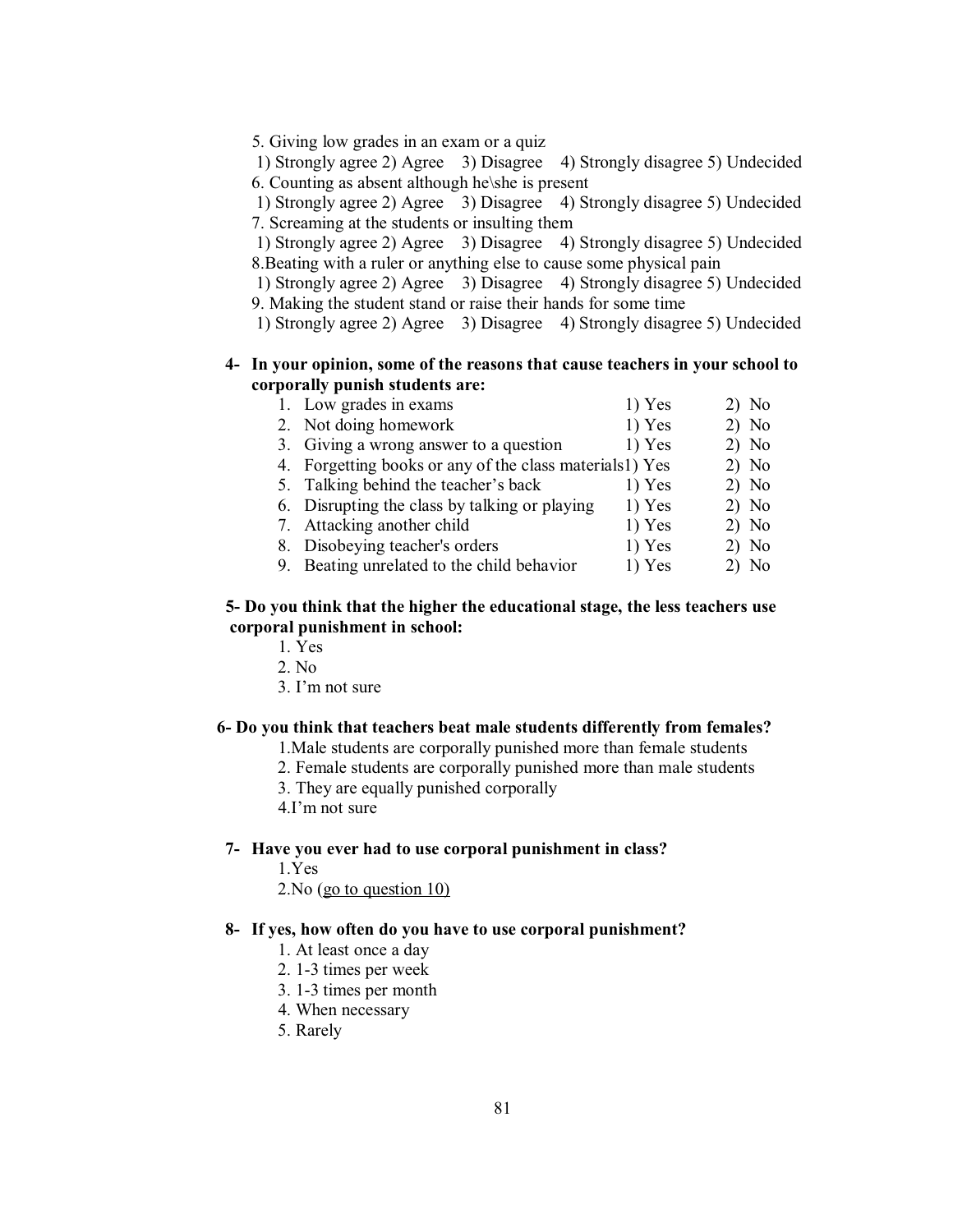5. Giving low grades in an exam or a quiz

1) Strongly agree 2) Agree 3) Disagree 4) Strongly disagree 5) Undecided

6. Counting as absent although he\she is present

1) Strongly agree 2) Agree 3) Disagree 4) Strongly disagree 5) Undecided

7. Screaming at the students or insulting them

1) Strongly agree 2) Agree 3) Disagree 4) Strongly disagree 5) Undecided

8. Beating with a ruler or anything else to cause some physical pain

1) Strongly agree 2) Agree 3) Disagree 4) Strongly disagree 5) Undecided

9. Making the student stand or raise their hands for some time

1) Strongly agree 2) Agree 3) Disagree 4) Strongly disagree 5) Undecided

**4- In your opinion, some of the reasons that cause teachers in your school to corporally punish students are:**

| | | | |
|---|---|---|---|
| 1. | Low grades in exams | 1) Yes | 2) No |
| 2. | Not doing homework | 1) Yes | 2) No |
| 3. | Giving a wrong answer to a question | 1) Yes | 2) No |
| 4. | Forgetting books or any of the class materials | 1) Yes | 2) No |
| 5. | Talking behind the teacher's back | 1) Yes | 2) No |
| 6. | Disrupting the class by talking or playing | 1) Yes | 2) No |
| 7. | Attacking another child | 1) Yes | 2) No |
| 8. | Disobeying teacher's orders | 1) Yes | 2) No |
| 9. | Beating unrelated to the child behavior | 1) Yes | 2) No |

**5- Do you think that the higher the educational stage, the less teachers use corporal punishment in school:**

1. Yes
2. No
3. I'm not sure

**6- Do you think that teachers beat male students differently from females?**

1. Male students are corporally punished more than female students
2. Female students are corporally punished more than male students
3. They are equally punished corporally
4. I'm not sure

**7- Have you ever had to use corporal punishment in class?**

1. Yes
2. No (go to question 10)

**8- If yes, how often do you have to use corporal punishment?**

1. At least once a day
2. 1-3 times per week
3. 1-3 times per month
4. When necessary
5. Rarely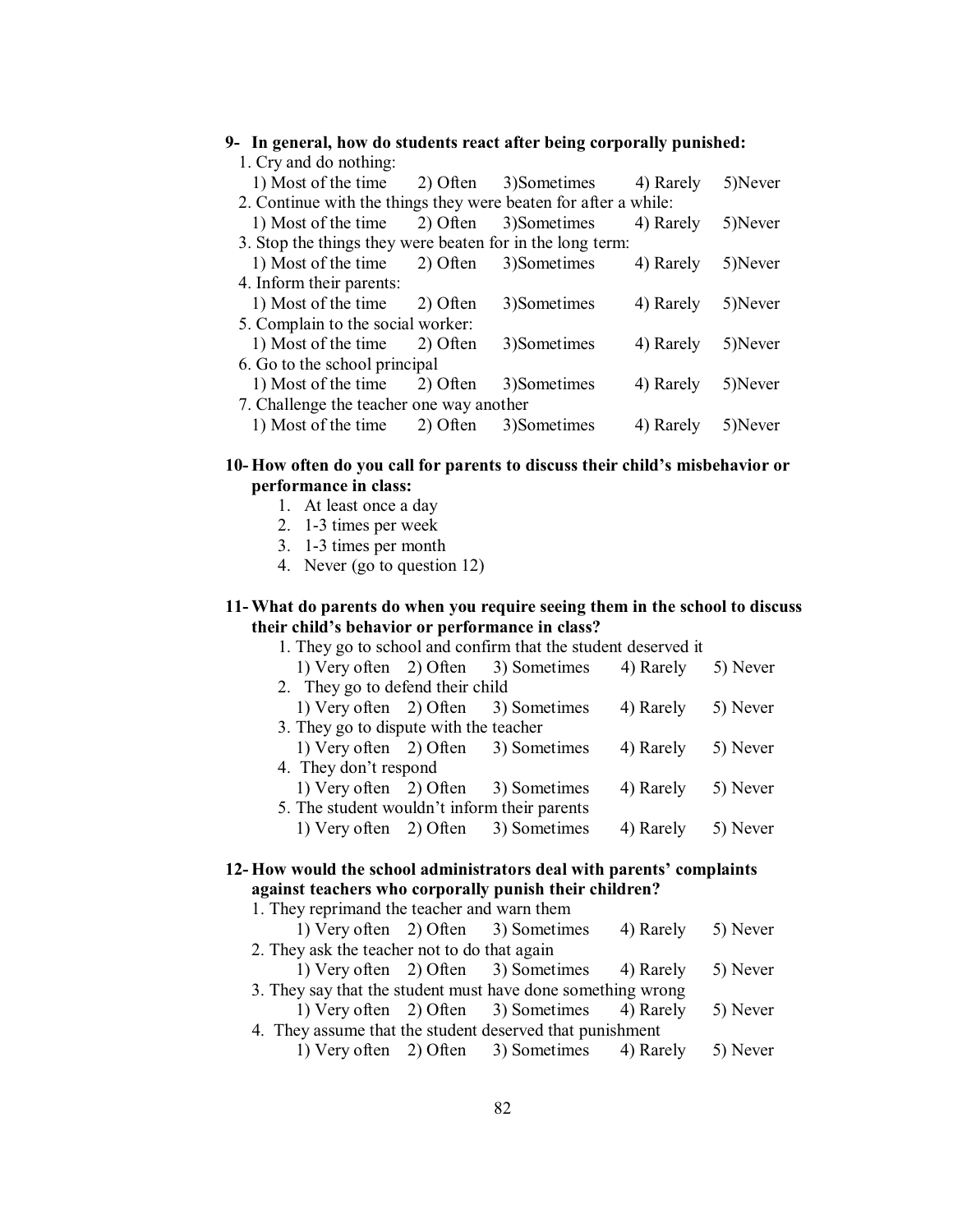**9- In general, how do students react after being corporally punished:**

1. Cry and do nothing:
   1) Most of the time 2) Often 3)Sometimes 4) Rarely 5)Never
2. Continue with the things they were beaten for after a while:
   1) Most of the time 2) Often 3)Sometimes 4) Rarely 5)Never
3. Stop the things they were beaten for in the long term:
   1) Most of the time 2) Often 3)Sometimes 4) Rarely 5)Never
4. Inform their parents:
   1) Most of the time 2) Often 3)Sometimes 4) Rarely 5)Never
5. Complain to the social worker:
   1) Most of the time 2) Often 3)Sometimes 4) Rarely 5)Never
6. Go to the school principal
   1) Most of the time 2) Often 3)Sometimes 4) Rarely 5)Never
7. Challenge the teacher one way another
   1) Most of the time 2) Often 3)Sometimes 4) Rarely 5)Never

**10- How often do you call for parents to discuss their child's misbehavior or performance in class:**

1. At least once a day
2. 1-3 times per week
3. 1-3 times per month
4. Never (go to question 12)

**11- What do parents do when you require seeing them in the school to discuss their child's behavior or performance in class?**

1. They go to school and confirm that the student deserved it
   1) Very often 2) Often 3) Sometimes 4) Rarely 5) Never
2. They go to defend their child
   1) Very often 2) Often 3) Sometimes 4) Rarely 5) Never
3. They go to dispute with the teacher
   1) Very often 2) Often 3) Sometimes 4) Rarely 5) Never
4. They don't respond
   1) Very often 2) Often 3) Sometimes 4) Rarely 5) Never
5. The student wouldn't inform their parents
   1) Very often 2) Often 3) Sometimes 4) Rarely 5) Never

**12- How would the school administrators deal with parents' complaints against teachers who corporally punish their children?**

1. They reprimand the teacher and warn them
   1) Very often 2) Often 3) Sometimes 4) Rarely 5) Never
2. They ask the teacher not to do that again
   1) Very often 2) Often 3) Sometimes 4) Rarely 5) Never
3. They say that the student must have done something wrong
   1) Very often 2) Often 3) Sometimes 4) Rarely 5) Never
4. They assume that the student deserved that punishment
   1) Very often 2) Often 3) Sometimes 4) Rarely 5) Never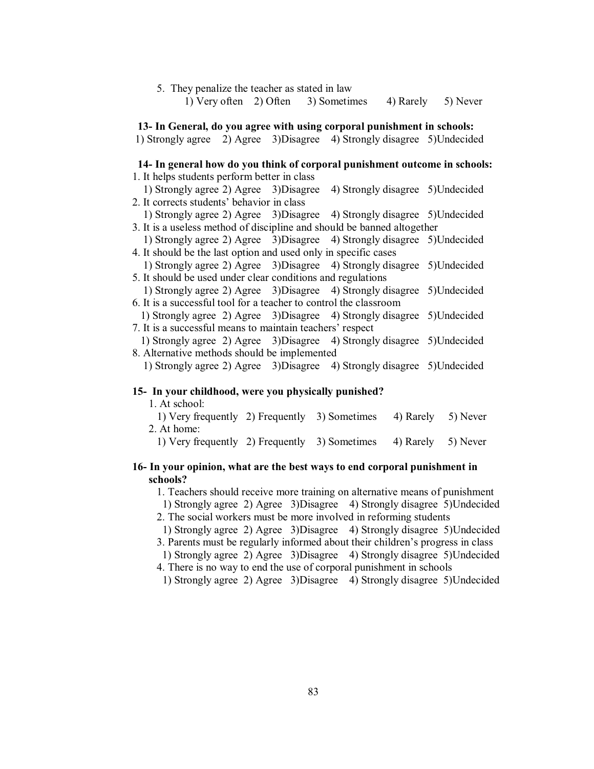5. They penalize the teacher as stated in law
   1) Very often 2) Often 3) Sometimes 4) Rarely 5) Never

**13- In General, do you agree with using corporal punishment in schools:**
1) Strongly agree 2) Agree 3)Disagree 4) Strongly disagree 5)Undecided

**14- In general how do you think of corporal punishment outcome in schools:**

1. It helps students perform better in class
   1) Strongly agree 2) Agree 3)Disagree 4) Strongly disagree 5)Undecided
2. It corrects students' behavior in class
   1) Strongly agree 2) Agree 3)Disagree 4) Strongly disagree 5)Undecided
3. It is a useless method of discipline and should be banned altogether
   1) Strongly agree 2) Agree 3)Disagree 4) Strongly disagree 5)Undecided
4. It should be the last option and used only in specific cases
   1) Strongly agree 2) Agree 3)Disagree 4) Strongly disagree 5)Undecided
5. It should be used under clear conditions and regulations
   1) Strongly agree 2) Agree 3)Disagree 4) Strongly disagree 5)Undecided
6. It is a successful tool for a teacher to control the classroom
   1) Strongly agree 2) Agree 3)Disagree 4) Strongly disagree 5)Undecided
7. It is a successful means to maintain teachers' respect
   1) Strongly agree 2) Agree 3)Disagree 4) Strongly disagree 5)Undecided
8. Alternative methods should be implemented
   1) Strongly agree 2) Agree 3)Disagree 4) Strongly disagree 5)Undecided

**15- In your childhood, were you physically punished?**

1. At school:
   1) Very frequently 2) Frequently 3) Sometimes 4) Rarely 5) Never
2. At home:
   1) Very frequently 2) Frequently 3) Sometimes 4) Rarely 5) Never

**16- In your opinion, what are the best ways to end corporal punishment in schools?**

1. Teachers should receive more training on alternative means of punishment
   1) Strongly agree 2) Agree 3)Disagree 4) Strongly disagree 5)Undecided
2. The social workers must be more involved in reforming students
   1) Strongly agree 2) Agree 3)Disagree 4) Strongly disagree 5)Undecided
3. Parents must be regularly informed about their children's progress in class
   1) Strongly agree 2) Agree 3)Disagree 4) Strongly disagree 5)Undecided
4. There is no way to end the use of corporal punishment in schools
   1) Strongly agree 2) Agree 3)Disagree 4) Strongly disagree 5)Undecided